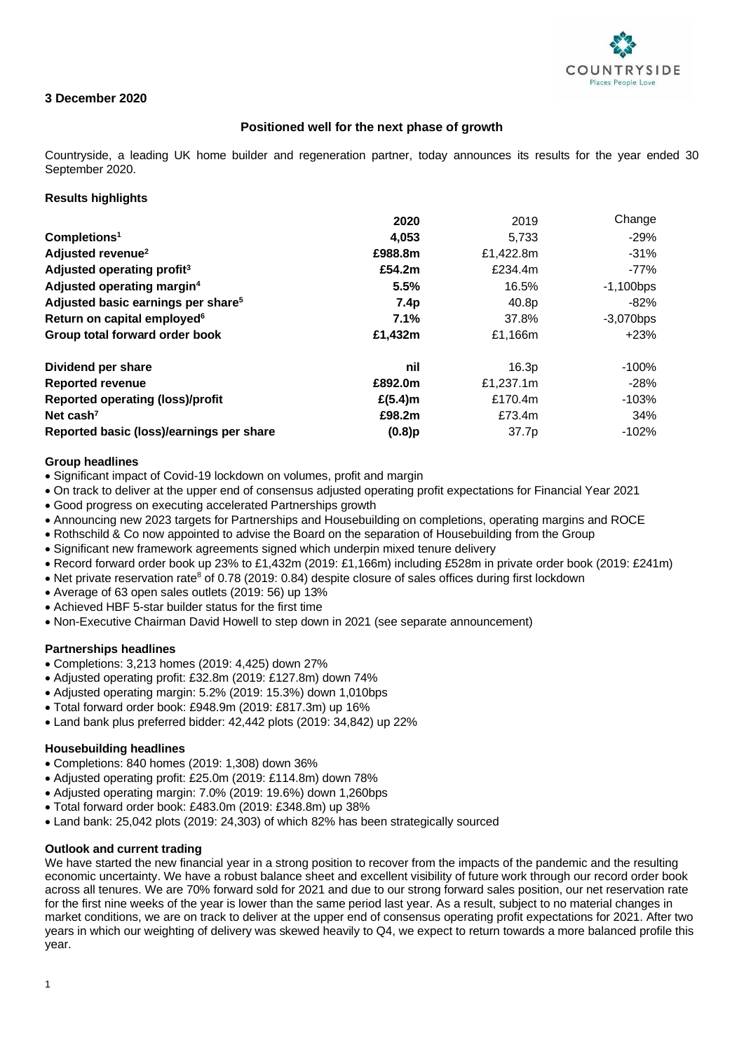**3 December 2020**

## Positioned well for the next phase of growth

Countryside, a leading UK home builder and regeneration partner, today announces its results for the year ended 30 September 2020.

### Results highlights

| | 2020 | 2019 | Change |
|---|---|---|---|
| **Completions**[1] | **4,053** | 5,733 | -29% |
| **Adjusted revenue**[2] | **£988.8m** | £1,422.8m | -31% |
| **Adjusted operating profit**[3] | **£54.2m** | £234.4m | -77% |
| **Adjusted operating margin**[4] | **5.5%** | 16.5% | -1,100bps |
| **Adjusted basic earnings per share**[5] | **7.4p** | 40.8p | -82% |
| **Return on capital employed**[6] | **7.1%** | 37.8% | -3,070bps |
| **Group total forward order book** | **£1,432m** | £1,166m | +23% |
| **Dividend per share** | **nil** | 16.3p | -100% |
| **Reported revenue** | **£892.0m** | £1,237.1m | -28% |
| **Reported operating (loss)/profit** | **£(5.4)m** | £170.4m | -103% |
| **Net cash**[7] | **£98.2m** | £73.4m | 34% |
| **Reported basic (loss)/earnings per share** | **(0.8)p** | 37.7p | -102% |

### Group headlines

- Significant impact of Covid-19 lockdown on volumes, profit and margin
- On track to deliver at the upper end of consensus adjusted operating profit expectations for Financial Year 2021
- Good progress on executing accelerated Partnerships growth
- Announcing new 2023 targets for Partnerships and Housebuilding on completions, operating margins and ROCE
- Rothschild & Co now appointed to advise the Board on the separation of Housebuilding from the Group
- Significant new framework agreements signed which underpin mixed tenure delivery
- Record forward order book up 23% to £1,432m (2019: £1,166m) including £528m in private order book (2019: £241m)
- Net private reservation rate[8] of 0.78 (2019: 0.84) despite closure of sales offices during first lockdown
- Average of 63 open sales outlets (2019: 56) up 13%
- Achieved HBF 5-star builder status for the first time
- Non-Executive Chairman David Howell to step down in 2021 (see separate announcement)

### Partnerships headlines

- Completions: 3,213 homes (2019: 4,425) down 27%
- Adjusted operating profit: £32.8m (2019: £127.8m) down 74%
- Adjusted operating margin: 5.2% (2019: 15.3%) down 1,010bps
- Total forward order book: £948.9m (2019: £817.3m) up 16%
- Land bank plus preferred bidder: 42,442 plots (2019: 34,842) up 22%

### Housebuilding headlines

- Completions: 840 homes (2019: 1,308) down 36%
- Adjusted operating profit: £25.0m (2019: £114.8m) down 78%
- Adjusted operating margin: 7.0% (2019: 19.6%) down 1,260bps
- Total forward order book: £483.0m (2019: £348.8m) up 38%
- Land bank: 25,042 plots (2019: 24,303) of which 82% has been strategically sourced

### Outlook and current trading

We have started the new financial year in a strong position to recover from the impacts of the pandemic and the resulting economic uncertainty. We have a robust balance sheet and excellent visibility of future work through our record order book across all tenures. We are 70% forward sold for 2021 and due to our strong forward sales position, our net reservation rate for the first nine weeks of the year is lower than the same period last year. As a result, subject to no material changes in market conditions, we are on track to deliver at the upper end of consensus operating profit expectations for 2021. After two years in which our weighting of delivery was skewed heavily to Q4, we expect to return towards a more balanced profile this year.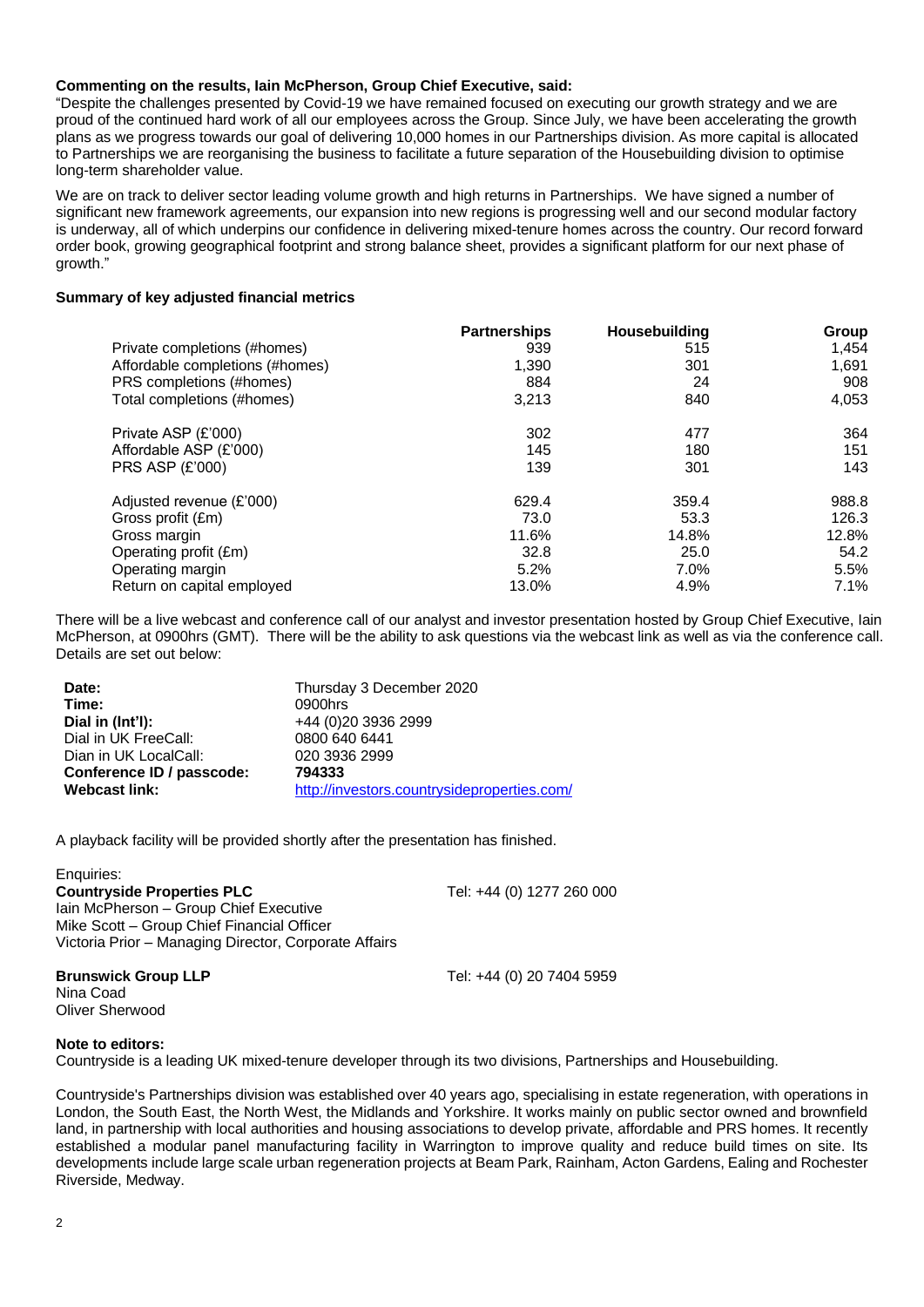**Commenting on the results, Iain McPherson, Group Chief Executive, said:**

"Despite the challenges presented by Covid-19 we have remained focused on executing our growth strategy and we are proud of the continued hard work of all our employees across the Group. Since July, we have been accelerating the growth plans as we progress towards our goal of delivering 10,000 homes in our Partnerships division. As more capital is allocated to Partnerships we are reorganising the business to facilitate a future separation of the Housebuilding division to optimise long-term shareholder value.

We are on track to deliver sector leading volume growth and high returns in Partnerships. We have signed a number of significant new framework agreements, our expansion into new regions is progressing well and our second modular factory is underway, all of which underpins our confidence in delivering mixed-tenure homes across the country. Our record forward order book, growing geographical footprint and strong balance sheet, provides a significant platform for our next phase of growth."

**Summary of key adjusted financial metrics**

| | Partnerships | Housebuilding | Group |
|---|---|---|---|
| Private completions (#homes) | 939 | 515 | 1,454 |
| Affordable completions (#homes) | 1,390 | 301 | 1,691 |
| PRS completions (#homes) | 884 | 24 | 908 |
| Total completions (#homes) | 3,213 | 840 | 4,053 |
| Private ASP (£'000) | 302 | 477 | 364 |
| Affordable ASP (£'000) | 145 | 180 | 151 |
| PRS ASP (£'000) | 139 | 301 | 143 |
| Adjusted revenue (£'000) | 629.4 | 359.4 | 988.8 |
| Gross profit (£m) | 73.0 | 53.3 | 126.3 |
| Gross margin | 11.6% | 14.8% | 12.8% |
| Operating profit (£m) | 32.8 | 25.0 | 54.2 |
| Operating margin | 5.2% | 7.0% | 5.5% |
| Return on capital employed | 13.0% | 4.9% | 7.1% |

There will be a live webcast and conference call of our analyst and investor presentation hosted by Group Chief Executive, Iain McPherson, at 0900hrs (GMT). There will be the ability to ask questions via the webcast link as well as via the conference call. Details are set out below:

| | |
|---|---|
| **Date:** | Thursday 3 December 2020 |
| **Time:** | 0900hrs |
| **Dial in (Int'l):** | +44 (0)20 3936 2999 |
| Dial in UK FreeCall: | 0800 640 6441 |
| Dian in UK LocalCall: | 020 3936 2999 |
| **Conference ID / passcode:** | **794333** |
| **Webcast link:** | http://investors.countrysideproperties.com/ |

A playback facility will be provided shortly after the presentation has finished.

Enquiries:

**Countryside Properties PLC** Tel: +44 (0) 1277 260 000
Iain McPherson – Group Chief Executive
Mike Scott – Group Chief Financial Officer
Victoria Prior – Managing Director, Corporate Affairs

**Brunswick Group LLP** Tel: +44 (0) 20 7404 5959
Nina Coad
Oliver Sherwood

**Note to editors:**

Countryside is a leading UK mixed-tenure developer through its two divisions, Partnerships and Housebuilding.

Countryside's Partnerships division was established over 40 years ago, specialising in estate regeneration, with operations in London, the South East, the North West, the Midlands and Yorkshire. It works mainly on public sector owned and brownfield land, in partnership with local authorities and housing associations to develop private, affordable and PRS homes. It recently established a modular panel manufacturing facility in Warrington to improve quality and reduce build times on site. Its developments include large scale urban regeneration projects at Beam Park, Rainham, Acton Gardens, Ealing and Rochester Riverside, Medway.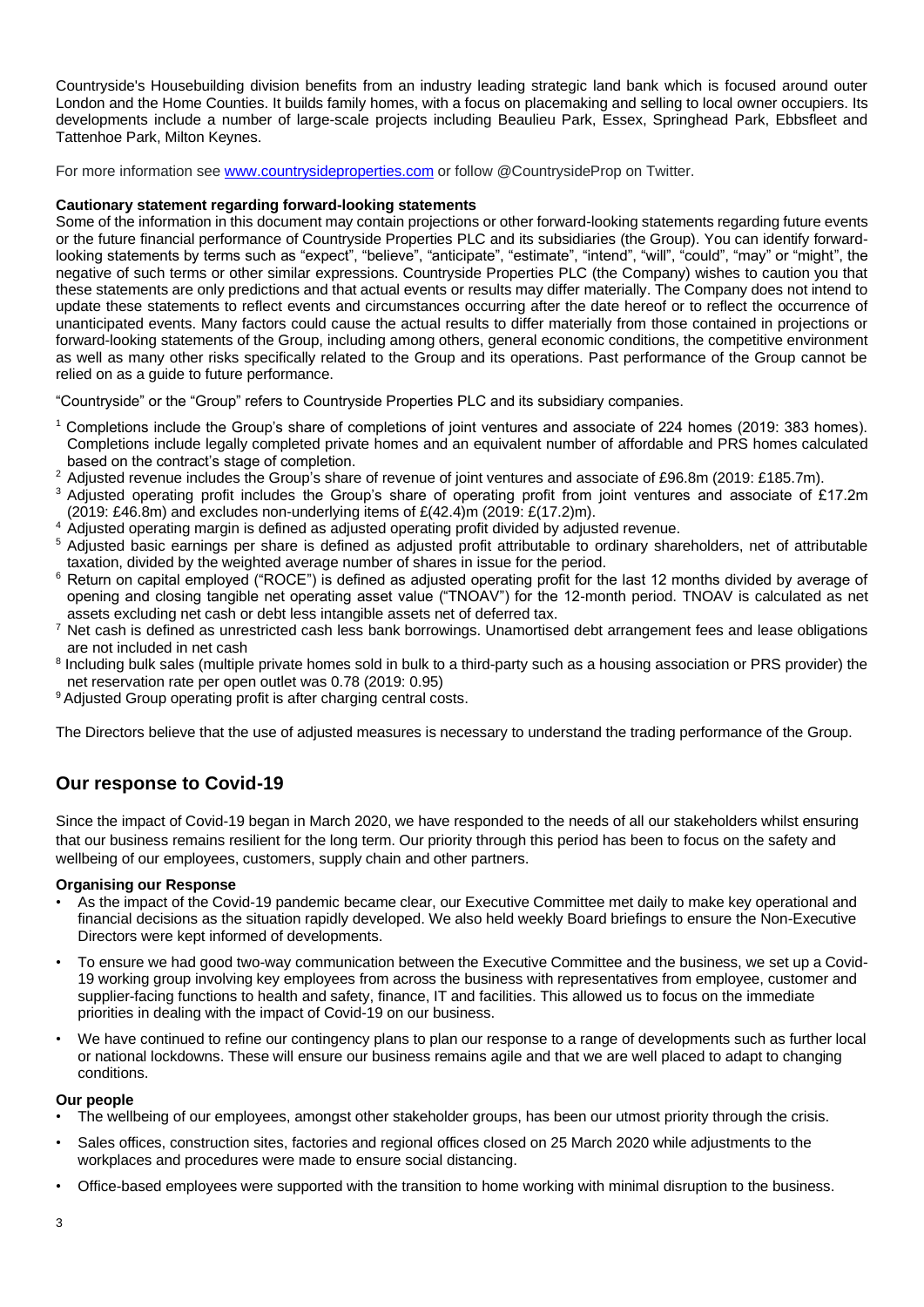Countryside's Housebuilding division benefits from an industry leading strategic land bank which is focused around outer London and the Home Counties. It builds family homes, with a focus on placemaking and selling to local owner occupiers. Its developments include a number of large-scale projects including Beaulieu Park, Essex, Springhead Park, Ebbsfleet and Tattenhoe Park, Milton Keynes.

For more information see [www.countrysideproperties.com](http://www.countrysideproperties.com) or follow @CountrysideProp on Twitter.

**Cautionary statement regarding forward-looking statements**

Some of the information in this document may contain projections or other forward-looking statements regarding future events or the future financial performance of Countryside Properties PLC and its subsidiaries (the Group). You can identify forward-looking statements by terms such as "expect", "believe", "anticipate", "estimate", "intend", "will", "could", "may" or "might", the negative of such terms or other similar expressions. Countryside Properties PLC (the Company) wishes to caution you that these statements are only predictions and that actual events or results may differ materially. The Company does not intend to update these statements to reflect events and circumstances occurring after the date hereof or to reflect the occurrence of unanticipated events. Many factors could cause the actual results to differ materially from those contained in projections or forward-looking statements of the Group, including among others, general economic conditions, the competitive environment as well as many other risks specifically related to the Group and its operations. Past performance of the Group cannot be relied on as a guide to future performance.

"Countryside" or the "Group" refers to Countryside Properties PLC and its subsidiary companies.

[1] Completions include the Group's share of completions of joint ventures and associate of 224 homes (2019: 383 homes). Completions include legally completed private homes and an equivalent number of affordable and PRS homes calculated based on the contract's stage of completion.

[2] Adjusted revenue includes the Group's share of revenue of joint ventures and associate of £96.8m (2019: £185.7m).

[3] Adjusted operating profit includes the Group's share of operating profit from joint ventures and associate of £17.2m (2019: £46.8m) and excludes non-underlying items of £(42.4)m (2019: £(17.2)m).

[4] Adjusted operating margin is defined as adjusted operating profit divided by adjusted revenue.

[5] Adjusted basic earnings per share is defined as adjusted profit attributable to ordinary shareholders, net of attributable taxation, divided by the weighted average number of shares in issue for the period.

[6] Return on capital employed ("ROCE") is defined as adjusted operating profit for the last 12 months divided by average of opening and closing tangible net operating asset value ("TNOAV") for the 12-month period. TNOAV is calculated as net assets excluding net cash or debt less intangible assets net of deferred tax.

[7] Net cash is defined as unrestricted cash less bank borrowings. Unamortised debt arrangement fees and lease obligations are not included in net cash

[8] Including bulk sales (multiple private homes sold in bulk to a third-party such as a housing association or PRS provider) the net reservation rate per open outlet was 0.78 (2019: 0.95)

[9] Adjusted Group operating profit is after charging central costs.

The Directors believe that the use of adjusted measures is necessary to understand the trading performance of the Group.

## Our response to Covid-19

Since the impact of Covid-19 began in March 2020, we have responded to the needs of all our stakeholders whilst ensuring that our business remains resilient for the long term. Our priority through this period has been to focus on the safety and wellbeing of our employees, customers, supply chain and other partners.

**Organising our Response**

- As the impact of the Covid-19 pandemic became clear, our Executive Committee met daily to make key operational and financial decisions as the situation rapidly developed. We also held weekly Board briefings to ensure the Non-Executive Directors were kept informed of developments.
- To ensure we had good two-way communication between the Executive Committee and the business, we set up a Covid-19 working group involving key employees from across the business with representatives from employee, customer and supplier-facing functions to health and safety, finance, IT and facilities. This allowed us to focus on the immediate priorities in dealing with the impact of Covid-19 on our business.
- We have continued to refine our contingency plans to plan our response to a range of developments such as further local or national lockdowns. These will ensure our business remains agile and that we are well placed to adapt to changing conditions.

**Our people**

- The wellbeing of our employees, amongst other stakeholder groups, has been our utmost priority through the crisis.
- Sales offices, construction sites, factories and regional offices closed on 25 March 2020 while adjustments to the workplaces and procedures were made to ensure social distancing.
- Office-based employees were supported with the transition to home working with minimal disruption to the business.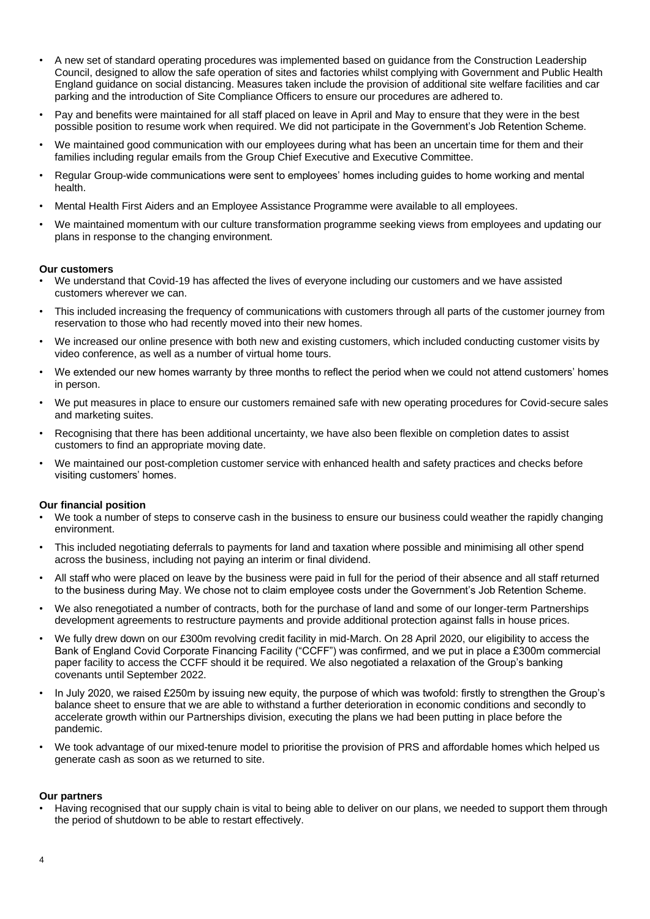- A new set of standard operating procedures was implemented based on guidance from the Construction Leadership Council, designed to allow the safe operation of sites and factories whilst complying with Government and Public Health England guidance on social distancing. Measures taken include the provision of additional site welfare facilities and car parking and the introduction of Site Compliance Officers to ensure our procedures are adhered to.
- Pay and benefits were maintained for all staff placed on leave in April and May to ensure that they were in the best possible position to resume work when required. We did not participate in the Government's Job Retention Scheme.
- We maintained good communication with our employees during what has been an uncertain time for them and their families including regular emails from the Group Chief Executive and Executive Committee.
- Regular Group-wide communications were sent to employees' homes including guides to home working and mental health.
- Mental Health First Aiders and an Employee Assistance Programme were available to all employees.
- We maintained momentum with our culture transformation programme seeking views from employees and updating our plans in response to the changing environment.

**Our customers**

- We understand that Covid-19 has affected the lives of everyone including our customers and we have assisted customers wherever we can.
- This included increasing the frequency of communications with customers through all parts of the customer journey from reservation to those who had recently moved into their new homes.
- We increased our online presence with both new and existing customers, which included conducting customer visits by video conference, as well as a number of virtual home tours.
- We extended our new homes warranty by three months to reflect the period when we could not attend customers' homes in person.
- We put measures in place to ensure our customers remained safe with new operating procedures for Covid-secure sales and marketing suites.
- Recognising that there has been additional uncertainty, we have also been flexible on completion dates to assist customers to find an appropriate moving date.
- We maintained our post-completion customer service with enhanced health and safety practices and checks before visiting customers' homes.

**Our financial position**

- We took a number of steps to conserve cash in the business to ensure our business could weather the rapidly changing environment.
- This included negotiating deferrals to payments for land and taxation where possible and minimising all other spend across the business, including not paying an interim or final dividend.
- All staff who were placed on leave by the business were paid in full for the period of their absence and all staff returned to the business during May. We chose not to claim employee costs under the Government's Job Retention Scheme.
- We also renegotiated a number of contracts, both for the purchase of land and some of our longer-term Partnerships development agreements to restructure payments and provide additional protection against falls in house prices.
- We fully drew down on our £300m revolving credit facility in mid-March. On 28 April 2020, our eligibility to access the Bank of England Covid Corporate Financing Facility ("CCFF") was confirmed, and we put in place a £300m commercial paper facility to access the CCFF should it be required. We also negotiated a relaxation of the Group's banking covenants until September 2022.
- In July 2020, we raised £250m by issuing new equity, the purpose of which was twofold: firstly to strengthen the Group's balance sheet to ensure that we are able to withstand a further deterioration in economic conditions and secondly to accelerate growth within our Partnerships division, executing the plans we had been putting in place before the pandemic.
- We took advantage of our mixed-tenure model to prioritise the provision of PRS and affordable homes which helped us generate cash as soon as we returned to site.

**Our partners**

- Having recognised that our supply chain is vital to being able to deliver on our plans, we needed to support them through the period of shutdown to be able to restart effectively.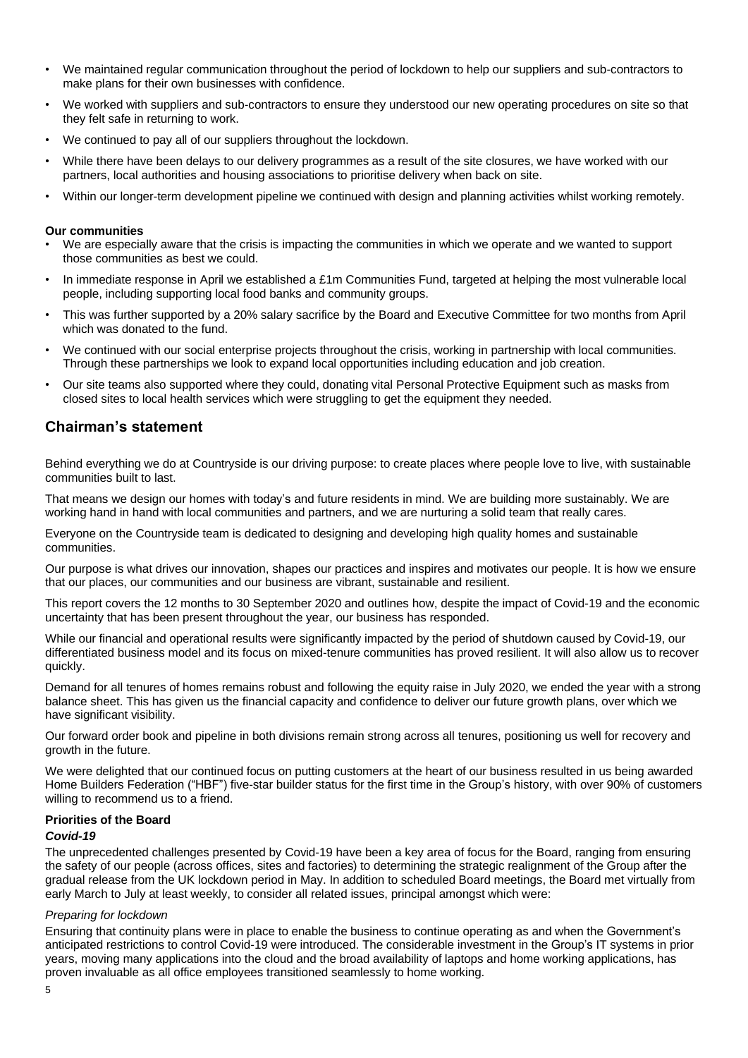- We maintained regular communication throughout the period of lockdown to help our suppliers and sub-contractors to make plans for their own businesses with confidence.
- We worked with suppliers and sub-contractors to ensure they understood our new operating procedures on site so that they felt safe in returning to work.
- We continued to pay all of our suppliers throughout the lockdown.
- While there have been delays to our delivery programmes as a result of the site closures, we have worked with our partners, local authorities and housing associations to prioritise delivery when back on site.
- Within our longer-term development pipeline we continued with design and planning activities whilst working remotely.

**Our communities**

- We are especially aware that the crisis is impacting the communities in which we operate and we wanted to support those communities as best we could.
- In immediate response in April we established a £1m Communities Fund, targeted at helping the most vulnerable local people, including supporting local food banks and community groups.
- This was further supported by a 20% salary sacrifice by the Board and Executive Committee for two months from April which was donated to the fund.
- We continued with our social enterprise projects throughout the crisis, working in partnership with local communities. Through these partnerships we look to expand local opportunities including education and job creation.
- Our site teams also supported where they could, donating vital Personal Protective Equipment such as masks from closed sites to local health services which were struggling to get the equipment they needed.

## Chairman's statement

Behind everything we do at Countryside is our driving purpose: to create places where people love to live, with sustainable communities built to last.

That means we design our homes with today's and future residents in mind. We are building more sustainably. We are working hand in hand with local communities and partners, and we are nurturing a solid team that really cares.

Everyone on the Countryside team is dedicated to designing and developing high quality homes and sustainable communities.

Our purpose is what drives our innovation, shapes our practices and inspires and motivates our people. It is how we ensure that our places, our communities and our business are vibrant, sustainable and resilient.

This report covers the 12 months to 30 September 2020 and outlines how, despite the impact of Covid-19 and the economic uncertainty that has been present throughout the year, our business has responded.

While our financial and operational results were significantly impacted by the period of shutdown caused by Covid-19, our differentiated business model and its focus on mixed-tenure communities has proved resilient. It will also allow us to recover quickly.

Demand for all tenures of homes remains robust and following the equity raise in July 2020, we ended the year with a strong balance sheet. This has given us the financial capacity and confidence to deliver our future growth plans, over which we have significant visibility.

Our forward order book and pipeline in both divisions remain strong across all tenures, positioning us well for recovery and growth in the future.

We were delighted that our continued focus on putting customers at the heart of our business resulted in us being awarded Home Builders Federation ("HBF") five-star builder status for the first time in the Group's history, with over 90% of customers willing to recommend us to a friend.

**Priorities of the Board**

***Covid-19***

The unprecedented challenges presented by Covid-19 have been a key area of focus for the Board, ranging from ensuring the safety of our people (across offices, sites and factories) to determining the strategic realignment of the Group after the gradual release from the UK lockdown period in May. In addition to scheduled Board meetings, the Board met virtually from early March to July at least weekly, to consider all related issues, principal amongst which were:

*Preparing for lockdown*

Ensuring that continuity plans were in place to enable the business to continue operating as and when the Government's anticipated restrictions to control Covid-19 were introduced. The considerable investment in the Group's IT systems in prior years, moving many applications into the cloud and the broad availability of laptops and home working applications, has proven invaluable as all office employees transitioned seamlessly to home working.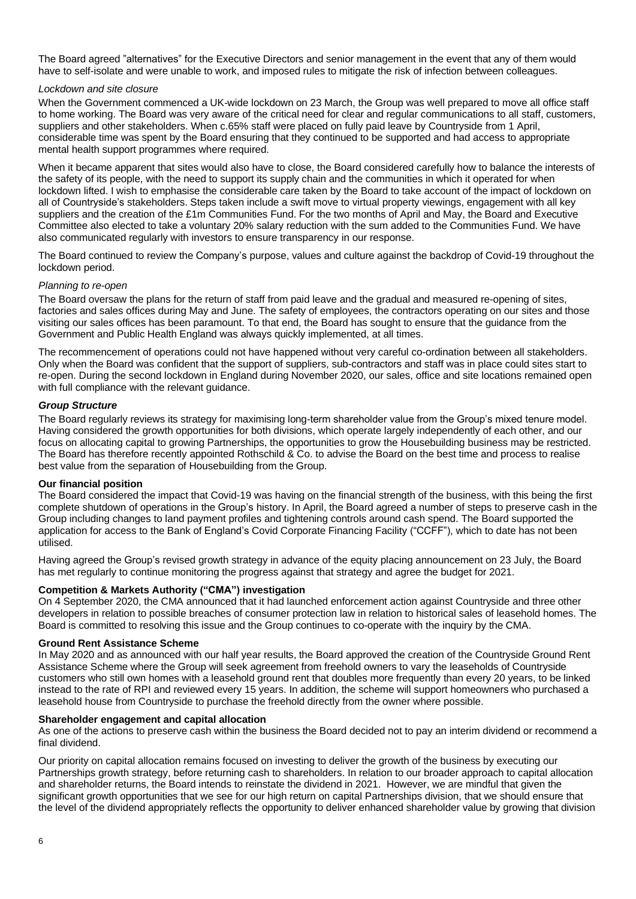The Board agreed "alternatives" for the Executive Directors and senior management in the event that any of them would have to self-isolate and were unable to work, and imposed rules to mitigate the risk of infection between colleagues.

*Lockdown and site closure*

When the Government commenced a UK-wide lockdown on 23 March, the Group was well prepared to move all office staff to home working. The Board was very aware of the critical need for clear and regular communications to all staff, customers, suppliers and other stakeholders. When c.65% staff were placed on fully paid leave by Countryside from 1 April, considerable time was spent by the Board ensuring that they continued to be supported and had access to appropriate mental health support programmes where required.

When it became apparent that sites would also have to close, the Board considered carefully how to balance the interests of the safety of its people, with the need to support its supply chain and the communities in which it operated for when lockdown lifted. I wish to emphasise the considerable care taken by the Board to take account of the impact of lockdown on all of Countryside's stakeholders. Steps taken include a swift move to virtual property viewings, engagement with all key suppliers and the creation of the £1m Communities Fund. For the two months of April and May, the Board and Executive Committee also elected to take a voluntary 20% salary reduction with the sum added to the Communities Fund. We have also communicated regularly with investors to ensure transparency in our response.

The Board continued to review the Company's purpose, values and culture against the backdrop of Covid-19 throughout the lockdown period.

*Planning to re-open*

The Board oversaw the plans for the return of staff from paid leave and the gradual and measured re-opening of sites, factories and sales offices during May and June. The safety of employees, the contractors operating on our sites and those visiting our sales offices has been paramount. To that end, the Board has sought to ensure that the guidance from the Government and Public Health England was always quickly implemented, at all times.

The recommencement of operations could not have happened without very careful co-ordination between all stakeholders. Only when the Board was confident that the support of suppliers, sub-contractors and staff was in place could sites start to re-open. During the second lockdown in England during November 2020, our sales, office and site locations remained open with full compliance with the relevant guidance.

***Group Structure***

The Board regularly reviews its strategy for maximising long-term shareholder value from the Group's mixed tenure model. Having considered the growth opportunities for both divisions, which operate largely independently of each other, and our focus on allocating capital to growing Partnerships, the opportunities to grow the Housebuilding business may be restricted. The Board has therefore recently appointed Rothschild & Co. to advise the Board on the best time and process to realise best value from the separation of Housebuilding from the Group.

**Our financial position**

The Board considered the impact that Covid-19 was having on the financial strength of the business, with this being the first complete shutdown of operations in the Group's history. In April, the Board agreed a number of steps to preserve cash in the Group including changes to land payment profiles and tightening controls around cash spend. The Board supported the application for access to the Bank of England's Covid Corporate Financing Facility ("CCFF"), which to date has not been utilised.

Having agreed the Group's revised growth strategy in advance of the equity placing announcement on 23 July, the Board has met regularly to continue monitoring the progress against that strategy and agree the budget for 2021.

**Competition & Markets Authority ("CMA") investigation**

On 4 September 2020, the CMA announced that it had launched enforcement action against Countryside and three other developers in relation to possible breaches of consumer protection law in relation to historical sales of leasehold homes. The Board is committed to resolving this issue and the Group continues to co-operate with the inquiry by the CMA.

**Ground Rent Assistance Scheme**

In May 2020 and as announced with our half year results, the Board approved the creation of the Countryside Ground Rent Assistance Scheme where the Group will seek agreement from freehold owners to vary the leaseholds of Countryside customers who still own homes with a leasehold ground rent that doubles more frequently than every 20 years, to be linked instead to the rate of RPI and reviewed every 15 years. In addition, the scheme will support homeowners who purchased a leasehold house from Countryside to purchase the freehold directly from the owner where possible.

**Shareholder engagement and capital allocation**

As one of the actions to preserve cash within the business the Board decided not to pay an interim dividend or recommend a final dividend.

Our priority on capital allocation remains focused on investing to deliver the growth of the business by executing our Partnerships growth strategy, before returning cash to shareholders. In relation to our broader approach to capital allocation and shareholder returns, the Board intends to reinstate the dividend in 2021. However, we are mindful that given the significant growth opportunities that we see for our high return on capital Partnerships division, that we should ensure that the level of the dividend appropriately reflects the opportunity to deliver enhanced shareholder value by growing that division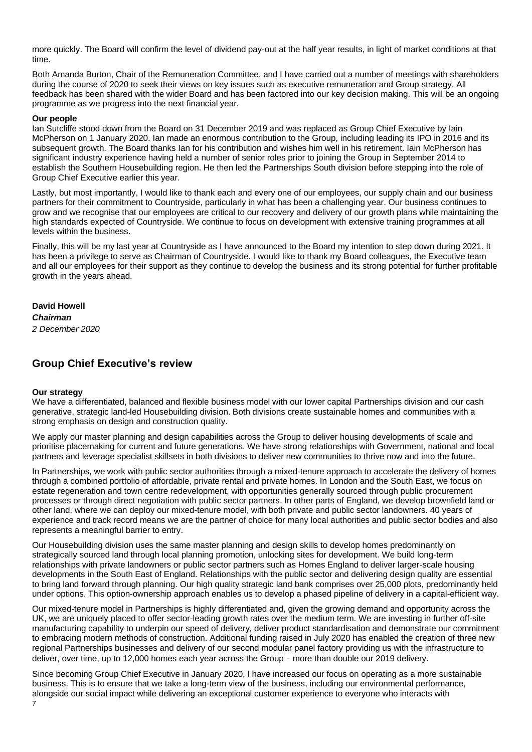more quickly. The Board will confirm the level of dividend pay-out at the half year results, in light of market conditions at that time.

Both Amanda Burton, Chair of the Remuneration Committee, and I have carried out a number of meetings with shareholders during the course of 2020 to seek their views on key issues such as executive remuneration and Group strategy. All feedback has been shared with the wider Board and has been factored into our key decision making. This will be an ongoing programme as we progress into the next financial year.

**Our people**

Ian Sutcliffe stood down from the Board on 31 December 2019 and was replaced as Group Chief Executive by Iain McPherson on 1 January 2020. Ian made an enormous contribution to the Group, including leading its IPO in 2016 and its subsequent growth. The Board thanks Ian for his contribution and wishes him well in his retirement. Iain McPherson has significant industry experience having held a number of senior roles prior to joining the Group in September 2014 to establish the Southern Housebuilding region. He then led the Partnerships South division before stepping into the role of Group Chief Executive earlier this year.

Lastly, but most importantly, I would like to thank each and every one of our employees, our supply chain and our business partners for their commitment to Countryside, particularly in what has been a challenging year. Our business continues to grow and we recognise that our employees are critical to our recovery and delivery of our growth plans while maintaining the high standards expected of Countryside. We continue to focus on development with extensive training programmes at all levels within the business.

Finally, this will be my last year at Countryside as I have announced to the Board my intention to step down during 2021. It has been a privilege to serve as Chairman of Countryside. I would like to thank my Board colleagues, the Executive team and all our employees for their support as they continue to develop the business and its strong potential for further profitable growth in the years ahead.

**David Howell**
***Chairman***
*2 December 2020*

## Group Chief Executive's review

**Our strategy**

We have a differentiated, balanced and flexible business model with our lower capital Partnerships division and our cash generative, strategic land-led Housebuilding division. Both divisions create sustainable homes and communities with a strong emphasis on design and construction quality.

We apply our master planning and design capabilities across the Group to deliver housing developments of scale and prioritise placemaking for current and future generations. We have strong relationships with Government, national and local partners and leverage specialist skillsets in both divisions to deliver new communities to thrive now and into the future.

In Partnerships, we work with public sector authorities through a mixed-tenure approach to accelerate the delivery of homes through a combined portfolio of affordable, private rental and private homes. In London and the South East, we focus on estate regeneration and town centre redevelopment, with opportunities generally sourced through public procurement processes or through direct negotiation with public sector partners. In other parts of England, we develop brownfield land or other land, where we can deploy our mixed-tenure model, with both private and public sector landowners. 40 years of experience and track record means we are the partner of choice for many local authorities and public sector bodies and also represents a meaningful barrier to entry.

Our Housebuilding division uses the same master planning and design skills to develop homes predominantly on strategically sourced land through local planning promotion, unlocking sites for development. We build long-term relationships with private landowners or public sector partners such as Homes England to deliver larger-scale housing developments in the South East of England. Relationships with the public sector and delivering design quality are essential to bring land forward through planning. Our high quality strategic land bank comprises over 25,000 plots, predominantly held under options. This option-ownership approach enables us to develop a phased pipeline of delivery in a capital-efficient way.

Our mixed-tenure model in Partnerships is highly differentiated and, given the growing demand and opportunity across the UK, we are uniquely placed to offer sector-leading growth rates over the medium term. We are investing in further off-site manufacturing capability to underpin our speed of delivery, deliver product standardisation and demonstrate our commitment to embracing modern methods of construction. Additional funding raised in July 2020 has enabled the creation of three new regional Partnerships businesses and delivery of our second modular panel factory providing us with the infrastructure to deliver, over time, up to 12,000 homes each year across the Group – more than double our 2019 delivery.

Since becoming Group Chief Executive in January 2020, I have increased our focus on operating as a more sustainable business. This is to ensure that we take a long-term view of the business, including our environmental performance, alongside our social impact while delivering an exceptional customer experience to everyone who interacts with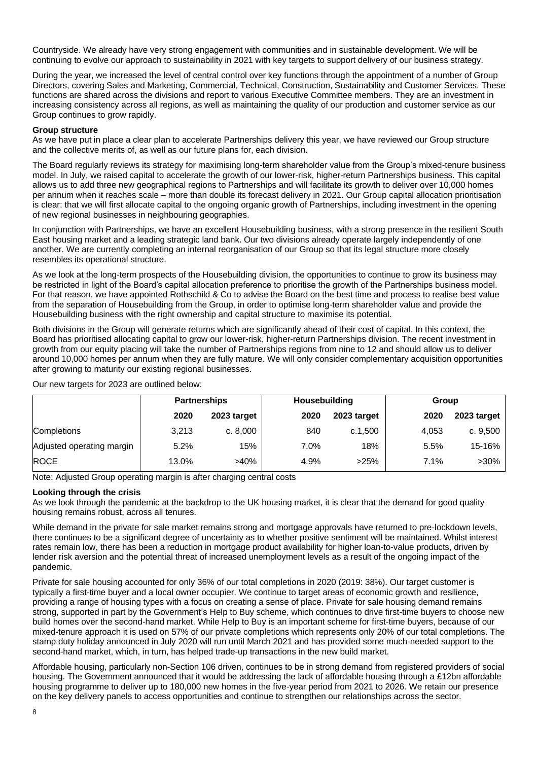Countryside. We already have very strong engagement with communities and in sustainable development. We will be continuing to evolve our approach to sustainability in 2021 with key targets to support delivery of our business strategy.

During the year, we increased the level of central control over key functions through the appointment of a number of Group Directors, covering Sales and Marketing, Commercial, Technical, Construction, Sustainability and Customer Services. These functions are shared across the divisions and report to various Executive Committee members. They are an investment in increasing consistency across all regions, as well as maintaining the quality of our production and customer service as our Group continues to grow rapidly.

**Group structure**

As we have put in place a clear plan to accelerate Partnerships delivery this year, we have reviewed our Group structure and the collective merits of, as well as our future plans for, each division.

The Board regularly reviews its strategy for maximising long-term shareholder value from the Group's mixed-tenure business model. In July, we raised capital to accelerate the growth of our lower-risk, higher-return Partnerships business. This capital allows us to add three new geographical regions to Partnerships and will facilitate its growth to deliver over 10,000 homes per annum when it reaches scale – more than double its forecast delivery in 2021. Our Group capital allocation prioritisation is clear: that we will first allocate capital to the ongoing organic growth of Partnerships, including investment in the opening of new regional businesses in neighbouring geographies.

In conjunction with Partnerships, we have an excellent Housebuilding business, with a strong presence in the resilient South East housing market and a leading strategic land bank. Our two divisions already operate largely independently of one another. We are currently completing an internal reorganisation of our Group so that its legal structure more closely resembles its operational structure.

As we look at the long-term prospects of the Housebuilding division, the opportunities to continue to grow its business may be restricted in light of the Board's capital allocation preference to prioritise the growth of the Partnerships business model. For that reason, we have appointed Rothschild & Co to advise the Board on the best time and process to realise best value from the separation of Housebuilding from the Group, in order to optimise long-term shareholder value and provide the Housebuilding business with the right ownership and capital structure to maximise its potential.

Both divisions in the Group will generate returns which are significantly ahead of their cost of capital. In this context, the Board has prioritised allocating capital to grow our lower-risk, higher-return Partnerships division. The recent investment in growth from our equity placing will take the number of Partnerships regions from nine to 12 and should allow us to deliver around 10,000 homes per annum when they are fully mature. We will only consider complementary acquisition opportunities after growing to maturity our existing regional businesses.

Our new targets for 2023 are outlined below:

| | Partnerships | | Housebuilding | | Group | |
|---|---|---|---|---|---|---|
| | 2020 | 2023 target | 2020 | 2023 target | 2020 | 2023 target |
| Completions | 3,213 | c. 8,000 | 840 | c.1,500 | 4,053 | c. 9,500 |
| Adjusted operating margin | 5.2% | 15% | 7.0% | 18% | 5.5% | 15-16% |
| ROCE | 13.0% | >40% | 4.9% | >25% | 7.1% | >30% |

Note: Adjusted Group operating margin is after charging central costs

**Looking through the crisis**

As we look through the pandemic at the backdrop to the UK housing market, it is clear that the demand for good quality housing remains robust, across all tenures.

While demand in the private for sale market remains strong and mortgage approvals have returned to pre-lockdown levels, there continues to be a significant degree of uncertainty as to whether positive sentiment will be maintained. Whilst interest rates remain low, there has been a reduction in mortgage product availability for higher loan-to-value products, driven by lender risk aversion and the potential threat of increased unemployment levels as a result of the ongoing impact of the pandemic.

Private for sale housing accounted for only 36% of our total completions in 2020 (2019: 38%). Our target customer is typically a first-time buyer and a local owner occupier. We continue to target areas of economic growth and resilience, providing a range of housing types with a focus on creating a sense of place. Private for sale housing demand remains strong, supported in part by the Government's Help to Buy scheme, which continues to drive first-time buyers to choose new build homes over the second-hand market. While Help to Buy is an important scheme for first-time buyers, because of our mixed-tenure approach it is used on 57% of our private completions which represents only 20% of our total completions. The stamp duty holiday announced in July 2020 will run until March 2021 and has provided some much-needed support to the second-hand market, which, in turn, has helped trade-up transactions in the new build market.

Affordable housing, particularly non-Section 106 driven, continues to be in strong demand from registered providers of social housing. The Government announced that it would be addressing the lack of affordable housing through a £12bn affordable housing programme to deliver up to 180,000 new homes in the five-year period from 2021 to 2026. We retain our presence on the key delivery panels to access opportunities and continue to strengthen our relationships across the sector.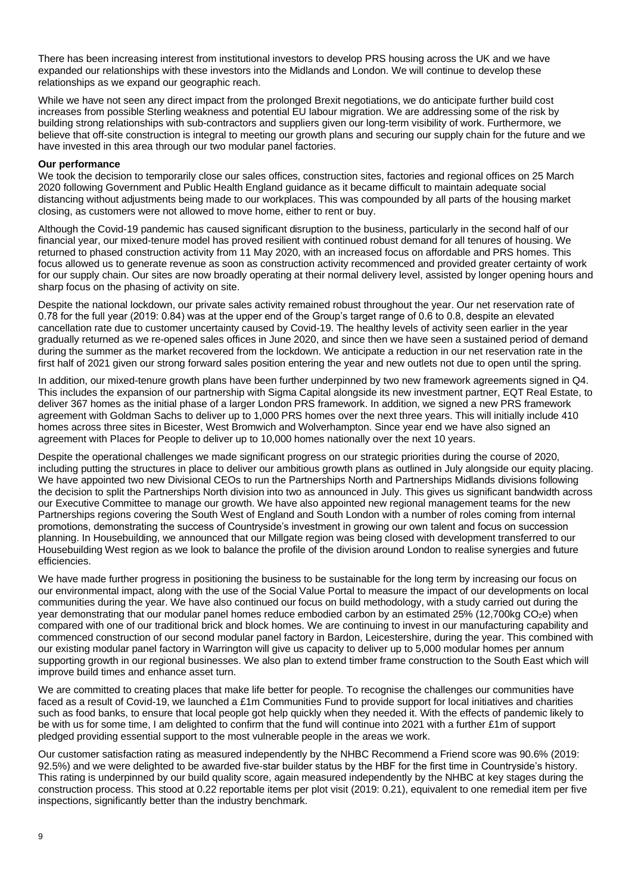There has been increasing interest from institutional investors to develop PRS housing across the UK and we have expanded our relationships with these investors into the Midlands and London. We will continue to develop these relationships as we expand our geographic reach.

While we have not seen any direct impact from the prolonged Brexit negotiations, we do anticipate further build cost increases from possible Sterling weakness and potential EU labour migration. We are addressing some of the risk by building strong relationships with sub-contractors and suppliers given our long-term visibility of work. Furthermore, we believe that off-site construction is integral to meeting our growth plans and securing our supply chain for the future and we have invested in this area through our two modular panel factories.

**Our performance**

We took the decision to temporarily close our sales offices, construction sites, factories and regional offices on 25 March 2020 following Government and Public Health England guidance as it became difficult to maintain adequate social distancing without adjustments being made to our workplaces. This was compounded by all parts of the housing market closing, as customers were not allowed to move home, either to rent or buy.

Although the Covid-19 pandemic has caused significant disruption to the business, particularly in the second half of our financial year, our mixed-tenure model has proved resilient with continued robust demand for all tenures of housing. We returned to phased construction activity from 11 May 2020, with an increased focus on affordable and PRS homes. This focus allowed us to generate revenue as soon as construction activity recommenced and provided greater certainty of work for our supply chain. Our sites are now broadly operating at their normal delivery level, assisted by longer opening hours and sharp focus on the phasing of activity on site.

Despite the national lockdown, our private sales activity remained robust throughout the year. Our net reservation rate of 0.78 for the full year (2019: 0.84) was at the upper end of the Group's target range of 0.6 to 0.8, despite an elevated cancellation rate due to customer uncertainty caused by Covid-19. The healthy levels of activity seen earlier in the year gradually returned as we re-opened sales offices in June 2020, and since then we have seen a sustained period of demand during the summer as the market recovered from the lockdown. We anticipate a reduction in our net reservation rate in the first half of 2021 given our strong forward sales position entering the year and new outlets not due to open until the spring.

In addition, our mixed-tenure growth plans have been further underpinned by two new framework agreements signed in Q4. This includes the expansion of our partnership with Sigma Capital alongside its new investment partner, EQT Real Estate, to deliver 367 homes as the initial phase of a larger London PRS framework. In addition, we signed a new PRS framework agreement with Goldman Sachs to deliver up to 1,000 PRS homes over the next three years. This will initially include 410 homes across three sites in Bicester, West Bromwich and Wolverhampton. Since year end we have also signed an agreement with Places for People to deliver up to 10,000 homes nationally over the next 10 years.

Despite the operational challenges we made significant progress on our strategic priorities during the course of 2020, including putting the structures in place to deliver our ambitious growth plans as outlined in July alongside our equity placing. We have appointed two new Divisional CEOs to run the Partnerships North and Partnerships Midlands divisions following the decision to split the Partnerships North division into two as announced in July. This gives us significant bandwidth across our Executive Committee to manage our growth. We have also appointed new regional management teams for the new Partnerships regions covering the South West of England and South London with a number of roles coming from internal promotions, demonstrating the success of Countryside's investment in growing our own talent and focus on succession planning. In Housebuilding, we announced that our Millgate region was being closed with development transferred to our Housebuilding West region as we look to balance the profile of the division around London to realise synergies and future efficiencies.

We have made further progress in positioning the business to be sustainable for the long term by increasing our focus on our environmental impact, along with the use of the Social Value Portal to measure the impact of our developments on local communities during the year. We have also continued our focus on build methodology, with a study carried out during the year demonstrating that our modular panel homes reduce embodied carbon by an estimated 25% (12,700kg $CO_2e$) when compared with one of our traditional brick and block homes. We are continuing to invest in our manufacturing capability and commenced construction of our second modular panel factory in Bardon, Leicestershire, during the year. This combined with our existing modular panel factory in Warrington will give us capacity to deliver up to 5,000 modular homes per annum supporting growth in our regional businesses. We also plan to extend timber frame construction to the South East which will improve build times and enhance asset turn.

We are committed to creating places that make life better for people. To recognise the challenges our communities have faced as a result of Covid-19, we launched a £1m Communities Fund to provide support for local initiatives and charities such as food banks, to ensure that local people got help quickly when they needed it. With the effects of pandemic likely to be with us for some time, I am delighted to confirm that the fund will continue into 2021 with a further £1m of support pledged providing essential support to the most vulnerable people in the areas we work.

Our customer satisfaction rating as measured independently by the NHBC Recommend a Friend score was 90.6% (2019: 92.5%) and we were delighted to be awarded five-star builder status by the HBF for the first time in Countryside's history. This rating is underpinned by our build quality score, again measured independently by the NHBC at key stages during the construction process. This stood at 0.22 reportable items per plot visit (2019: 0.21), equivalent to one remedial item per five inspections, significantly better than the industry benchmark.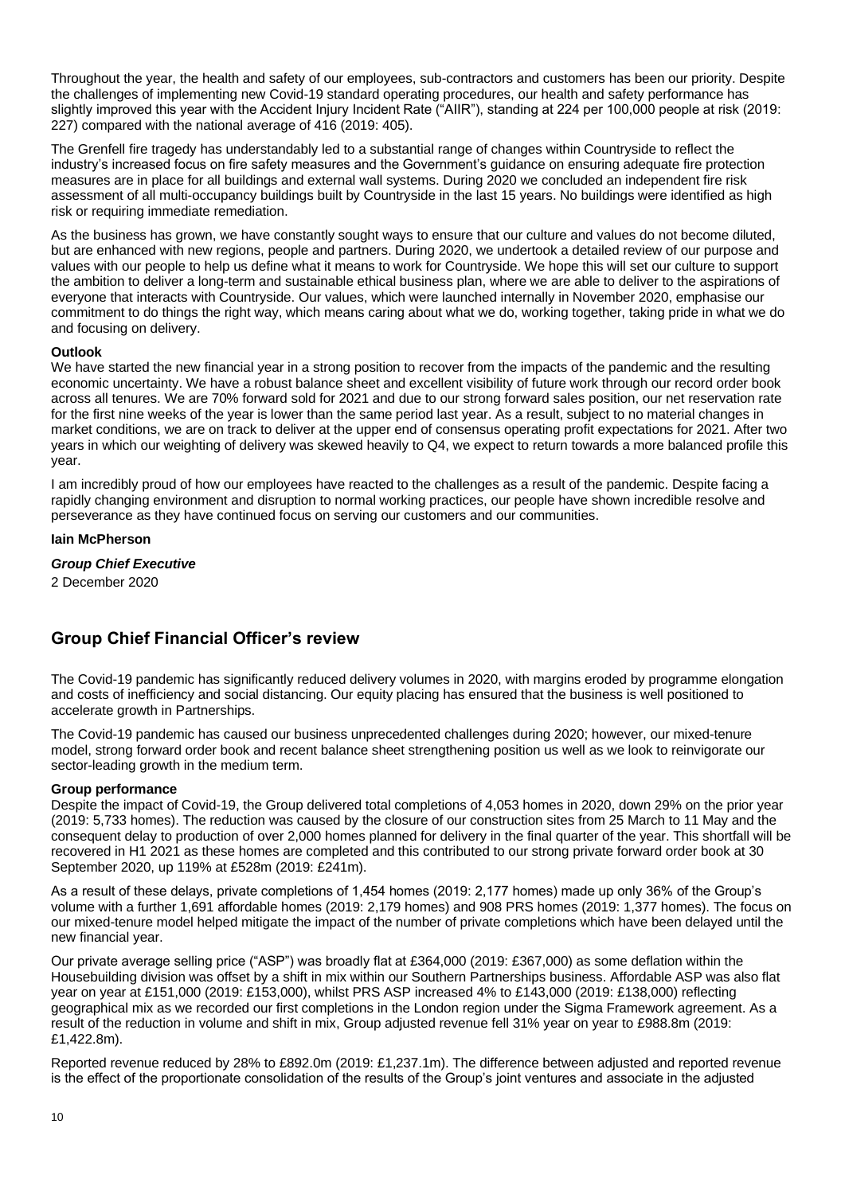Throughout the year, the health and safety of our employees, sub-contractors and customers has been our priority. Despite the challenges of implementing new Covid-19 standard operating procedures, our health and safety performance has slightly improved this year with the Accident Injury Incident Rate ("AIIR"), standing at 224 per 100,000 people at risk (2019: 227) compared with the national average of 416 (2019: 405).

The Grenfell fire tragedy has understandably led to a substantial range of changes within Countryside to reflect the industry's increased focus on fire safety measures and the Government's guidance on ensuring adequate fire protection measures are in place for all buildings and external wall systems. During 2020 we concluded an independent fire risk assessment of all multi-occupancy buildings built by Countryside in the last 15 years. No buildings were identified as high risk or requiring immediate remediation.

As the business has grown, we have constantly sought ways to ensure that our culture and values do not become diluted, but are enhanced with new regions, people and partners. During 2020, we undertook a detailed review of our purpose and values with our people to help us define what it means to work for Countryside. We hope this will set our culture to support the ambition to deliver a long-term and sustainable ethical business plan, where we are able to deliver to the aspirations of everyone that interacts with Countryside. Our values, which were launched internally in November 2020, emphasise our commitment to do things the right way, which means caring about what we do, working together, taking pride in what we do and focusing on delivery.

**Outlook**

We have started the new financial year in a strong position to recover from the impacts of the pandemic and the resulting economic uncertainty. We have a robust balance sheet and excellent visibility of future work through our record order book across all tenures. We are 70% forward sold for 2021 and due to our strong forward sales position, our net reservation rate for the first nine weeks of the year is lower than the same period last year. As a result, subject to no material changes in market conditions, we are on track to deliver at the upper end of consensus operating profit expectations for 2021. After two years in which our weighting of delivery was skewed heavily to Q4, we expect to return towards a more balanced profile this year.

I am incredibly proud of how our employees have reacted to the challenges as a result of the pandemic. Despite facing a rapidly changing environment and disruption to normal working practices, our people have shown incredible resolve and perseverance as they have continued focus on serving our customers and our communities.

**Iain McPherson**

***Group Chief Executive***

2 December 2020

## Group Chief Financial Officer's review

The Covid-19 pandemic has significantly reduced delivery volumes in 2020, with margins eroded by programme elongation and costs of inefficiency and social distancing. Our equity placing has ensured that the business is well positioned to accelerate growth in Partnerships.

The Covid-19 pandemic has caused our business unprecedented challenges during 2020; however, our mixed-tenure model, strong forward order book and recent balance sheet strengthening position us well as we look to reinvigorate our sector-leading growth in the medium term.

**Group performance**

Despite the impact of Covid-19, the Group delivered total completions of 4,053 homes in 2020, down 29% on the prior year (2019: 5,733 homes). The reduction was caused by the closure of our construction sites from 25 March to 11 May and the consequent delay to production of over 2,000 homes planned for delivery in the final quarter of the year. This shortfall will be recovered in H1 2021 as these homes are completed and this contributed to our strong private forward order book at 30 September 2020, up 119% at £528m (2019: £241m).

As a result of these delays, private completions of 1,454 homes (2019: 2,177 homes) made up only 36% of the Group's volume with a further 1,691 affordable homes (2019: 2,179 homes) and 908 PRS homes (2019: 1,377 homes). The focus on our mixed-tenure model helped mitigate the impact of the number of private completions which have been delayed until the new financial year.

Our private average selling price ("ASP") was broadly flat at £364,000 (2019: £367,000) as some deflation within the Housebuilding division was offset by a shift in mix within our Southern Partnerships business. Affordable ASP was also flat year on year at £151,000 (2019: £153,000), whilst PRS ASP increased 4% to £143,000 (2019: £138,000) reflecting geographical mix as we recorded our first completions in the London region under the Sigma Framework agreement. As a result of the reduction in volume and shift in mix, Group adjusted revenue fell 31% year on year to £988.8m (2019: £1,422.8m).

Reported revenue reduced by 28% to £892.0m (2019: £1,237.1m). The difference between adjusted and reported revenue is the effect of the proportionate consolidation of the results of the Group's joint ventures and associate in the adjusted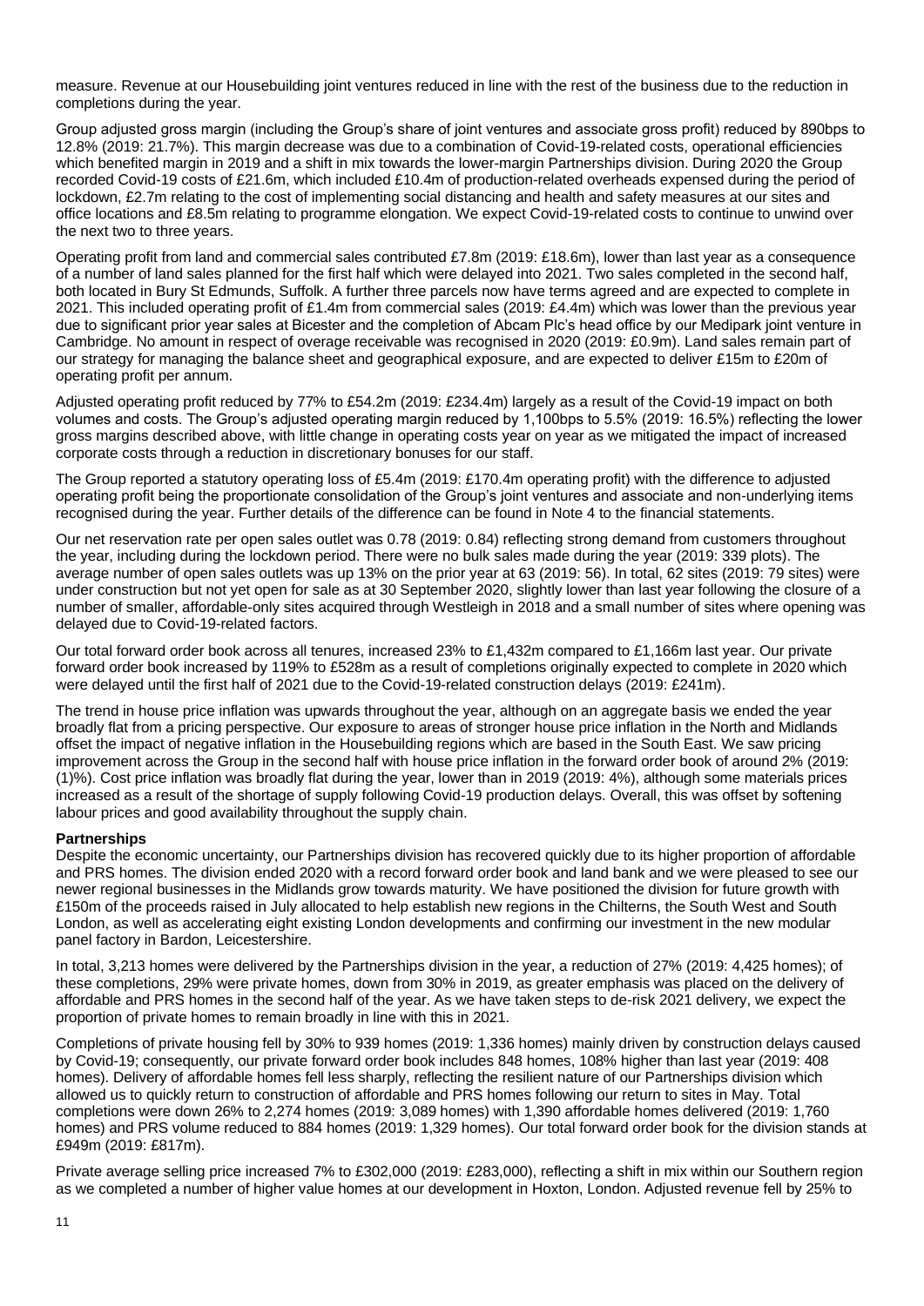measure. Revenue at our Housebuilding joint ventures reduced in line with the rest of the business due to the reduction in completions during the year.

Group adjusted gross margin (including the Group's share of joint ventures and associate gross profit) reduced by 890bps to 12.8% (2019: 21.7%). This margin decrease was due to a combination of Covid-19-related costs, operational efficiencies which benefited margin in 2019 and a shift in mix towards the lower-margin Partnerships division. During 2020 the Group recorded Covid-19 costs of £21.6m, which included £10.4m of production-related overheads expensed during the period of lockdown, £2.7m relating to the cost of implementing social distancing and health and safety measures at our sites and office locations and £8.5m relating to programme elongation. We expect Covid-19-related costs to continue to unwind over the next two to three years.

Operating profit from land and commercial sales contributed £7.8m (2019: £18.6m), lower than last year as a consequence of a number of land sales planned for the first half which were delayed into 2021. Two sales completed in the second half, both located in Bury St Edmunds, Suffolk. A further three parcels now have terms agreed and are expected to complete in 2021. This included operating profit of £1.4m from commercial sales (2019: £4.4m) which was lower than the previous year due to significant prior year sales at Bicester and the completion of Abcam Plc's head office by our Medipark joint venture in Cambridge. No amount in respect of overage receivable was recognised in 2020 (2019: £0.9m). Land sales remain part of our strategy for managing the balance sheet and geographical exposure, and are expected to deliver £15m to £20m of operating profit per annum.

Adjusted operating profit reduced by 77% to £54.2m (2019: £234.4m) largely as a result of the Covid-19 impact on both volumes and costs. The Group's adjusted operating margin reduced by 1,100bps to 5.5% (2019: 16.5%) reflecting the lower gross margins described above, with little change in operating costs year on year as we mitigated the impact of increased corporate costs through a reduction in discretionary bonuses for our staff.

The Group reported a statutory operating loss of £5.4m (2019: £170.4m operating profit) with the difference to adjusted operating profit being the proportionate consolidation of the Group's joint ventures and associate and non-underlying items recognised during the year. Further details of the difference can be found in Note 4 to the financial statements.

Our net reservation rate per open sales outlet was 0.78 (2019: 0.84) reflecting strong demand from customers throughout the year, including during the lockdown period. There were no bulk sales made during the year (2019: 339 plots). The average number of open sales outlets was up 13% on the prior year at 63 (2019: 56). In total, 62 sites (2019: 79 sites) were under construction but not yet open for sale as at 30 September 2020, slightly lower than last year following the closure of a number of smaller, affordable-only sites acquired through Westleigh in 2018 and a small number of sites where opening was delayed due to Covid-19-related factors.

Our total forward order book across all tenures, increased 23% to £1,432m compared to £1,166m last year. Our private forward order book increased by 119% to £528m as a result of completions originally expected to complete in 2020 which were delayed until the first half of 2021 due to the Covid-19-related construction delays (2019: £241m).

The trend in house price inflation was upwards throughout the year, although on an aggregate basis we ended the year broadly flat from a pricing perspective. Our exposure to areas of stronger house price inflation in the North and Midlands offset the impact of negative inflation in the Housebuilding regions which are based in the South East. We saw pricing improvement across the Group in the second half with house price inflation in the forward order book of around 2% (2019: (1)%). Cost price inflation was broadly flat during the year, lower than in 2019 (2019: 4%), although some materials prices increased as a result of the shortage of supply following Covid-19 production delays. Overall, this was offset by softening labour prices and good availability throughout the supply chain.

**Partnerships**

Despite the economic uncertainty, our Partnerships division has recovered quickly due to its higher proportion of affordable and PRS homes. The division ended 2020 with a record forward order book and land bank and we were pleased to see our newer regional businesses in the Midlands grow towards maturity. We have positioned the division for future growth with £150m of the proceeds raised in July allocated to help establish new regions in the Chilterns, the South West and South London, as well as accelerating eight existing London developments and confirming our investment in the new modular panel factory in Bardon, Leicestershire.

In total, 3,213 homes were delivered by the Partnerships division in the year, a reduction of 27% (2019: 4,425 homes); of these completions, 29% were private homes, down from 30% in 2019, as greater emphasis was placed on the delivery of affordable and PRS homes in the second half of the year. As we have taken steps to de-risk 2021 delivery, we expect the proportion of private homes to remain broadly in line with this in 2021.

Completions of private housing fell by 30% to 939 homes (2019: 1,336 homes) mainly driven by construction delays caused by Covid-19; consequently, our private forward order book includes 848 homes, 108% higher than last year (2019: 408 homes). Delivery of affordable homes fell less sharply, reflecting the resilient nature of our Partnerships division which allowed us to quickly return to construction of affordable and PRS homes following our return to sites in May. Total completions were down 26% to 2,274 homes (2019: 3,089 homes) with 1,390 affordable homes delivered (2019: 1,760 homes) and PRS volume reduced to 884 homes (2019: 1,329 homes). Our total forward order book for the division stands at £949m (2019: £817m).

Private average selling price increased 7% to £302,000 (2019: £283,000), reflecting a shift in mix within our Southern region as we completed a number of higher value homes at our development in Hoxton, London. Adjusted revenue fell by 25% to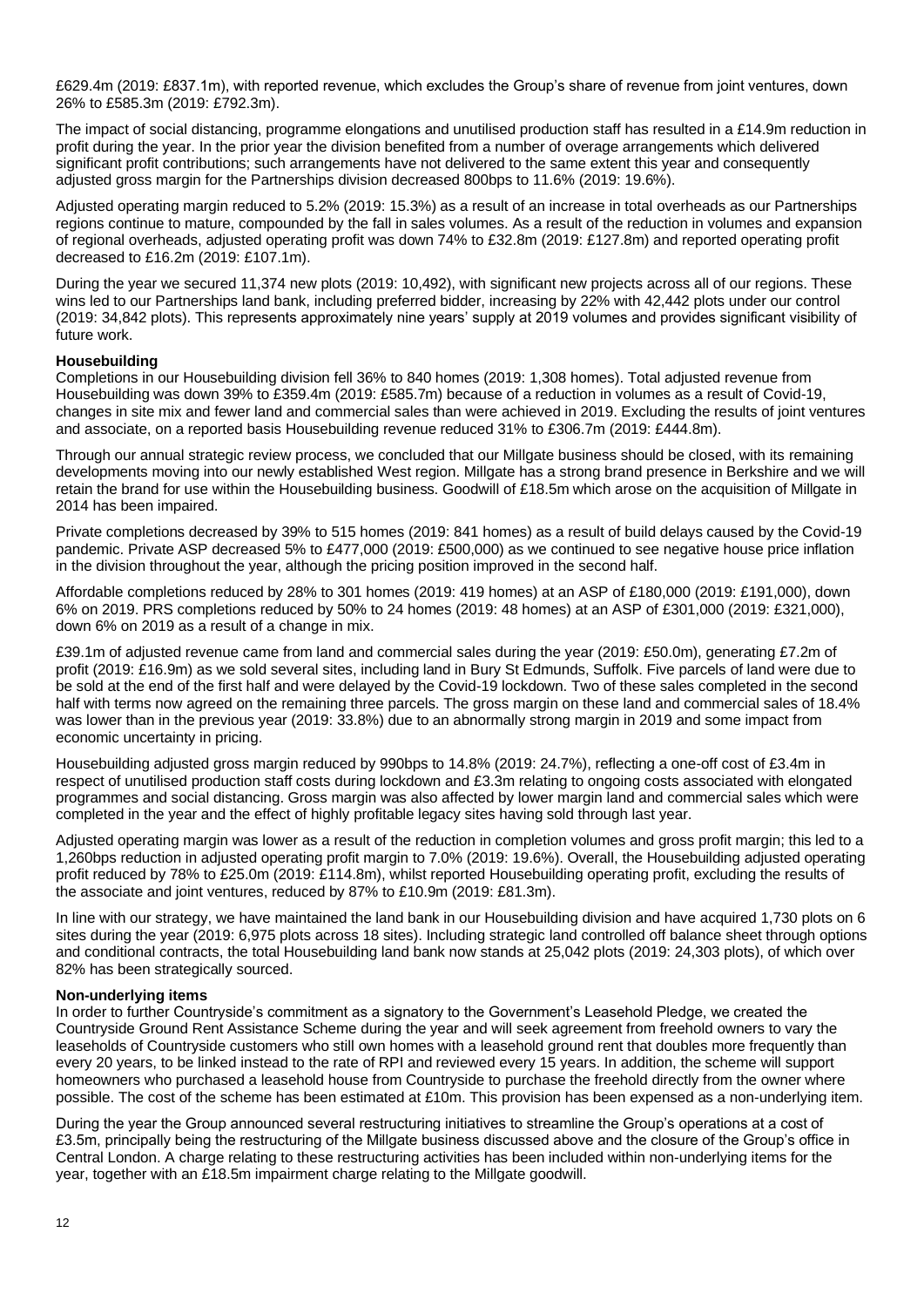£629.4m (2019: £837.1m), with reported revenue, which excludes the Group's share of revenue from joint ventures, down 26% to £585.3m (2019: £792.3m).

The impact of social distancing, programme elongations and unutilised production staff has resulted in a £14.9m reduction in profit during the year. In the prior year the division benefited from a number of overage arrangements which delivered significant profit contributions; such arrangements have not delivered to the same extent this year and consequently adjusted gross margin for the Partnerships division decreased 800bps to 11.6% (2019: 19.6%).

Adjusted operating margin reduced to 5.2% (2019: 15.3%) as a result of an increase in total overheads as our Partnerships regions continue to mature, compounded by the fall in sales volumes. As a result of the reduction in volumes and expansion of regional overheads, adjusted operating profit was down 74% to £32.8m (2019: £127.8m) and reported operating profit decreased to £16.2m (2019: £107.1m).

During the year we secured 11,374 new plots (2019: 10,492), with significant new projects across all of our regions. These wins led to our Partnerships land bank, including preferred bidder, increasing by 22% with 42,442 plots under our control (2019: 34,842 plots). This represents approximately nine years' supply at 2019 volumes and provides significant visibility of future work.

**Housebuilding**

Completions in our Housebuilding division fell 36% to 840 homes (2019: 1,308 homes). Total adjusted revenue from Housebuilding was down 39% to £359.4m (2019: £585.7m) because of a reduction in volumes as a result of Covid-19, changes in site mix and fewer land and commercial sales than were achieved in 2019. Excluding the results of joint ventures and associate, on a reported basis Housebuilding revenue reduced 31% to £306.7m (2019: £444.8m).

Through our annual strategic review process, we concluded that our Millgate business should be closed, with its remaining developments moving into our newly established West region. Millgate has a strong brand presence in Berkshire and we will retain the brand for use within the Housebuilding business. Goodwill of £18.5m which arose on the acquisition of Millgate in 2014 has been impaired.

Private completions decreased by 39% to 515 homes (2019: 841 homes) as a result of build delays caused by the Covid-19 pandemic. Private ASP decreased 5% to £477,000 (2019: £500,000) as we continued to see negative house price inflation in the division throughout the year, although the pricing position improved in the second half.

Affordable completions reduced by 28% to 301 homes (2019: 419 homes) at an ASP of £180,000 (2019: £191,000), down 6% on 2019. PRS completions reduced by 50% to 24 homes (2019: 48 homes) at an ASP of £301,000 (2019: £321,000), down 6% on 2019 as a result of a change in mix.

£39.1m of adjusted revenue came from land and commercial sales during the year (2019: £50.0m), generating £7.2m of profit (2019: £16.9m) as we sold several sites, including land in Bury St Edmunds, Suffolk. Five parcels of land were due to be sold at the end of the first half and were delayed by the Covid-19 lockdown. Two of these sales completed in the second half with terms now agreed on the remaining three parcels. The gross margin on these land and commercial sales of 18.4% was lower than in the previous year (2019: 33.8%) due to an abnormally strong margin in 2019 and some impact from economic uncertainty in pricing.

Housebuilding adjusted gross margin reduced by 990bps to 14.8% (2019: 24.7%), reflecting a one-off cost of £3.4m in respect of unutilised production staff costs during lockdown and £3.3m relating to ongoing costs associated with elongated programmes and social distancing. Gross margin was also affected by lower margin land and commercial sales which were completed in the year and the effect of highly profitable legacy sites having sold through last year.

Adjusted operating margin was lower as a result of the reduction in completion volumes and gross profit margin; this led to a 1,260bps reduction in adjusted operating profit margin to 7.0% (2019: 19.6%). Overall, the Housebuilding adjusted operating profit reduced by 78% to £25.0m (2019: £114.8m), whilst reported Housebuilding operating profit, excluding the results of the associate and joint ventures, reduced by 87% to £10.9m (2019: £81.3m).

In line with our strategy, we have maintained the land bank in our Housebuilding division and have acquired 1,730 plots on 6 sites during the year (2019: 6,975 plots across 18 sites). Including strategic land controlled off balance sheet through options and conditional contracts, the total Housebuilding land bank now stands at 25,042 plots (2019: 24,303 plots), of which over 82% has been strategically sourced.

**Non-underlying items**

In order to further Countryside's commitment as a signatory to the Government's Leasehold Pledge, we created the Countryside Ground Rent Assistance Scheme during the year and will seek agreement from freehold owners to vary the leaseholds of Countryside customers who still own homes with a leasehold ground rent that doubles more frequently than every 20 years, to be linked instead to the rate of RPI and reviewed every 15 years. In addition, the scheme will support homeowners who purchased a leasehold house from Countryside to purchase the freehold directly from the owner where possible. The cost of the scheme has been estimated at £10m. This provision has been expensed as a non-underlying item.

During the year the Group announced several restructuring initiatives to streamline the Group's operations at a cost of £3.5m, principally being the restructuring of the Millgate business discussed above and the closure of the Group's office in Central London. A charge relating to these restructuring activities has been included within non-underlying items for the year, together with an £18.5m impairment charge relating to the Millgate goodwill.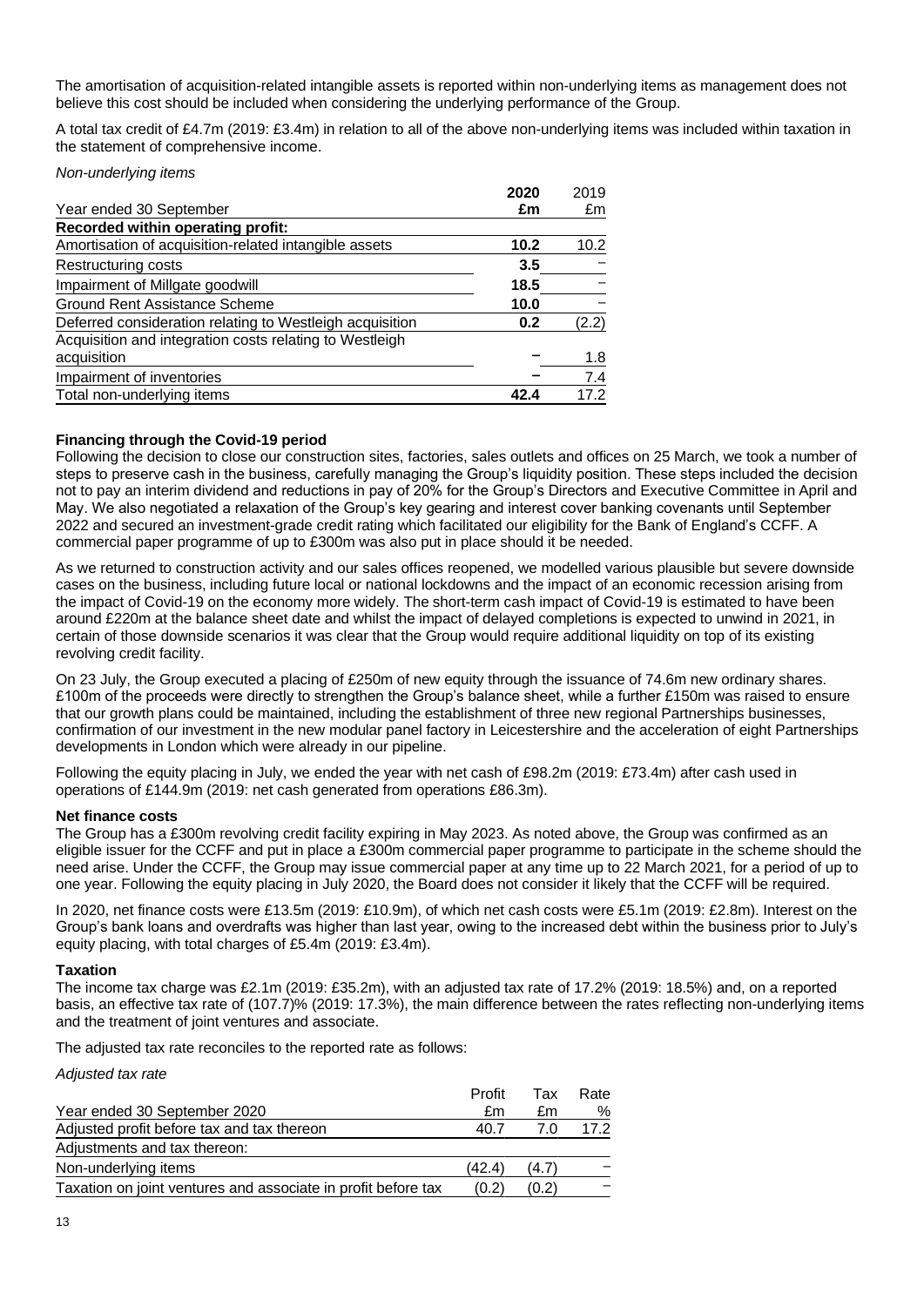The amortisation of acquisition-related intangible assets is reported within non-underlying items as management does not believe this cost should be included when considering the underlying performance of the Group.

A total tax credit of £4.7m (2019: £3.4m) in relation to all of the above non-underlying items was included within taxation in the statement of comprehensive income.

*Non-underlying items*

| Year ended 30 September | **2020** **£m** | 2019 £m |
|---|---|---|
| **Recorded within operating profit:** | | |
| Amortisation of acquisition-related intangible assets | **10.2** | 10.2 |
| Restructuring costs | **3.5** | – |
| Impairment of Millgate goodwill | **18.5** | – |
| Ground Rent Assistance Scheme | **10.0** | – |
| Deferred consideration relating to Westleigh acquisition | **0.2** | (2.2) |
| Acquisition and integration costs relating to Westleigh acquisition | **–** | 1.8 |
| Impairment of inventories | **–** | 7.4 |
| Total non-underlying items | **42.4** | 17.2 |

**Financing through the Covid-19 period**

Following the decision to close our construction sites, factories, sales outlets and offices on 25 March, we took a number of steps to preserve cash in the business, carefully managing the Group's liquidity position. These steps included the decision not to pay an interim dividend and reductions in pay of 20% for the Group's Directors and Executive Committee in April and May. We also negotiated a relaxation of the Group's key gearing and interest cover banking covenants until September 2022 and secured an investment-grade credit rating which facilitated our eligibility for the Bank of England's CCFF. A commercial paper programme of up to £300m was also put in place should it be needed.

As we returned to construction activity and our sales offices reopened, we modelled various plausible but severe downside cases on the business, including future local or national lockdowns and the impact of an economic recession arising from the impact of Covid-19 on the economy more widely. The short-term cash impact of Covid-19 is estimated to have been around £220m at the balance sheet date and whilst the impact of delayed completions is expected to unwind in 2021, in certain of those downside scenarios it was clear that the Group would require additional liquidity on top of its existing revolving credit facility.

On 23 July, the Group executed a placing of £250m of new equity through the issuance of 74.6m new ordinary shares. £100m of the proceeds were directly to strengthen the Group's balance sheet, while a further £150m was raised to ensure that our growth plans could be maintained, including the establishment of three new regional Partnerships businesses, confirmation of our investment in the new modular panel factory in Leicestershire and the acceleration of eight Partnerships developments in London which were already in our pipeline.

Following the equity placing in July, we ended the year with net cash of £98.2m (2019: £73.4m) after cash used in operations of £144.9m (2019: net cash generated from operations £86.3m).

**Net finance costs**

The Group has a £300m revolving credit facility expiring in May 2023. As noted above, the Group was confirmed as an eligible issuer for the CCFF and put in place a £300m commercial paper programme to participate in the scheme should the need arise. Under the CCFF, the Group may issue commercial paper at any time up to 22 March 2021, for a period of up to one year. Following the equity placing in July 2020, the Board does not consider it likely that the CCFF will be required.

In 2020, net finance costs were £13.5m (2019: £10.9m), of which net cash costs were £5.1m (2019: £2.8m). Interest on the Group's bank loans and overdrafts was higher than last year, owing to the increased debt within the business prior to July's equity placing, with total charges of £5.4m (2019: £3.4m).

**Taxation**

The income tax charge was £2.1m (2019: £35.2m), with an adjusted tax rate of 17.2% (2019: 18.5%) and, on a reported basis, an effective tax rate of (107.7)% (2019: 17.3%), the main difference between the rates reflecting non-underlying items and the treatment of joint ventures and associate.

The adjusted tax rate reconciles to the reported rate as follows:

*Adjusted tax rate*

| Year ended 30 September 2020 | Profit £m | Tax £m | Rate % |
|---|---|---|---|
| Adjusted profit before tax and tax thereon | 40.7 | 7.0 | 17.2 |
| Adjustments and tax thereon: | | | |
| Non-underlying items | (42.4) | (4.7) | – |
| Taxation on joint ventures and associate in profit before tax | (0.2) | (0.2) | – |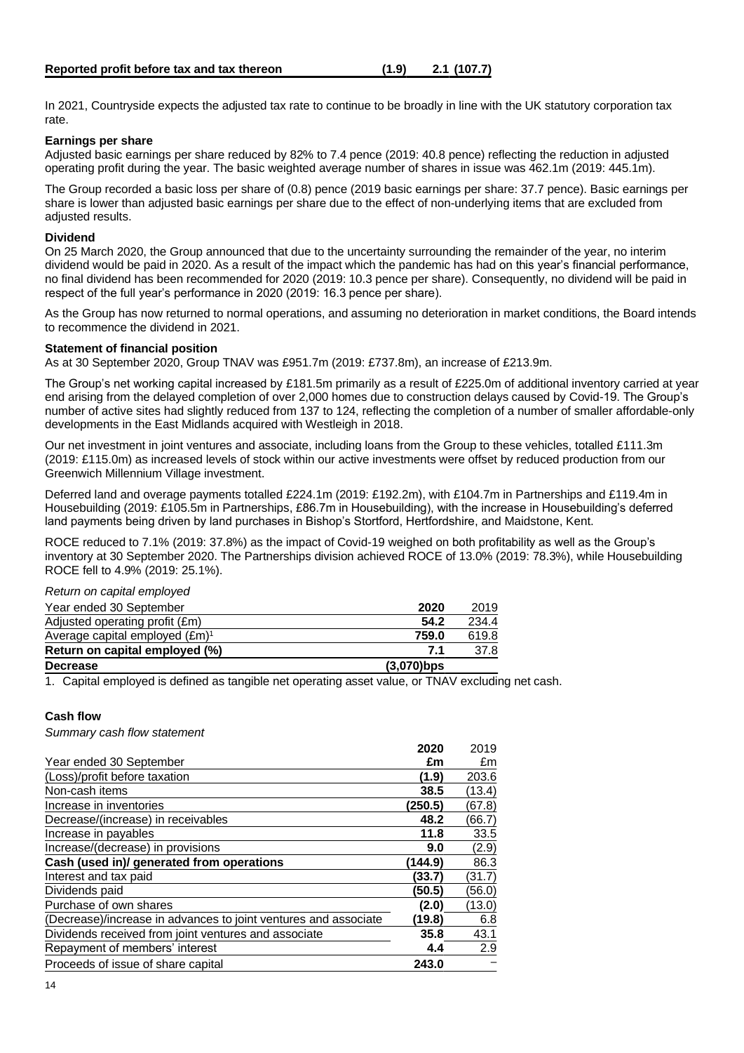| | | | |
|---|---|---|---|
| **Reported profit before tax and tax thereon** | **(1.9)** | **2.1** | **(107.7)** |

In 2021, Countryside expects the adjusted tax rate to continue to be broadly in line with the UK statutory corporation tax rate.

**Earnings per share**

Adjusted basic earnings per share reduced by 82% to 7.4 pence (2019: 40.8 pence) reflecting the reduction in adjusted operating profit during the year. The basic weighted average number of shares in issue was 462.1m (2019: 445.1m).

The Group recorded a basic loss per share of (0.8) pence (2019 basic earnings per share: 37.7 pence). Basic earnings per share is lower than adjusted basic earnings per share due to the effect of non-underlying items that are excluded from adjusted results.

**Dividend**

On 25 March 2020, the Group announced that due to the uncertainty surrounding the remainder of the year, no interim dividend would be paid in 2020. As a result of the impact which the pandemic has had on this year's financial performance, no final dividend has been recommended for 2020 (2019: 10.3 pence per share). Consequently, no dividend will be paid in respect of the full year's performance in 2020 (2019: 16.3 pence per share).

As the Group has now returned to normal operations, and assuming no deterioration in market conditions, the Board intends to recommence the dividend in 2021.

**Statement of financial position**

As at 30 September 2020, Group TNAV was £951.7m (2019: £737.8m), an increase of £213.9m.

The Group's net working capital increased by £181.5m primarily as a result of £225.0m of additional inventory carried at year end arising from the delayed completion of over 2,000 homes due to construction delays caused by Covid-19. The Group's number of active sites had slightly reduced from 137 to 124, reflecting the completion of a number of smaller affordable-only developments in the East Midlands acquired with Westleigh in 2018.

Our net investment in joint ventures and associate, including loans from the Group to these vehicles, totalled £111.3m (2019: £115.0m) as increased levels of stock within our active investments were offset by reduced production from our Greenwich Millennium Village investment.

Deferred land and overage payments totalled £224.1m (2019: £192.2m), with £104.7m in Partnerships and £119.4m in Housebuilding (2019: £105.5m in Partnerships, £86.7m in Housebuilding), with the increase in Housebuilding's deferred land payments being driven by land purchases in Bishop's Stortford, Hertfordshire, and Maidstone, Kent.

ROCE reduced to 7.1% (2019: 37.8%) as the impact of Covid-19 weighed on both profitability as well as the Group's inventory at 30 September 2020. The Partnerships division achieved ROCE of 13.0% (2019: 78.3%), while Housebuilding ROCE fell to 4.9% (2019: 25.1%).

*Return on capital employed*

| Year ended 30 September | **2020** | 2019 |
|---|---|---|
| Adjusted operating profit (£m) | **54.2** | 234.4 |
| Average capital employed (£m)[1] | **759.0** | 619.8 |
| **Return on capital employed (%)** | **7.1** | 37.8 |
| **Decrease** | **(3,070)bps** | |

1. Capital employed is defined as tangible net operating asset value, or TNAV excluding net cash.

**Cash flow**

*Summary cash flow statement*

| Year ended 30 September | **2020 £m** | 2019 £m |
|---|---|---|
| (Loss)/profit before taxation | **(1.9)** | 203.6 |
| Non-cash items | **38.5** | (13.4) |
| Increase in inventories | **(250.5)** | (67.8) |
| Decrease/(increase) in receivables | **48.2** | (66.7) |
| Increase in payables | **11.8** | 33.5 |
| Increase/(decrease) in provisions | **9.0** | (2.9) |
| **Cash (used in)/ generated from operations** | **(144.9)** | 86.3 |
| Interest and tax paid | **(33.7)** | (31.7) |
| Dividends paid | **(50.5)** | (56.0) |
| Purchase of own shares | **(2.0)** | (13.0) |
| (Decrease)/increase in advances to joint ventures and associate | **(19.8)** | 6.8 |
| Dividends received from joint ventures and associate | **35.8** | 43.1 |
| Repayment of members' interest | **4.4** | 2.9 |
| Proceeds of issue of share capital | **243.0** | – |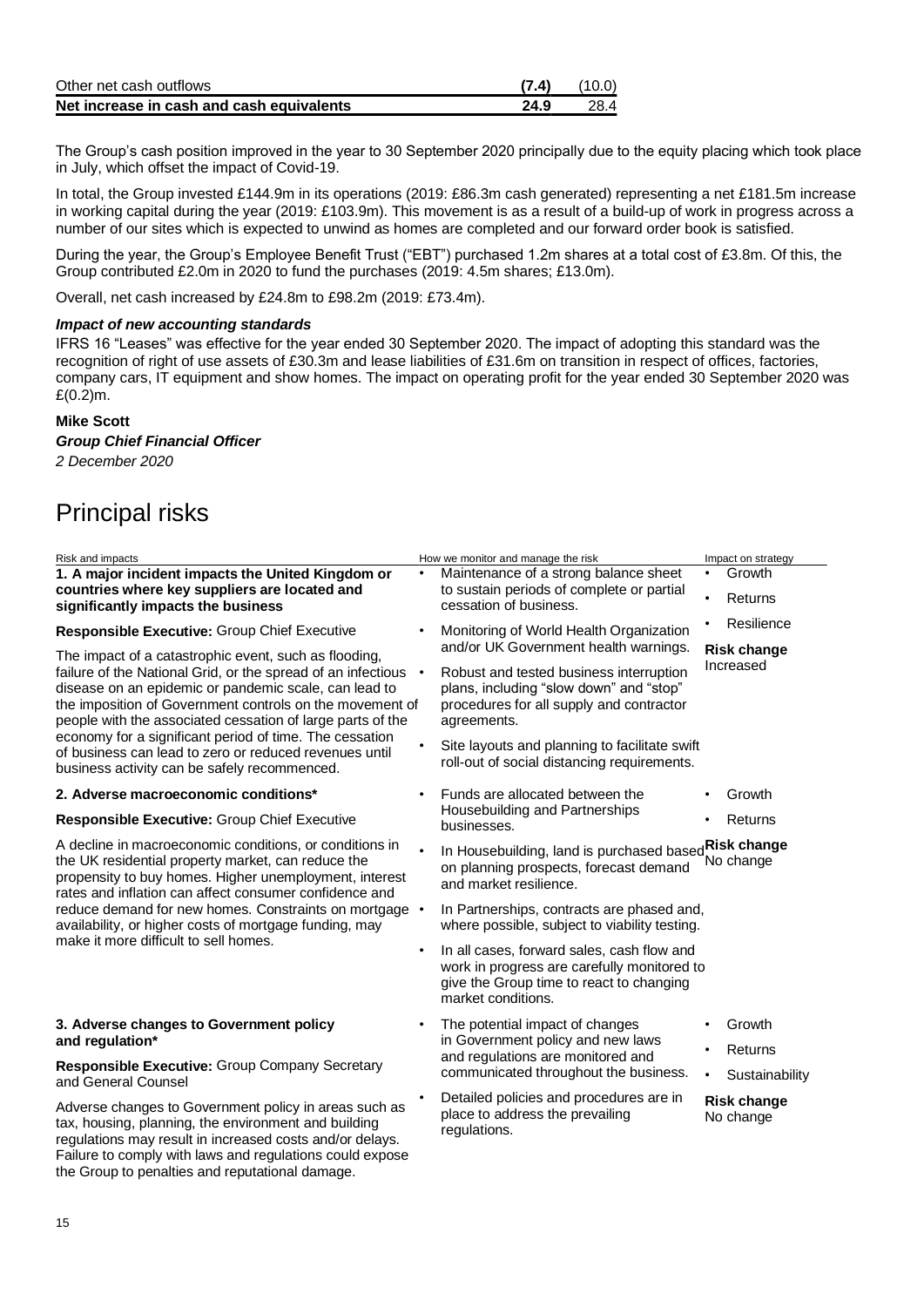| | | |
|---|---|---|
| Other net cash outflows | **(7.4)** | (10.0) |
| **Net increase in cash and cash equivalents** | **24.9** | 28.4 |

The Group's cash position improved in the year to 30 September 2020 principally due to the equity placing which took place in July, which offset the impact of Covid-19.

In total, the Group invested £144.9m in its operations (2019: £86.3m cash generated) representing a net £181.5m increase in working capital during the year (2019: £103.9m). This movement is as a result of a build-up of work in progress across a number of our sites which is expected to unwind as homes are completed and our forward order book is satisfied.

During the year, the Group's Employee Benefit Trust ("EBT") purchased 1.2m shares at a total cost of £3.8m. Of this, the Group contributed £2.0m in 2020 to fund the purchases (2019: 4.5m shares; £13.0m).

Overall, net cash increased by £24.8m to £98.2m (2019: £73.4m).

***Impact of new accounting standards***

IFRS 16 "Leases" was effective for the year ended 30 September 2020. The impact of adopting this standard was the recognition of right of use assets of £30.3m and lease liabilities of £31.6m on transition in respect of offices, factories, company cars, IT equipment and show homes. The impact on operating profit for the year ended 30 September 2020 was £(0.2)m.

**Mike Scott**

***Group Chief Financial Officer***

*2 December 2020*

# Principal risks

| Risk and impacts | How we monitor and manage the risk | Impact on strategy |
|---|---|---|
| **1. A major incident impacts the United Kingdom or countries where key suppliers are located and significantly impacts the business**<br><br>**Responsible Executive:** Group Chief Executive<br><br>The impact of a catastrophic event, such as flooding, failure of the National Grid, or the spread of an infectious disease on an epidemic or pandemic scale, can lead to the imposition of Government controls on the movement of people with the associated cessation of large parts of the economy for a significant period of time. The cessation of business can lead to zero or reduced revenues until business activity can be safely recommenced. | • Maintenance of a strong balance sheet to sustain periods of complete or partial cessation of business.<br>• Monitoring of World Health Organization and/or UK Government health warnings.<br>• Robust and tested business interruption plans, including "slow down" and "stop" procedures for all supply and contractor agreements.<br>• Site layouts and planning to facilitate swift roll-out of social distancing requirements. | • Growth<br>• Returns<br>• Resilience<br><br>**Risk change**<br>Increased |
| **2. Adverse macroeconomic conditions***<br><br>**Responsible Executive:** Group Chief Executive<br><br>A decline in macroeconomic conditions, or conditions in the UK residential property market, can reduce the propensity to buy homes. Higher unemployment, interest rates and inflation can affect consumer confidence and reduce demand for new homes. Constraints on mortgage availability, or higher costs of mortgage funding, may make it more difficult to sell homes. | • Funds are allocated between the Housebuilding and Partnerships businesses.<br>• In Housebuilding, land is purchased based on planning prospects, forecast demand and market resilience.<br>• In Partnerships, contracts are phased and, where possible, subject to viability testing.<br>• In all cases, forward sales, cash flow and work in progress are carefully monitored to give the Group time to react to changing market conditions. | • Growth<br>• Returns<br><br>**Risk change**<br>No change |
| **3. Adverse changes to Government policy and regulation***<br><br>**Responsible Executive:** Group Company Secretary and General Counsel<br><br>Adverse changes to Government policy in areas such as tax, housing, planning, the environment and building regulations may result in increased costs and/or delays. Failure to comply with laws and regulations could expose the Group to penalties and reputational damage. | • The potential impact of changes in Government policy and new laws and regulations are monitored and communicated throughout the business.<br>• Detailed policies and procedures are in place to address the prevailing regulations. | • Growth<br>• Returns<br>• Sustainability<br><br>**Risk change**<br>No change |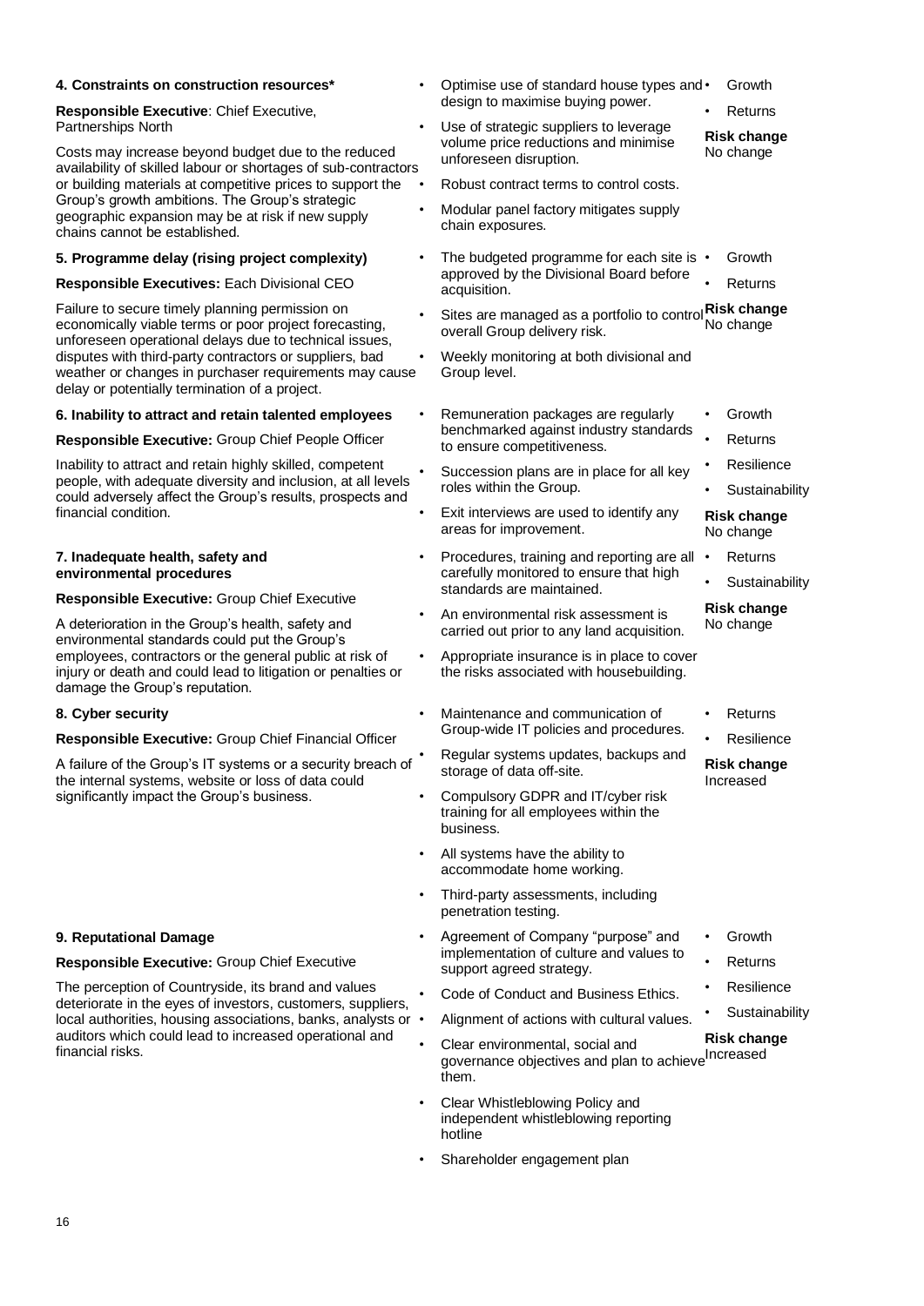#### 4. Constraints on construction resources*

**Responsible Executive**: Chief Executive, Partnerships North

Costs may increase beyond budget due to the reduced availability of skilled labour or shortages of sub-contractors or building materials at competitive prices to support the Group's growth ambitions. The Group's strategic geographic expansion may be at risk if new supply chains cannot be established.

- Optimise use of standard house types and design to maximise buying power.
- Use of strategic suppliers to leverage volume price reductions and minimise unforeseen disruption.
- Robust contract terms to control costs.
- Modular panel factory mitigates supply chain exposures.

- Growth
- Returns

**Risk change**
No change

#### 5. Programme delay (rising project complexity)

**Responsible Executives:** Each Divisional CEO

Failure to secure timely planning permission on economically viable terms or poor project forecasting, unforeseen operational delays due to technical issues, disputes with third-party contractors or suppliers, bad weather or changes in purchaser requirements may cause delay or potentially termination of a project.

- The budgeted programme for each site is approved by the Divisional Board before acquisition.
- Sites are managed as a portfolio to control overall Group delivery risk.
- Weekly monitoring at both divisional and Group level.

- Growth
- Returns

**Risk change**
No change

#### 6. Inability to attract and retain talented employees

**Responsible Executive:** Group Chief People Officer

Inability to attract and retain highly skilled, competent people, with adequate diversity and inclusion, at all levels could adversely affect the Group's results, prospects and financial condition.

- Remuneration packages are regularly benchmarked against industry standards to ensure competitiveness.
- Succession plans are in place for all key roles within the Group.
- Exit interviews are used to identify any areas for improvement.

- Growth
- Returns
- Resilience
- Sustainability

**Risk change**
No change

#### 7. Inadequate health, safety and environmental procedures

**Responsible Executive:** Group Chief Executive

A deterioration in the Group's health, safety and environmental standards could put the Group's employees, contractors or the general public at risk of injury or death and could lead to litigation or penalties or damage the Group's reputation.

- Procedures, training and reporting are all carefully monitored to ensure that high standards are maintained.
- An environmental risk assessment is carried out prior to any land acquisition.
- Appropriate insurance is in place to cover the risks associated with housebuilding.

- Returns
- Sustainability

**Risk change**
No change

#### 8. Cyber security

**Responsible Executive:** Group Chief Financial Officer

A failure of the Group's IT systems or a security breach of the internal systems, website or loss of data could significantly impact the Group's business.

- Maintenance and communication of Group-wide IT policies and procedures.
- Regular systems updates, backups and storage of data off-site.
- Compulsory GDPR and IT/cyber risk training for all employees within the business.
- All systems have the ability to accommodate home working.
- Third-party assessments, including penetration testing.

- Returns
- Resilience

**Risk change**
Increased

#### 9. Reputational Damage

**Responsible Executive:** Group Chief Executive

The perception of Countryside, its brand and values deteriorate in the eyes of investors, customers, suppliers, local authorities, housing associations, banks, analysts or auditors which could lead to increased operational and financial risks.

- Agreement of Company "purpose" and implementation of culture and values to support agreed strategy.
- Code of Conduct and Business Ethics.
- Alignment of actions with cultural values.
- Clear environmental, social and governance objectives and plan to achieve them.
- Clear Whistleblowing Policy and independent whistleblowing reporting hotline
- Shareholder engagement plan

- Growth
- Returns
- Resilience
- Sustainability

**Risk change**
Increased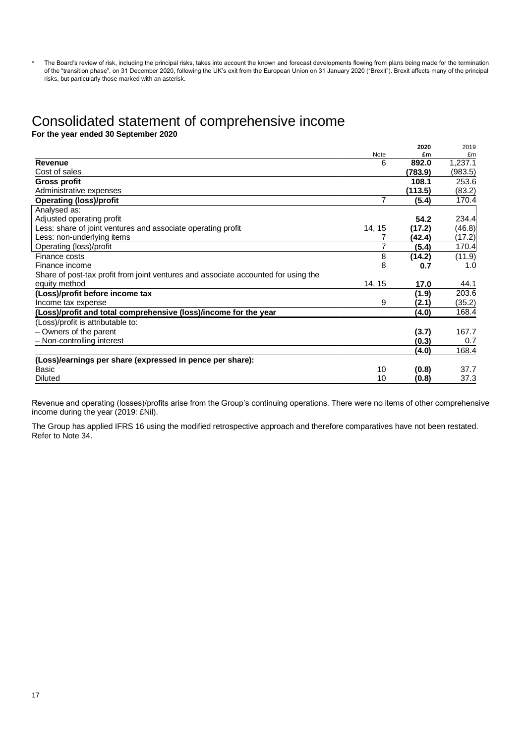\* The Board's review of risk, including the principal risks, takes into account the known and forecast developments flowing from plans being made for the termination of the "transition phase", on 31 December 2020, following the UK's exit from the European Union on 31 January 2020 ("Brexit"). Brexit affects many of the principal risks, but particularly those marked with an asterisk.

# Consolidated statement of comprehensive income

**For the year ended 30 September 2020**

| | Note | 2020 £m | 2019 £m |
|---|---|---|---|
| **Revenue** | 6 | **892.0** | 1,237.1 |
| Cost of sales | | **(783.9)** | (983.5) |
| **Gross profit** | | **108.1** | 253.6 |
| Administrative expenses | | **(113.5)** | (83.2) |
| **Operating (loss)/profit** | 7 | **(5.4)** | 170.4 |
| Analysed as: | | | |
| Adjusted operating profit | | **54.2** | 234.4 |
| Less: share of joint ventures and associate operating profit | 14, 15 | **(17.2)** | (46.8) |
| Less: non-underlying items | 7 | **(42.4)** | (17.2) |
| Operating (loss)/profit | 7 | **(5.4)** | 170.4 |
| Finance costs | 8 | **(14.2)** | (11.9) |
| Finance income | 8 | **0.7** | 1.0 |
| Share of post-tax profit from joint ventures and associate accounted for using the equity method | 14, 15 | **17.0** | 44.1 |
| **(Loss)/profit before income tax** | | **(1.9)** | 203.6 |
| Income tax expense | 9 | **(2.1)** | (35.2) |
| **(Loss)/profit and total comprehensive (loss)/income for the year** | | **(4.0)** | 168.4 |
| (Loss)/profit is attributable to: | | | |
| – Owners of the parent | | **(3.7)** | 167.7 |
| – Non-controlling interest | | **(0.3)** | 0.7 |
| | | **(4.0)** | 168.4 |
| **(Loss)/earnings per share (expressed in pence per share):** | | | |
| Basic | 10 | **(0.8)** | 37.7 |
| Diluted | 10 | **(0.8)** | 37.3 |

Revenue and operating (losses)/profits arise from the Group's continuing operations. There were no items of other comprehensive income during the year (2019: £Nil).

The Group has applied IFRS 16 using the modified retrospective approach and therefore comparatives have not been restated. Refer to Note 34.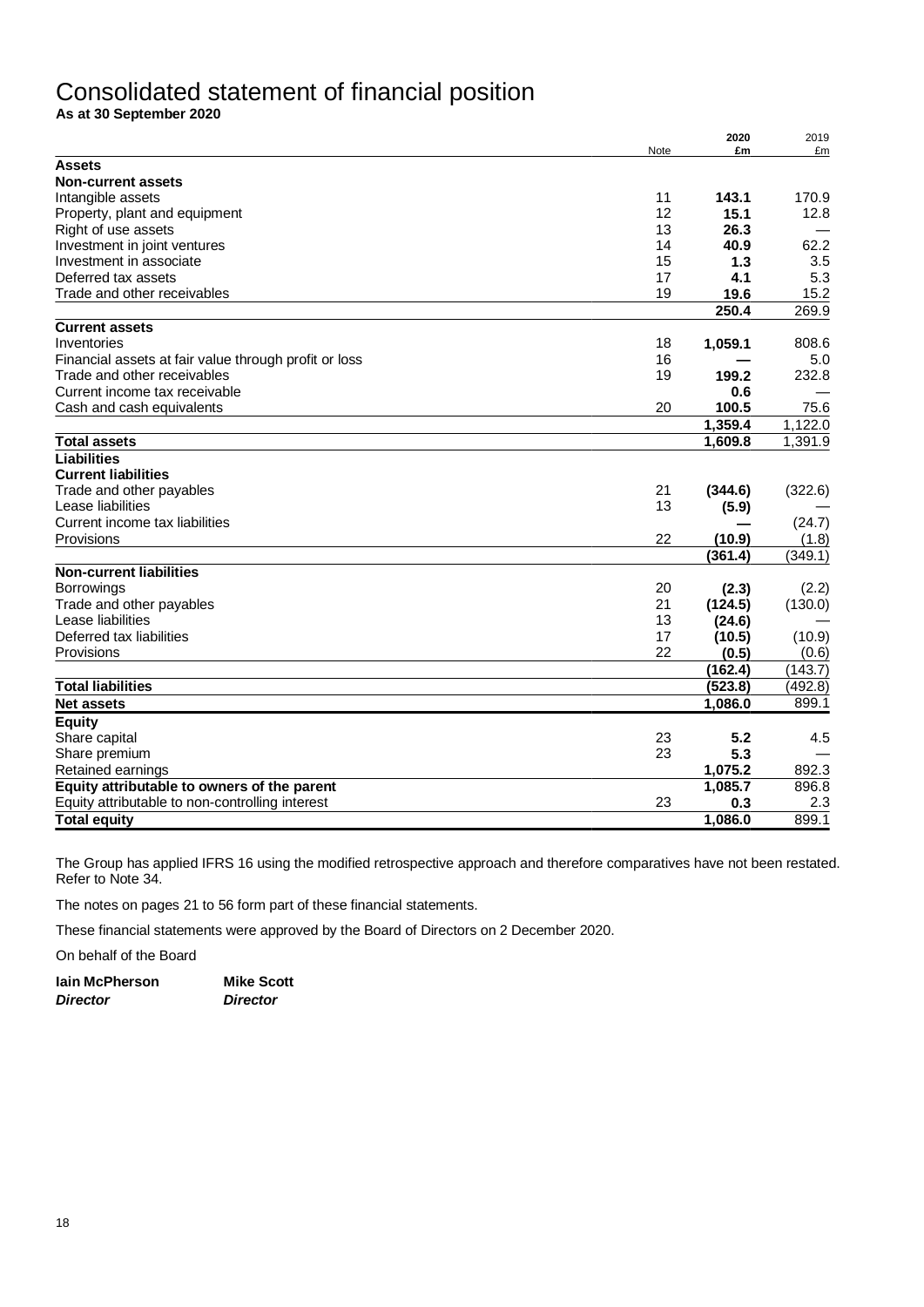# Consolidated statement of financial position

**As at 30 September 2020**

| | Note | 2020 £m | 2019 £m |
|---|---|---|---|
| **Assets** | | | |
| **Non-current assets** | | | |
| Intangible assets | 11 | **143.1** | 170.9 |
| Property, plant and equipment | 12 | **15.1** | 12.8 |
| Right of use assets | 13 | **26.3** | — |
| Investment in joint ventures | 14 | **40.9** | 62.2 |
| Investment in associate | 15 | **1.3** | 3.5 |
| Deferred tax assets | 17 | **4.1** | 5.3 |
| Trade and other receivables | 19 | **19.6** | 15.2 |
| | | **250.4** | 269.9 |
| **Current assets** | | | |
| Inventories | 18 | **1,059.1** | 808.6 |
| Financial assets at fair value through profit or loss | 16 | **—** | 5.0 |
| Trade and other receivables | 19 | **199.2** | 232.8 |
| Current income tax receivable | | **0.6** | — |
| Cash and cash equivalents | 20 | **100.5** | 75.6 |
| | | **1,359.4** | 1,122.0 |
| **Total assets** | | **1,609.8** | 1,391.9 |
| **Liabilities** | | | |
| **Current liabilities** | | | |
| Trade and other payables | 21 | **(344.6)** | (322.6) |
| Lease liabilities | 13 | **(5.9)** | — |
| Current income tax liabilities | | **—** | (24.7) |
| Provisions | 22 | **(10.9)** | (1.8) |
| | | **(361.4)** | (349.1) |
| **Non-current liabilities** | | | |
| Borrowings | 20 | **(2.3)** | (2.2) |
| Trade and other payables | 21 | **(124.5)** | (130.0) |
| Lease liabilities | 13 | **(24.6)** | — |
| Deferred tax liabilities | 17 | **(10.5)** | (10.9) |
| Provisions | 22 | **(0.5)** | (0.6) |
| | | **(162.4)** | (143.7) |
| **Total liabilities** | | **(523.8)** | (492.8) |
| **Net assets** | | **1,086.0** | 899.1 |
| **Equity** | | | |
| Share capital | 23 | **5.2** | 4.5 |
| Share premium | 23 | **5.3** | — |
| Retained earnings | | **1,075.2** | 892.3 |
| **Equity attributable to owners of the parent** | | **1,085.7** | 896.8 |
| Equity attributable to non-controlling interest | 23 | **0.3** | 2.3 |
| **Total equity** | | **1,086.0** | 899.1 |

The Group has applied IFRS 16 using the modified retrospective approach and therefore comparatives have not been restated. Refer to Note 34.

The notes on pages 21 to 56 form part of these financial statements.

These financial statements were approved by the Board of Directors on 2 December 2020.

On behalf of the Board

| **Iain McPherson** | **Mike Scott** |
|---|---|
| ***Director*** | ***Director*** |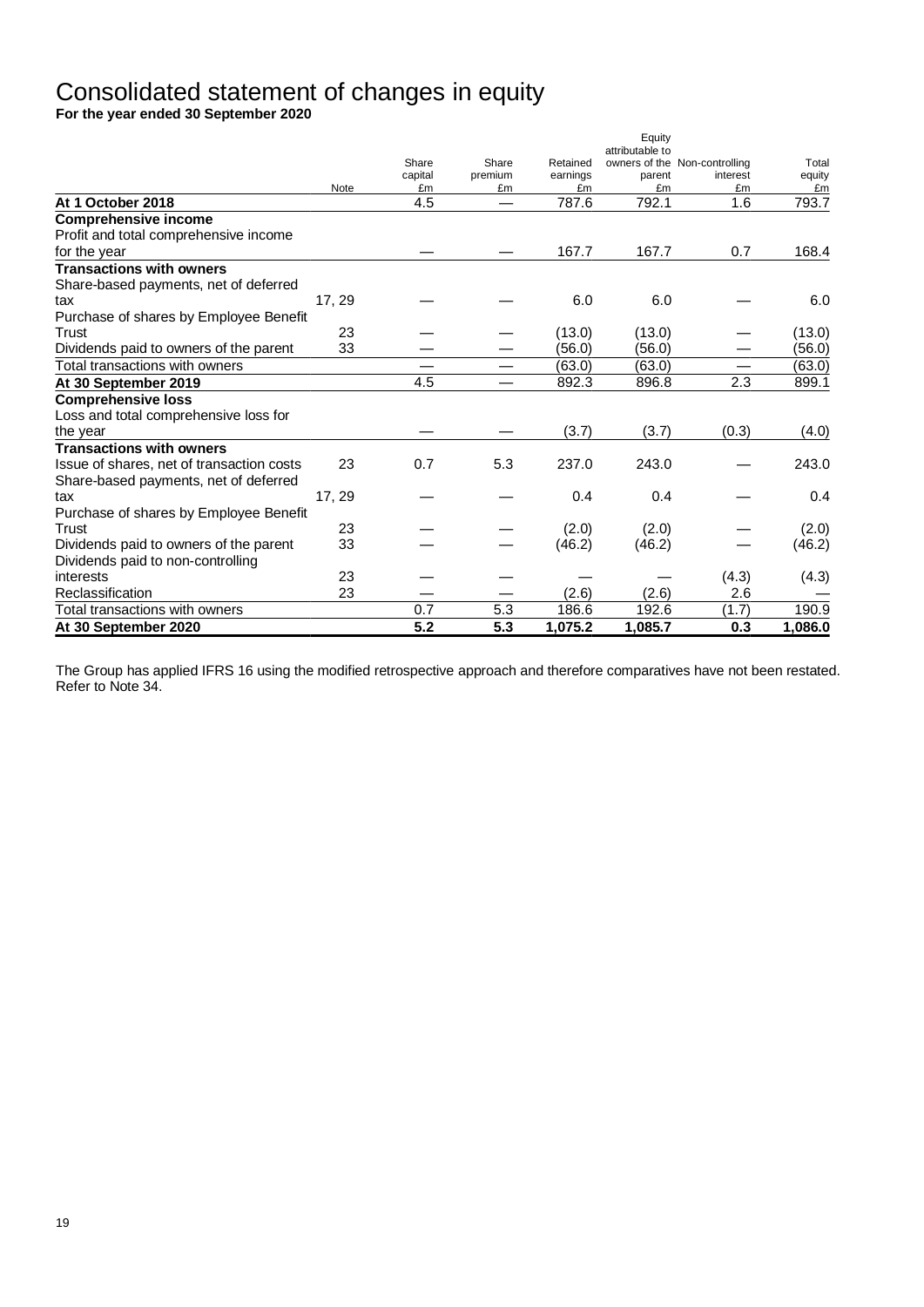# Consolidated statement of changes in equity

**For the year ended 30 September 2020**

| | Note | Share capital £m | Share premium £m | Retained earnings £m | Equity attributable to owners of the parent £m | Non-controlling interest £m | Total equity £m |
|---|---|---|---|---|---|---|---|
| **At 1 October 2018** | | 4.5 | — | 787.6 | 792.1 | 1.6 | 793.7 |
| **Comprehensive income** | | | | | | | |
| Profit and total comprehensive income for the year | | — | — | 167.7 | 167.7 | 0.7 | 168.4 |
| **Transactions with owners** | | | | | | | |
| Share-based payments, net of deferred tax | 17, 29 | — | — | 6.0 | 6.0 | — | 6.0 |
| Purchase of shares by Employee Benefit Trust | 23 | — | — | (13.0) | (13.0) | — | (13.0) |
| Dividends paid to owners of the parent | 33 | — | — | (56.0) | (56.0) | — | (56.0) |
| Total transactions with owners | | — | — | (63.0) | (63.0) | — | (63.0) |
| **At 30 September 2019** | | 4.5 | — | 892.3 | 896.8 | 2.3 | 899.1 |
| **Comprehensive loss** | | | | | | | |
| Loss and total comprehensive loss for the year | | — | — | (3.7) | (3.7) | (0.3) | (4.0) |
| **Transactions with owners** | | | | | | | |
| Issue of shares, net of transaction costs | 23 | 0.7 | 5.3 | 237.0 | 243.0 | — | 243.0 |
| Share-based payments, net of deferred tax | 17, 29 | — | — | 0.4 | 0.4 | — | 0.4 |
| Purchase of shares by Employee Benefit Trust | 23 | — | — | (2.0) | (2.0) | — | (2.0) |
| Dividends paid to owners of the parent | 33 | — | — | (46.2) | (46.2) | — | (46.2) |
| Dividends paid to non-controlling interests | 23 | — | — | — | — | (4.3) | (4.3) |
| Reclassification | 23 | — | — | (2.6) | (2.6) | 2.6 | — |
| Total transactions with owners | | 0.7 | 5.3 | 186.6 | 192.6 | (1.7) | 190.9 |
| **At 30 September 2020** | | **5.2** | **5.3** | **1,075.2** | **1,085.7** | **0.3** | **1,086.0** |

The Group has applied IFRS 16 using the modified retrospective approach and therefore comparatives have not been restated. Refer to Note 34.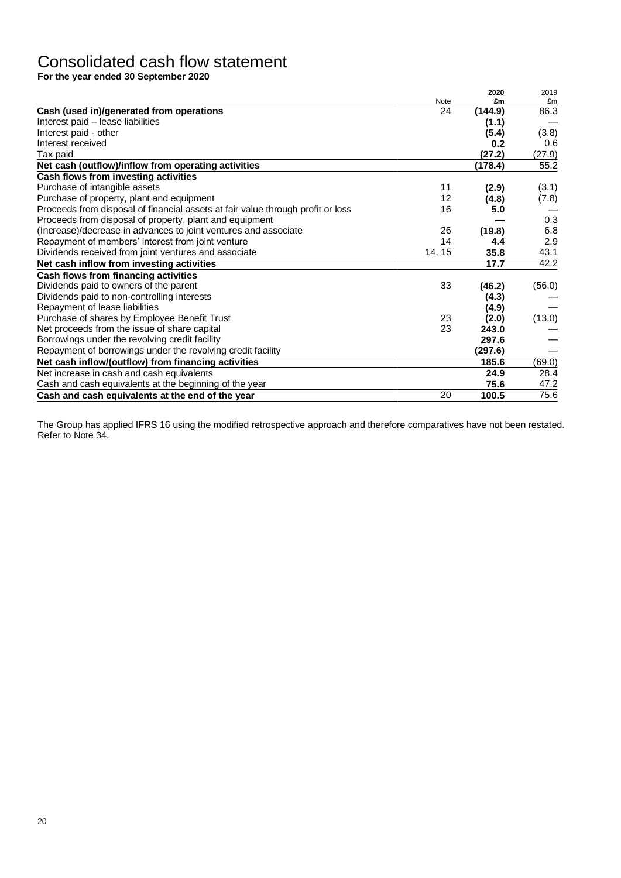# Consolidated cash flow statement

**For the year ended 30 September 2020**

| | Note | 2020<br>£m | 2019<br>£m |
|---|---|---|---|
| **Cash (used in)/generated from operations** | 24 | **(144.9)** | 86.3 |
| Interest paid – lease liabilities | | **(1.1)** | — |
| Interest paid - other | | **(5.4)** | (3.8) |
| Interest received | | **0.2** | 0.6 |
| Tax paid | | **(27.2)** | (27.9) |
| **Net cash (outflow)/inflow from operating activities** | | **(178.4)** | 55.2 |
| **Cash flows from investing activities** | | | |
| Purchase of intangible assets | 11 | **(2.9)** | (3.1) |
| Purchase of property, plant and equipment | 12 | **(4.8)** | (7.8) |
| Proceeds from disposal of financial assets at fair value through profit or loss | 16 | **5.0** | — |
| Proceeds from disposal of property, plant and equipment | | **—** | 0.3 |
| (Increase)/decrease in advances to joint ventures and associate | 26 | **(19.8)** | 6.8 |
| Repayment of members' interest from joint venture | 14 | **4.4** | 2.9 |
| Dividends received from joint ventures and associate | 14, 15 | **35.8** | 43.1 |
| **Net cash inflow from investing activities** | | **17.7** | 42.2 |
| **Cash flows from financing activities** | | | |
| Dividends paid to owners of the parent | 33 | **(46.2)** | (56.0) |
| Dividends paid to non-controlling interests | | **(4.3)** | — |
| Repayment of lease liabilities | | **(4.9)** | — |
| Purchase of shares by Employee Benefit Trust | 23 | **(2.0)** | (13.0) |
| Net proceeds from the issue of share capital | 23 | **243.0** | — |
| Borrowings under the revolving credit facility | | **297.6** | — |
| Repayment of borrowings under the revolving credit facility | | **(297.6)** | — |
| **Net cash inflow/(outflow) from financing activities** | | **185.6** | (69.0) |
| Net increase in cash and cash equivalents | | **24.9** | 28.4 |
| Cash and cash equivalents at the beginning of the year | | **75.6** | 47.2 |
| **Cash and cash equivalents at the end of the year** | 20 | **100.5** | 75.6 |

The Group has applied IFRS 16 using the modified retrospective approach and therefore comparatives have not been restated. Refer to Note 34.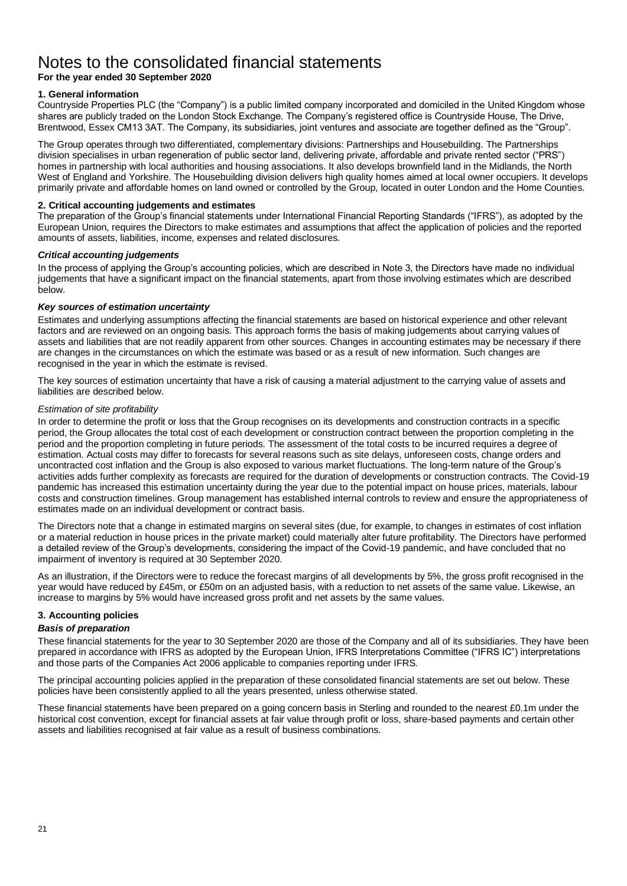# Notes to the consolidated financial statements

**For the year ended 30 September 2020**

## 1. General information

Countryside Properties PLC (the "Company") is a public limited company incorporated and domiciled in the United Kingdom whose shares are publicly traded on the London Stock Exchange. The Company's registered office is Countryside House, The Drive, Brentwood, Essex CM13 3AT. The Company, its subsidiaries, joint ventures and associate are together defined as the "Group".

The Group operates through two differentiated, complementary divisions: Partnerships and Housebuilding. The Partnerships division specialises in urban regeneration of public sector land, delivering private, affordable and private rented sector ("PRS") homes in partnership with local authorities and housing associations. It also develops brownfield land in the Midlands, the North West of England and Yorkshire. The Housebuilding division delivers high quality homes aimed at local owner occupiers. It develops primarily private and affordable homes on land owned or controlled by the Group, located in outer London and the Home Counties.

## 2. Critical accounting judgements and estimates

The preparation of the Group's financial statements under International Financial Reporting Standards ("IFRS"), as adopted by the European Union, requires the Directors to make estimates and assumptions that affect the application of policies and the reported amounts of assets, liabilities, income, expenses and related disclosures.

### *Critical accounting judgements*

In the process of applying the Group's accounting policies, which are described in Note 3, the Directors have made no individual judgements that have a significant impact on the financial statements, apart from those involving estimates which are described below.

### *Key sources of estimation uncertainty*

Estimates and underlying assumptions affecting the financial statements are based on historical experience and other relevant factors and are reviewed on an ongoing basis. This approach forms the basis of making judgements about carrying values of assets and liabilities that are not readily apparent from other sources. Changes in accounting estimates may be necessary if there are changes in the circumstances on which the estimate was based or as a result of new information. Such changes are recognised in the year in which the estimate is revised.

The key sources of estimation uncertainty that have a risk of causing a material adjustment to the carrying value of assets and liabilities are described below.

*Estimation of site profitability*

In order to determine the profit or loss that the Group recognises on its developments and construction contracts in a specific period, the Group allocates the total cost of each development or construction contract between the proportion completing in the period and the proportion completing in future periods. The assessment of the total costs to be incurred requires a degree of estimation. Actual costs may differ to forecasts for several reasons such as site delays, unforeseen costs, change orders and uncontracted cost inflation and the Group is also exposed to various market fluctuations. The long-term nature of the Group's activities adds further complexity as forecasts are required for the duration of developments or construction contracts. The Covid-19 pandemic has increased this estimation uncertainty during the year due to the potential impact on house prices, materials, labour costs and construction timelines. Group management has established internal controls to review and ensure the appropriateness of estimates made on an individual development or contract basis.

The Directors note that a change in estimated margins on several sites (due, for example, to changes in estimates of cost inflation or a material reduction in house prices in the private market) could materially alter future profitability. The Directors have performed a detailed review of the Group's developments, considering the impact of the Covid-19 pandemic, and have concluded that no impairment of inventory is required at 30 September 2020.

As an illustration, if the Directors were to reduce the forecast margins of all developments by 5%, the gross profit recognised in the year would have reduced by £45m, or £50m on an adjusted basis, with a reduction to net assets of the same value. Likewise, an increase to margins by 5% would have increased gross profit and net assets by the same values.

## 3. Accounting policies

### *Basis of preparation*

These financial statements for the year to 30 September 2020 are those of the Company and all of its subsidiaries. They have been prepared in accordance with IFRS as adopted by the European Union, IFRS Interpretations Committee ("IFRS IC") interpretations and those parts of the Companies Act 2006 applicable to companies reporting under IFRS.

The principal accounting policies applied in the preparation of these consolidated financial statements are set out below. These policies have been consistently applied to all the years presented, unless otherwise stated.

These financial statements have been prepared on a going concern basis in Sterling and rounded to the nearest £0.1m under the historical cost convention, except for financial assets at fair value through profit or loss, share-based payments and certain other assets and liabilities recognised at fair value as a result of business combinations.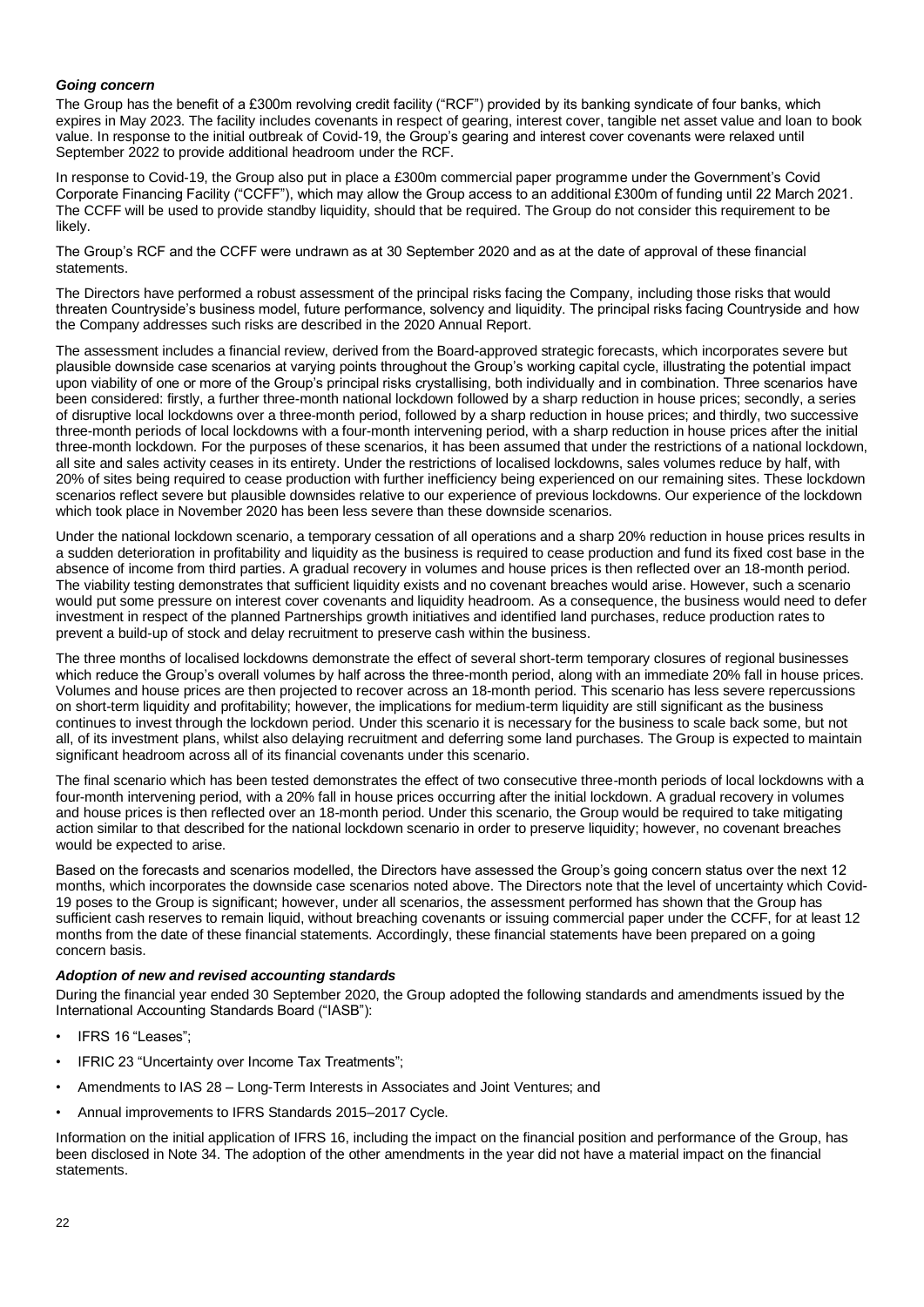***Going concern***

The Group has the benefit of a £300m revolving credit facility ("RCF") provided by its banking syndicate of four banks, which expires in May 2023. The facility includes covenants in respect of gearing, interest cover, tangible net asset value and loan to book value. In response to the initial outbreak of Covid-19, the Group's gearing and interest cover covenants were relaxed until September 2022 to provide additional headroom under the RCF.

In response to Covid-19, the Group also put in place a £300m commercial paper programme under the Government's Covid Corporate Financing Facility ("CCFF"), which may allow the Group access to an additional £300m of funding until 22 March 2021. The CCFF will be used to provide standby liquidity, should that be required. The Group do not consider this requirement to be likely.

The Group's RCF and the CCFF were undrawn as at 30 September 2020 and as at the date of approval of these financial statements.

The Directors have performed a robust assessment of the principal risks facing the Company, including those risks that would threaten Countryside's business model, future performance, solvency and liquidity. The principal risks facing Countryside and how the Company addresses such risks are described in the 2020 Annual Report.

The assessment includes a financial review, derived from the Board-approved strategic forecasts, which incorporates severe but plausible downside case scenarios at varying points throughout the Group's working capital cycle, illustrating the potential impact upon viability of one or more of the Group's principal risks crystallising, both individually and in combination. Three scenarios have been considered: firstly, a further three-month national lockdown followed by a sharp reduction in house prices; secondly, a series of disruptive local lockdowns over a three-month period, followed by a sharp reduction in house prices; and thirdly, two successive three-month periods of local lockdowns with a four-month intervening period, with a sharp reduction in house prices after the initial three-month lockdown. For the purposes of these scenarios, it has been assumed that under the restrictions of a national lockdown, all site and sales activity ceases in its entirety. Under the restrictions of localised lockdowns, sales volumes reduce by half, with 20% of sites being required to cease production with further inefficiency being experienced on our remaining sites. These lockdown scenarios reflect severe but plausible downsides relative to our experience of previous lockdowns. Our experience of the lockdown which took place in November 2020 has been less severe than these downside scenarios.

Under the national lockdown scenario, a temporary cessation of all operations and a sharp 20% reduction in house prices results in a sudden deterioration in profitability and liquidity as the business is required to cease production and fund its fixed cost base in the absence of income from third parties. A gradual recovery in volumes and house prices is then reflected over an 18-month period. The viability testing demonstrates that sufficient liquidity exists and no covenant breaches would arise. However, such a scenario would put some pressure on interest cover covenants and liquidity headroom. As a consequence, the business would need to defer investment in respect of the planned Partnerships growth initiatives and identified land purchases, reduce production rates to prevent a build-up of stock and delay recruitment to preserve cash within the business.

The three months of localised lockdowns demonstrate the effect of several short-term temporary closures of regional businesses which reduce the Group's overall volumes by half across the three-month period, along with an immediate 20% fall in house prices. Volumes and house prices are then projected to recover across an 18-month period. This scenario has less severe repercussions on short-term liquidity and profitability; however, the implications for medium-term liquidity are still significant as the business continues to invest through the lockdown period. Under this scenario it is necessary for the business to scale back some, but not all, of its investment plans, whilst also delaying recruitment and deferring some land purchases. The Group is expected to maintain significant headroom across all of its financial covenants under this scenario.

The final scenario which has been tested demonstrates the effect of two consecutive three-month periods of local lockdowns with a four-month intervening period, with a 20% fall in house prices occurring after the initial lockdown. A gradual recovery in volumes and house prices is then reflected over an 18-month period. Under this scenario, the Group would be required to take mitigating action similar to that described for the national lockdown scenario in order to preserve liquidity; however, no covenant breaches would be expected to arise.

Based on the forecasts and scenarios modelled, the Directors have assessed the Group's going concern status over the next 12 months, which incorporates the downside case scenarios noted above. The Directors note that the level of uncertainty which Covid-19 poses to the Group is significant; however, under all scenarios, the assessment performed has shown that the Group has sufficient cash reserves to remain liquid, without breaching covenants or issuing commercial paper under the CCFF, for at least 12 months from the date of these financial statements. Accordingly, these financial statements have been prepared on a going concern basis.

***Adoption of new and revised accounting standards***

During the financial year ended 30 September 2020, the Group adopted the following standards and amendments issued by the International Accounting Standards Board ("IASB"):

- IFRS 16 "Leases";
- IFRIC 23 "Uncertainty over Income Tax Treatments";
- Amendments to IAS 28 – Long-Term Interests in Associates and Joint Ventures; and
- Annual improvements to IFRS Standards 2015–2017 Cycle.

Information on the initial application of IFRS 16, including the impact on the financial position and performance of the Group, has been disclosed in Note 34. The adoption of the other amendments in the year did not have a material impact on the financial statements.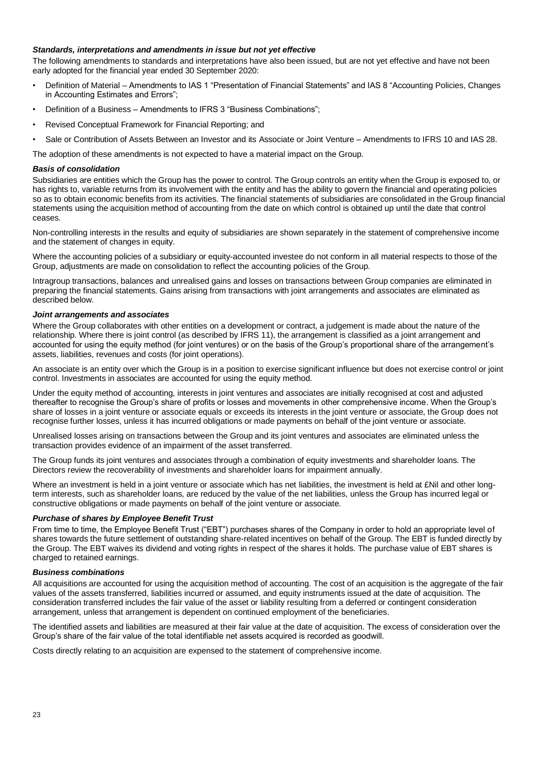### *Standards, interpretations and amendments in issue but not yet effective*

The following amendments to standards and interpretations have also been issued, but are not yet effective and have not been early adopted for the financial year ended 30 September 2020:

- Definition of Material – Amendments to IAS 1 "Presentation of Financial Statements" and IAS 8 "Accounting Policies, Changes in Accounting Estimates and Errors";
- Definition of a Business – Amendments to IFRS 3 "Business Combinations";
- Revised Conceptual Framework for Financial Reporting; and
- Sale or Contribution of Assets Between an Investor and its Associate or Joint Venture – Amendments to IFRS 10 and IAS 28.

The adoption of these amendments is not expected to have a material impact on the Group.

### *Basis of consolidation*

Subsidiaries are entities which the Group has the power to control. The Group controls an entity when the Group is exposed to, or has rights to, variable returns from its involvement with the entity and has the ability to govern the financial and operating policies so as to obtain economic benefits from its activities. The financial statements of subsidiaries are consolidated in the Group financial statements using the acquisition method of accounting from the date on which control is obtained up until the date that control ceases.

Non-controlling interests in the results and equity of subsidiaries are shown separately in the statement of comprehensive income and the statement of changes in equity.

Where the accounting policies of a subsidiary or equity-accounted investee do not conform in all material respects to those of the Group, adjustments are made on consolidation to reflect the accounting policies of the Group.

Intragroup transactions, balances and unrealised gains and losses on transactions between Group companies are eliminated in preparing the financial statements. Gains arising from transactions with joint arrangements and associates are eliminated as described below.

### *Joint arrangements and associates*

Where the Group collaborates with other entities on a development or contract, a judgement is made about the nature of the relationship. Where there is joint control (as described by IFRS 11), the arrangement is classified as a joint arrangement and accounted for using the equity method (for joint ventures) or on the basis of the Group's proportional share of the arrangement's assets, liabilities, revenues and costs (for joint operations).

An associate is an entity over which the Group is in a position to exercise significant influence but does not exercise control or joint control. Investments in associates are accounted for using the equity method.

Under the equity method of accounting, interests in joint ventures and associates are initially recognised at cost and adjusted thereafter to recognise the Group's share of profits or losses and movements in other comprehensive income. When the Group's share of losses in a joint venture or associate equals or exceeds its interests in the joint venture or associate, the Group does not recognise further losses, unless it has incurred obligations or made payments on behalf of the joint venture or associate.

Unrealised losses arising on transactions between the Group and its joint ventures and associates are eliminated unless the transaction provides evidence of an impairment of the asset transferred.

The Group funds its joint ventures and associates through a combination of equity investments and shareholder loans. The Directors review the recoverability of investments and shareholder loans for impairment annually.

Where an investment is held in a joint venture or associate which has net liabilities, the investment is held at £Nil and other long-term interests, such as shareholder loans, are reduced by the value of the net liabilities, unless the Group has incurred legal or constructive obligations or made payments on behalf of the joint venture or associate.

### *Purchase of shares by Employee Benefit Trust*

From time to time, the Employee Benefit Trust ("EBT") purchases shares of the Company in order to hold an appropriate level of shares towards the future settlement of outstanding share-related incentives on behalf of the Group. The EBT is funded directly by the Group. The EBT waives its dividend and voting rights in respect of the shares it holds. The purchase value of EBT shares is charged to retained earnings.

### *Business combinations*

All acquisitions are accounted for using the acquisition method of accounting. The cost of an acquisition is the aggregate of the fair values of the assets transferred, liabilities incurred or assumed, and equity instruments issued at the date of acquisition. The consideration transferred includes the fair value of the asset or liability resulting from a deferred or contingent consideration arrangement, unless that arrangement is dependent on continued employment of the beneficiaries.

The identified assets and liabilities are measured at their fair value at the date of acquisition. The excess of consideration over the Group's share of the fair value of the total identifiable net assets acquired is recorded as goodwill.

Costs directly relating to an acquisition are expensed to the statement of comprehensive income.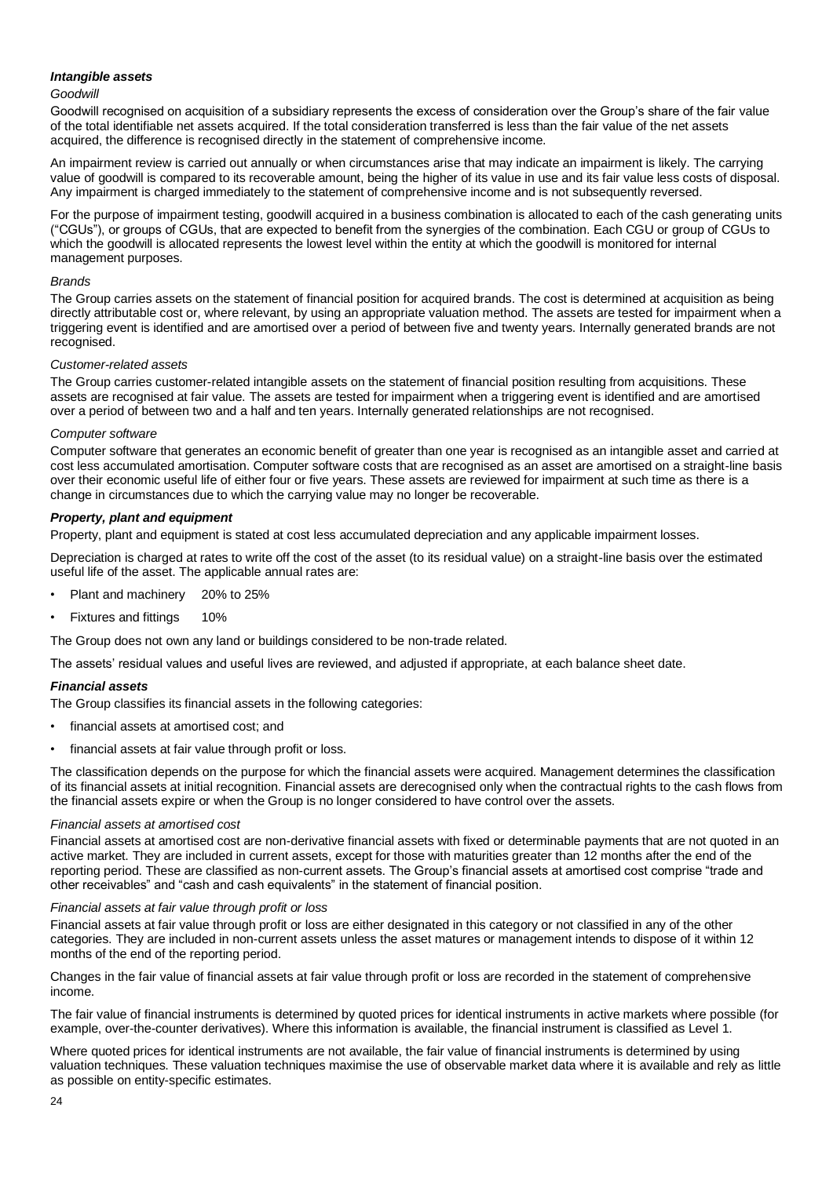### ***Intangible assets***

*Goodwill*

Goodwill recognised on acquisition of a subsidiary represents the excess of consideration over the Group's share of the fair value of the total identifiable net assets acquired. If the total consideration transferred is less than the fair value of the net assets acquired, the difference is recognised directly in the statement of comprehensive income.

An impairment review is carried out annually or when circumstances arise that may indicate an impairment is likely. The carrying value of goodwill is compared to its recoverable amount, being the higher of its value in use and its fair value less costs of disposal. Any impairment is charged immediately to the statement of comprehensive income and is not subsequently reversed.

For the purpose of impairment testing, goodwill acquired in a business combination is allocated to each of the cash generating units ("CGUs"), or groups of CGUs, that are expected to benefit from the synergies of the combination. Each CGU or group of CGUs to which the goodwill is allocated represents the lowest level within the entity at which the goodwill is monitored for internal management purposes.

*Brands*

The Group carries assets on the statement of financial position for acquired brands. The cost is determined at acquisition as being directly attributable cost or, where relevant, by using an appropriate valuation method. The assets are tested for impairment when a triggering event is identified and are amortised over a period of between five and twenty years. Internally generated brands are not recognised.

*Customer-related assets*

The Group carries customer-related intangible assets on the statement of financial position resulting from acquisitions. These assets are recognised at fair value. The assets are tested for impairment when a triggering event is identified and are amortised over a period of between two and a half and ten years. Internally generated relationships are not recognised.

*Computer software*

Computer software that generates an economic benefit of greater than one year is recognised as an intangible asset and carried at cost less accumulated amortisation. Computer software costs that are recognised as an asset are amortised on a straight-line basis over their economic useful life of either four or five years. These assets are reviewed for impairment at such time as there is a change in circumstances due to which the carrying value may no longer be recoverable.

### ***Property, plant and equipment***

Property, plant and equipment is stated at cost less accumulated depreciation and any applicable impairment losses.

Depreciation is charged at rates to write off the cost of the asset (to its residual value) on a straight-line basis over the estimated useful life of the asset. The applicable annual rates are:

- Plant and machinery 20% to 25%
- Fixtures and fittings 10%

The Group does not own any land or buildings considered to be non-trade related.

The assets' residual values and useful lives are reviewed, and adjusted if appropriate, at each balance sheet date.

### ***Financial assets***

The Group classifies its financial assets in the following categories:

- financial assets at amortised cost; and
- financial assets at fair value through profit or loss.

The classification depends on the purpose for which the financial assets were acquired. Management determines the classification of its financial assets at initial recognition. Financial assets are derecognised only when the contractual rights to the cash flows from the financial assets expire or when the Group is no longer considered to have control over the assets.

*Financial assets at amortised cost*

Financial assets at amortised cost are non-derivative financial assets with fixed or determinable payments that are not quoted in an active market. They are included in current assets, except for those with maturities greater than 12 months after the end of the reporting period. These are classified as non-current assets. The Group's financial assets at amortised cost comprise "trade and other receivables" and "cash and cash equivalents" in the statement of financial position.

*Financial assets at fair value through profit or loss*

Financial assets at fair value through profit or loss are either designated in this category or not classified in any of the other categories. They are included in non-current assets unless the asset matures or management intends to dispose of it within 12 months of the end of the reporting period.

Changes in the fair value of financial assets at fair value through profit or loss are recorded in the statement of comprehensive income.

The fair value of financial instruments is determined by quoted prices for identical instruments in active markets where possible (for example, over-the-counter derivatives). Where this information is available, the financial instrument is classified as Level 1.

Where quoted prices for identical instruments are not available, the fair value of financial instruments is determined by using valuation techniques. These valuation techniques maximise the use of observable market data where it is available and rely as little as possible on entity-specific estimates.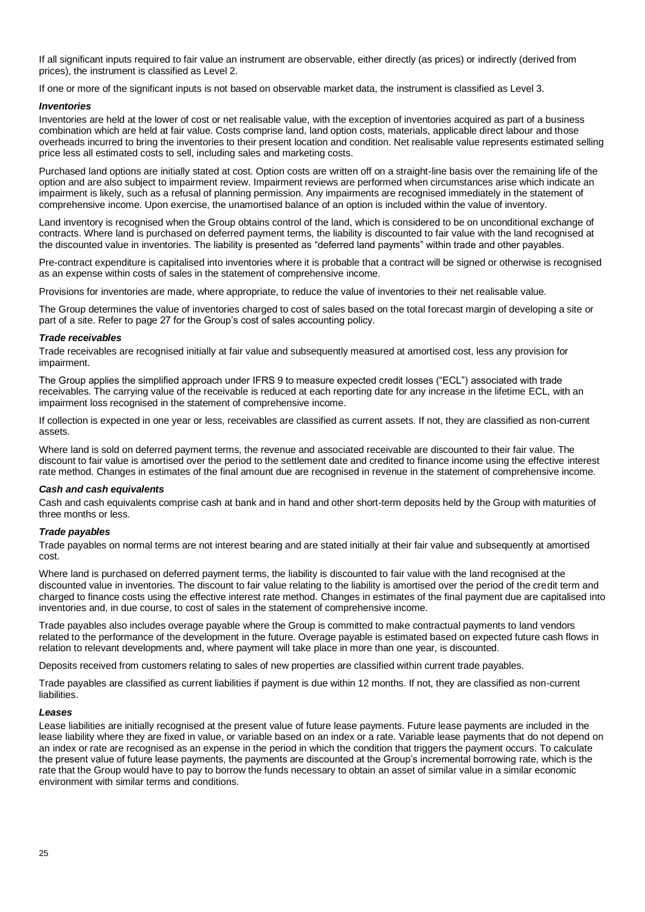If all significant inputs required to fair value an instrument are observable, either directly (as prices) or indirectly (derived from prices), the instrument is classified as Level 2.

If one or more of the significant inputs is not based on observable market data, the instrument is classified as Level 3.

### *Inventories*

Inventories are held at the lower of cost or net realisable value, with the exception of inventories acquired as part of a business combination which are held at fair value. Costs comprise land, land option costs, materials, applicable direct labour and those overheads incurred to bring the inventories to their present location and condition. Net realisable value represents estimated selling price less all estimated costs to sell, including sales and marketing costs.

Purchased land options are initially stated at cost. Option costs are written off on a straight-line basis over the remaining life of the option and are also subject to impairment review. Impairment reviews are performed when circumstances arise which indicate an impairment is likely, such as a refusal of planning permission. Any impairments are recognised immediately in the statement of comprehensive income. Upon exercise, the unamortised balance of an option is included within the value of inventory.

Land inventory is recognised when the Group obtains control of the land, which is considered to be on unconditional exchange of contracts. Where land is purchased on deferred payment terms, the liability is discounted to fair value with the land recognised at the discounted value in inventories. The liability is presented as "deferred land payments" within trade and other payables.

Pre-contract expenditure is capitalised into inventories where it is probable that a contract will be signed or otherwise is recognised as an expense within costs of sales in the statement of comprehensive income.

Provisions for inventories are made, where appropriate, to reduce the value of inventories to their net realisable value.

The Group determines the value of inventories charged to cost of sales based on the total forecast margin of developing a site or part of a site. Refer to page 27 for the Group's cost of sales accounting policy.

### *Trade receivables*

Trade receivables are recognised initially at fair value and subsequently measured at amortised cost, less any provision for impairment.

The Group applies the simplified approach under IFRS 9 to measure expected credit losses ("ECL") associated with trade receivables. The carrying value of the receivable is reduced at each reporting date for any increase in the lifetime ECL, with an impairment loss recognised in the statement of comprehensive income.

If collection is expected in one year or less, receivables are classified as current assets. If not, they are classified as non-current assets.

Where land is sold on deferred payment terms, the revenue and associated receivable are discounted to their fair value. The discount to fair value is amortised over the period to the settlement date and credited to finance income using the effective interest rate method. Changes in estimates of the final amount due are recognised in revenue in the statement of comprehensive income.

### *Cash and cash equivalents*

Cash and cash equivalents comprise cash at bank and in hand and other short-term deposits held by the Group with maturities of three months or less.

### *Trade payables*

Trade payables on normal terms are not interest bearing and are stated initially at their fair value and subsequently at amortised cost.

Where land is purchased on deferred payment terms, the liability is discounted to fair value with the land recognised at the discounted value in inventories. The discount to fair value relating to the liability is amortised over the period of the credit term and charged to finance costs using the effective interest rate method. Changes in estimates of the final payment due are capitalised into inventories and, in due course, to cost of sales in the statement of comprehensive income.

Trade payables also includes overage payable where the Group is committed to make contractual payments to land vendors related to the performance of the development in the future. Overage payable is estimated based on expected future cash flows in relation to relevant developments and, where payment will take place in more than one year, is discounted.

Deposits received from customers relating to sales of new properties are classified within current trade payables.

Trade payables are classified as current liabilities if payment is due within 12 months. If not, they are classified as non-current liabilities.

### *Leases*

Lease liabilities are initially recognised at the present value of future lease payments. Future lease payments are included in the lease liability where they are fixed in value, or variable based on an index or a rate. Variable lease payments that do not depend on an index or rate are recognised as an expense in the period in which the condition that triggers the payment occurs. To calculate the present value of future lease payments, the payments are discounted at the Group's incremental borrowing rate, which is the rate that the Group would have to pay to borrow the funds necessary to obtain an asset of similar value in a similar economic environment with similar terms and conditions.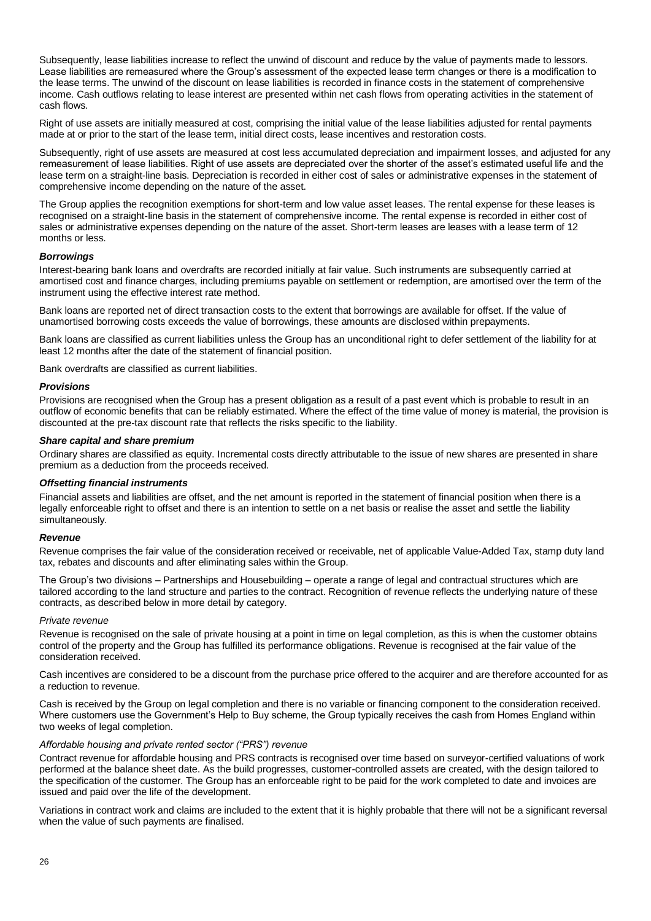Subsequently, lease liabilities increase to reflect the unwind of discount and reduce by the value of payments made to lessors. Lease liabilities are remeasured where the Group's assessment of the expected lease term changes or there is a modification to the lease terms. The unwind of the discount on lease liabilities is recorded in finance costs in the statement of comprehensive income. Cash outflows relating to lease interest are presented within net cash flows from operating activities in the statement of cash flows.

Right of use assets are initially measured at cost, comprising the initial value of the lease liabilities adjusted for rental payments made at or prior to the start of the lease term, initial direct costs, lease incentives and restoration costs.

Subsequently, right of use assets are measured at cost less accumulated depreciation and impairment losses, and adjusted for any remeasurement of lease liabilities. Right of use assets are depreciated over the shorter of the asset's estimated useful life and the lease term on a straight-line basis. Depreciation is recorded in either cost of sales or administrative expenses in the statement of comprehensive income depending on the nature of the asset.

The Group applies the recognition exemptions for short-term and low value asset leases. The rental expense for these leases is recognised on a straight-line basis in the statement of comprehensive income. The rental expense is recorded in either cost of sales or administrative expenses depending on the nature of the asset. Short-term leases are leases with a lease term of 12 months or less.

***Borrowings***

Interest-bearing bank loans and overdrafts are recorded initially at fair value. Such instruments are subsequently carried at amortised cost and finance charges, including premiums payable on settlement or redemption, are amortised over the term of the instrument using the effective interest rate method.

Bank loans are reported net of direct transaction costs to the extent that borrowings are available for offset. If the value of unamortised borrowing costs exceeds the value of borrowings, these amounts are disclosed within prepayments.

Bank loans are classified as current liabilities unless the Group has an unconditional right to defer settlement of the liability for at least 12 months after the date of the statement of financial position.

Bank overdrafts are classified as current liabilities.

***Provisions***

Provisions are recognised when the Group has a present obligation as a result of a past event which is probable to result in an outflow of economic benefits that can be reliably estimated. Where the effect of the time value of money is material, the provision is discounted at the pre-tax discount rate that reflects the risks specific to the liability.

***Share capital and share premium***

Ordinary shares are classified as equity. Incremental costs directly attributable to the issue of new shares are presented in share premium as a deduction from the proceeds received.

***Offsetting financial instruments***

Financial assets and liabilities are offset, and the net amount is reported in the statement of financial position when there is a legally enforceable right to offset and there is an intention to settle on a net basis or realise the asset and settle the liability simultaneously.

***Revenue***

Revenue comprises the fair value of the consideration received or receivable, net of applicable Value-Added Tax, stamp duty land tax, rebates and discounts and after eliminating sales within the Group.

The Group's two divisions – Partnerships and Housebuilding – operate a range of legal and contractual structures which are tailored according to the land structure and parties to the contract. Recognition of revenue reflects the underlying nature of these contracts, as described below in more detail by category.

*Private revenue*

Revenue is recognised on the sale of private housing at a point in time on legal completion, as this is when the customer obtains control of the property and the Group has fulfilled its performance obligations. Revenue is recognised at the fair value of the consideration received.

Cash incentives are considered to be a discount from the purchase price offered to the acquirer and are therefore accounted for as a reduction to revenue.

Cash is received by the Group on legal completion and there is no variable or financing component to the consideration received. Where customers use the Government's Help to Buy scheme, the Group typically receives the cash from Homes England within two weeks of legal completion.

*Affordable housing and private rented sector ("PRS") revenue*

Contract revenue for affordable housing and PRS contracts is recognised over time based on surveyor-certified valuations of work performed at the balance sheet date. As the build progresses, customer-controlled assets are created, with the design tailored to the specification of the customer. The Group has an enforceable right to be paid for the work completed to date and invoices are issued and paid over the life of the development.

Variations in contract work and claims are included to the extent that it is highly probable that there will not be a significant reversal when the value of such payments are finalised.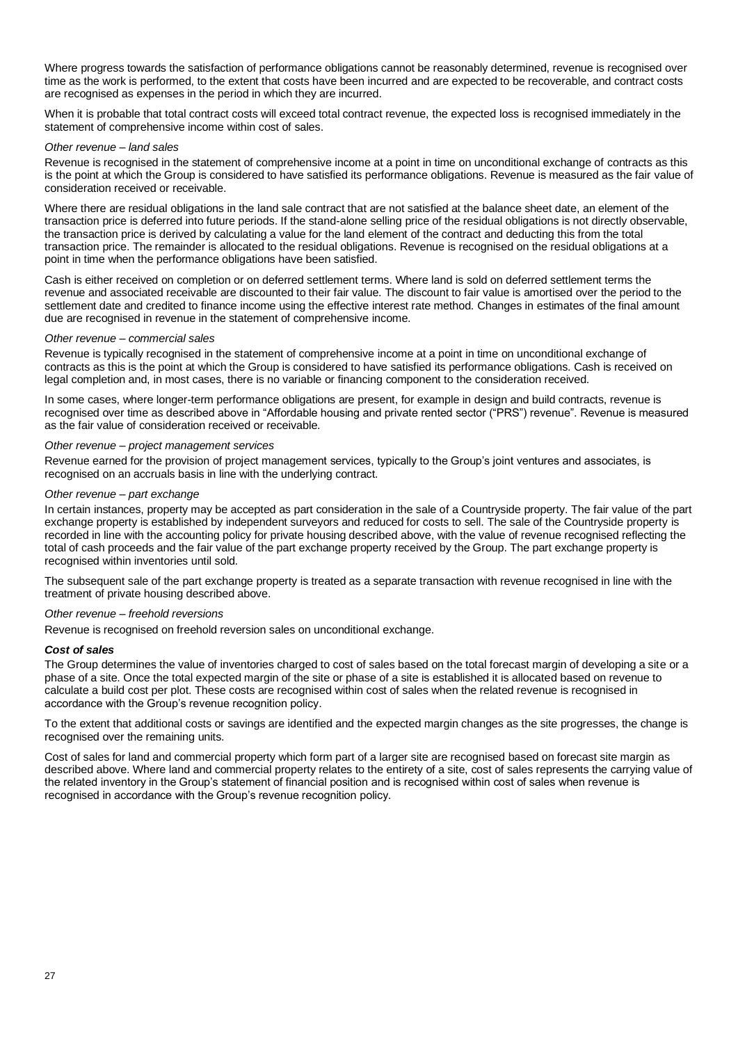Where progress towards the satisfaction of performance obligations cannot be reasonably determined, revenue is recognised over time as the work is performed, to the extent that costs have been incurred and are expected to be recoverable, and contract costs are recognised as expenses in the period in which they are incurred.

When it is probable that total contract costs will exceed total contract revenue, the expected loss is recognised immediately in the statement of comprehensive income within cost of sales.

*Other revenue – land sales*

Revenue is recognised in the statement of comprehensive income at a point in time on unconditional exchange of contracts as this is the point at which the Group is considered to have satisfied its performance obligations. Revenue is measured as the fair value of consideration received or receivable.

Where there are residual obligations in the land sale contract that are not satisfied at the balance sheet date, an element of the transaction price is deferred into future periods. If the stand-alone selling price of the residual obligations is not directly observable, the transaction price is derived by calculating a value for the land element of the contract and deducting this from the total transaction price. The remainder is allocated to the residual obligations. Revenue is recognised on the residual obligations at a point in time when the performance obligations have been satisfied.

Cash is either received on completion or on deferred settlement terms. Where land is sold on deferred settlement terms the revenue and associated receivable are discounted to their fair value. The discount to fair value is amortised over the period to the settlement date and credited to finance income using the effective interest rate method. Changes in estimates of the final amount due are recognised in revenue in the statement of comprehensive income.

*Other revenue – commercial sales*

Revenue is typically recognised in the statement of comprehensive income at a point in time on unconditional exchange of contracts as this is the point at which the Group is considered to have satisfied its performance obligations. Cash is received on legal completion and, in most cases, there is no variable or financing component to the consideration received.

In some cases, where longer-term performance obligations are present, for example in design and build contracts, revenue is recognised over time as described above in "Affordable housing and private rented sector ("PRS") revenue". Revenue is measured as the fair value of consideration received or receivable.

*Other revenue – project management services*

Revenue earned for the provision of project management services, typically to the Group's joint ventures and associates, is recognised on an accruals basis in line with the underlying contract.

*Other revenue – part exchange*

In certain instances, property may be accepted as part consideration in the sale of a Countryside property. The fair value of the part exchange property is established by independent surveyors and reduced for costs to sell. The sale of the Countryside property is recorded in line with the accounting policy for private housing described above, with the value of revenue recognised reflecting the total of cash proceeds and the fair value of the part exchange property received by the Group. The part exchange property is recognised within inventories until sold.

The subsequent sale of the part exchange property is treated as a separate transaction with revenue recognised in line with the treatment of private housing described above.

*Other revenue – freehold reversions*

Revenue is recognised on freehold reversion sales on unconditional exchange.

***Cost of sales***

The Group determines the value of inventories charged to cost of sales based on the total forecast margin of developing a site or a phase of a site. Once the total expected margin of the site or phase of a site is established it is allocated based on revenue to calculate a build cost per plot. These costs are recognised within cost of sales when the related revenue is recognised in accordance with the Group's revenue recognition policy.

To the extent that additional costs or savings are identified and the expected margin changes as the site progresses, the change is recognised over the remaining units.

Cost of sales for land and commercial property which form part of a larger site are recognised based on forecast site margin as described above. Where land and commercial property relates to the entirety of a site, cost of sales represents the carrying value of the related inventory in the Group's statement of financial position and is recognised within cost of sales when revenue is recognised in accordance with the Group's revenue recognition policy.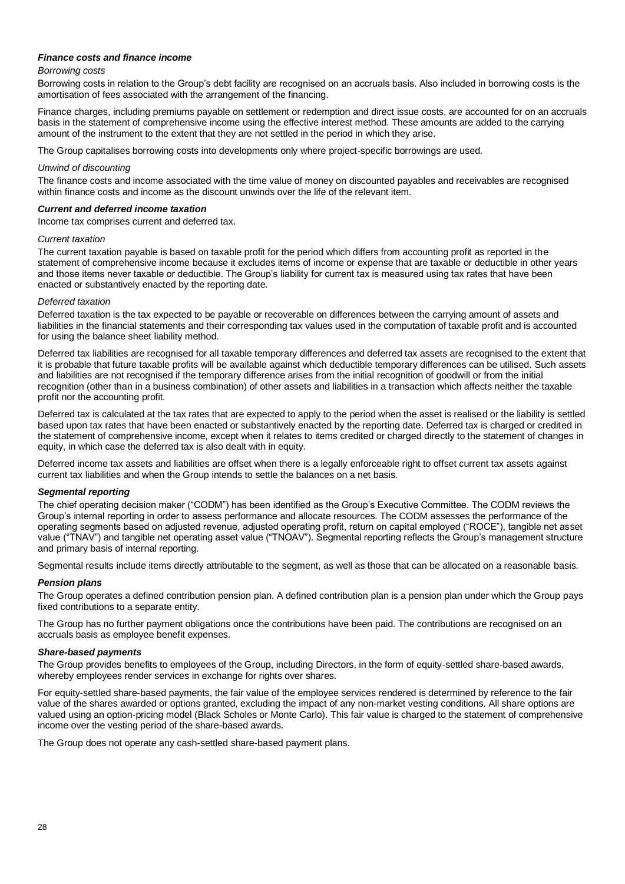### ***Finance costs and finance income***

*Borrowing costs*

Borrowing costs in relation to the Group's debt facility are recognised on an accruals basis. Also included in borrowing costs is the amortisation of fees associated with the arrangement of the financing.

Finance charges, including premiums payable on settlement or redemption and direct issue costs, are accounted for on an accruals basis in the statement of comprehensive income using the effective interest method. These amounts are added to the carrying amount of the instrument to the extent that they are not settled in the period in which they arise.

The Group capitalises borrowing costs into developments only where project-specific borrowings are used.

*Unwind of discounting*

The finance costs and income associated with the time value of money on discounted payables and receivables are recognised within finance costs and income as the discount unwinds over the life of the relevant item.

### ***Current and deferred income taxation***

Income tax comprises current and deferred tax.

*Current taxation*

The current taxation payable is based on taxable profit for the period which differs from accounting profit as reported in the statement of comprehensive income because it excludes items of income or expense that are taxable or deductible in other years and those items never taxable or deductible. The Group's liability for current tax is measured using tax rates that have been enacted or substantively enacted by the reporting date.

*Deferred taxation*

Deferred taxation is the tax expected to be payable or recoverable on differences between the carrying amount of assets and liabilities in the financial statements and their corresponding tax values used in the computation of taxable profit and is accounted for using the balance sheet liability method.

Deferred tax liabilities are recognised for all taxable temporary differences and deferred tax assets are recognised to the extent that it is probable that future taxable profits will be available against which deductible temporary differences can be utilised. Such assets and liabilities are not recognised if the temporary difference arises from the initial recognition of goodwill or from the initial recognition (other than in a business combination) of other assets and liabilities in a transaction which affects neither the taxable profit nor the accounting profit.

Deferred tax is calculated at the tax rates that are expected to apply to the period when the asset is realised or the liability is settled based upon tax rates that have been enacted or substantively enacted by the reporting date. Deferred tax is charged or credited in the statement of comprehensive income, except when it relates to items credited or charged directly to the statement of changes in equity, in which case the deferred tax is also dealt with in equity.

Deferred income tax assets and liabilities are offset when there is a legally enforceable right to offset current tax assets against current tax liabilities and when the Group intends to settle the balances on a net basis.

### ***Segmental reporting***

The chief operating decision maker ("CODM") has been identified as the Group's Executive Committee. The CODM reviews the Group's internal reporting in order to assess performance and allocate resources. The CODM assesses the performance of the operating segments based on adjusted revenue, adjusted operating profit, return on capital employed ("ROCE"), tangible net asset value ("TNAV") and tangible net operating asset value ("TNOAV"). Segmental reporting reflects the Group's management structure and primary basis of internal reporting.

Segmental results include items directly attributable to the segment, as well as those that can be allocated on a reasonable basis.

### ***Pension plans***

The Group operates a defined contribution pension plan. A defined contribution plan is a pension plan under which the Group pays fixed contributions to a separate entity.

The Group has no further payment obligations once the contributions have been paid. The contributions are recognised on an accruals basis as employee benefit expenses.

### ***Share-based payments***

The Group provides benefits to employees of the Group, including Directors, in the form of equity-settled share-based awards, whereby employees render services in exchange for rights over shares.

For equity-settled share-based payments, the fair value of the employee services rendered is determined by reference to the fair value of the shares awarded or options granted, excluding the impact of any non-market vesting conditions. All share options are valued using an option-pricing model (Black Scholes or Monte Carlo). This fair value is charged to the statement of comprehensive income over the vesting period of the share-based awards.

The Group does not operate any cash-settled share-based payment plans.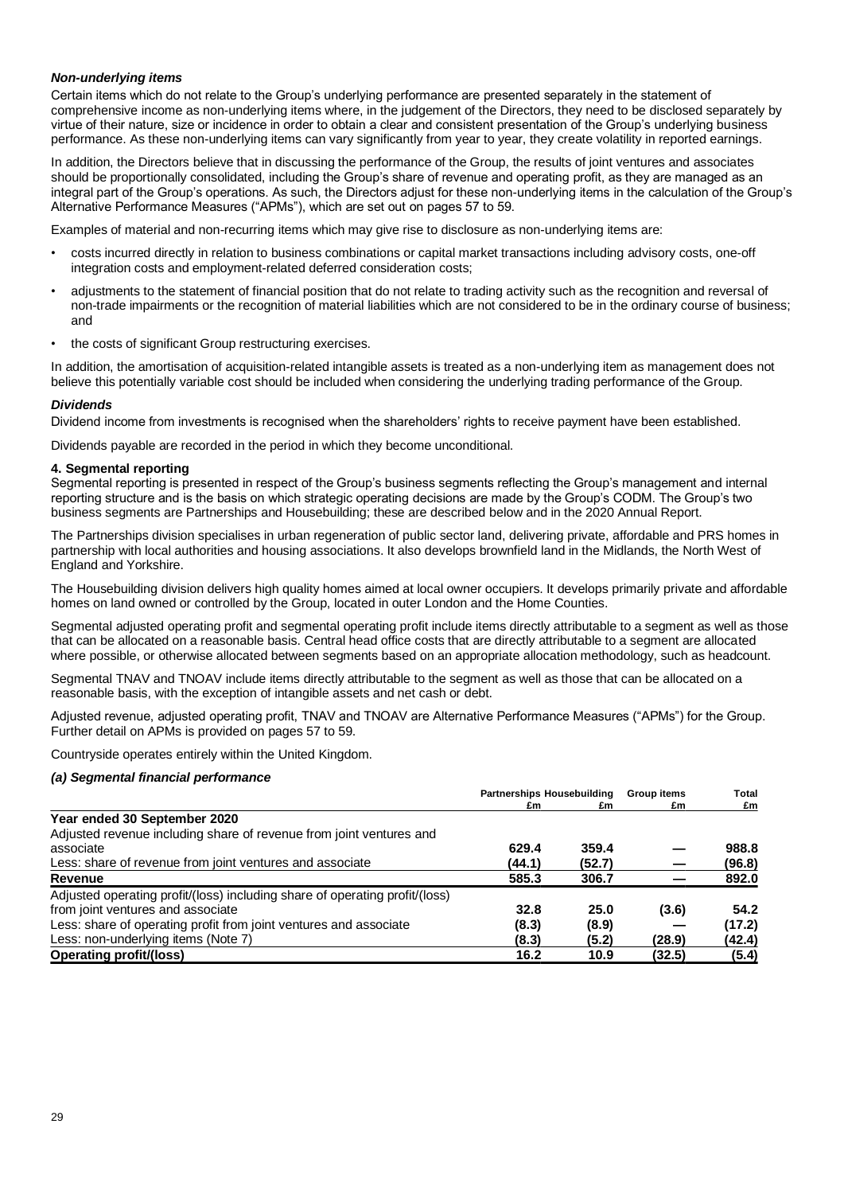### *Non-underlying items*

Certain items which do not relate to the Group's underlying performance are presented separately in the statement of comprehensive income as non-underlying items where, in the judgement of the Directors, they need to be disclosed separately by virtue of their nature, size or incidence in order to obtain a clear and consistent presentation of the Group's underlying business performance. As these non-underlying items can vary significantly from year to year, they create volatility in reported earnings.

In addition, the Directors believe that in discussing the performance of the Group, the results of joint ventures and associates should be proportionally consolidated, including the Group's share of revenue and operating profit, as they are managed as an integral part of the Group's operations. As such, the Directors adjust for these non-underlying items in the calculation of the Group's Alternative Performance Measures ("APMs"), which are set out on pages 57 to 59.

Examples of material and non-recurring items which may give rise to disclosure as non-underlying items are:

- costs incurred directly in relation to business combinations or capital market transactions including advisory costs, one-off integration costs and employment-related deferred consideration costs;
- adjustments to the statement of financial position that do not relate to trading activity such as the recognition and reversal of non-trade impairments or the recognition of material liabilities which are not considered to be in the ordinary course of business; and
- the costs of significant Group restructuring exercises.

In addition, the amortisation of acquisition-related intangible assets is treated as a non-underlying item as management does not believe this potentially variable cost should be included when considering the underlying trading performance of the Group.

### *Dividends*

Dividend income from investments is recognised when the shareholders' rights to receive payment have been established.

Dividends payable are recorded in the period in which they become unconditional.

## 4. Segmental reporting

Segmental reporting is presented in respect of the Group's business segments reflecting the Group's management and internal reporting structure and is the basis on which strategic operating decisions are made by the Group's CODM. The Group's two business segments are Partnerships and Housebuilding; these are described below and in the 2020 Annual Report.

The Partnerships division specialises in urban regeneration of public sector land, delivering private, affordable and PRS homes in partnership with local authorities and housing associations. It also develops brownfield land in the Midlands, the North West of England and Yorkshire.

The Housebuilding division delivers high quality homes aimed at local owner occupiers. It develops primarily private and affordable homes on land owned or controlled by the Group, located in outer London and the Home Counties.

Segmental adjusted operating profit and segmental operating profit include items directly attributable to a segment as well as those that can be allocated on a reasonable basis. Central head office costs that are directly attributable to a segment are allocated where possible, or otherwise allocated between segments based on an appropriate allocation methodology, such as headcount.

Segmental TNAV and TNOAV include items directly attributable to the segment as well as those that can be allocated on a reasonable basis, with the exception of intangible assets and net cash or debt.

Adjusted revenue, adjusted operating profit, TNAV and TNOAV are Alternative Performance Measures ("APMs") for the Group. Further detail on APMs is provided on pages 57 to 59.

Countryside operates entirely within the United Kingdom.

### *(a) Segmental financial performance*

| | Partnerships £m | Housebuilding £m | Group items £m | Total £m |
|---|---|---|---|---|
| **Year ended 30 September 2020** | | | | |
| Adjusted revenue including share of revenue from joint ventures and associate | **629.4** | **359.4** | **—** | **988.8** |
| Less: share of revenue from joint ventures and associate | **(44.1)** | **(52.7)** | **—** | **(96.8)** |
| **Revenue** | **585.3** | **306.7** | **—** | **892.0** |
| Adjusted operating profit/(loss) including share of operating profit/(loss) from joint ventures and associate | **32.8** | **25.0** | **(3.6)** | **54.2** |
| Less: share of operating profit from joint ventures and associate | **(8.3)** | **(8.9)** | **—** | **(17.2)** |
| Less: non-underlying items (Note 7) | **(8.3)** | **(5.2)** | **(28.9)** | **(42.4)** |
| **Operating profit/(loss)** | **16.2** | **10.9** | **(32.5)** | **(5.4)** |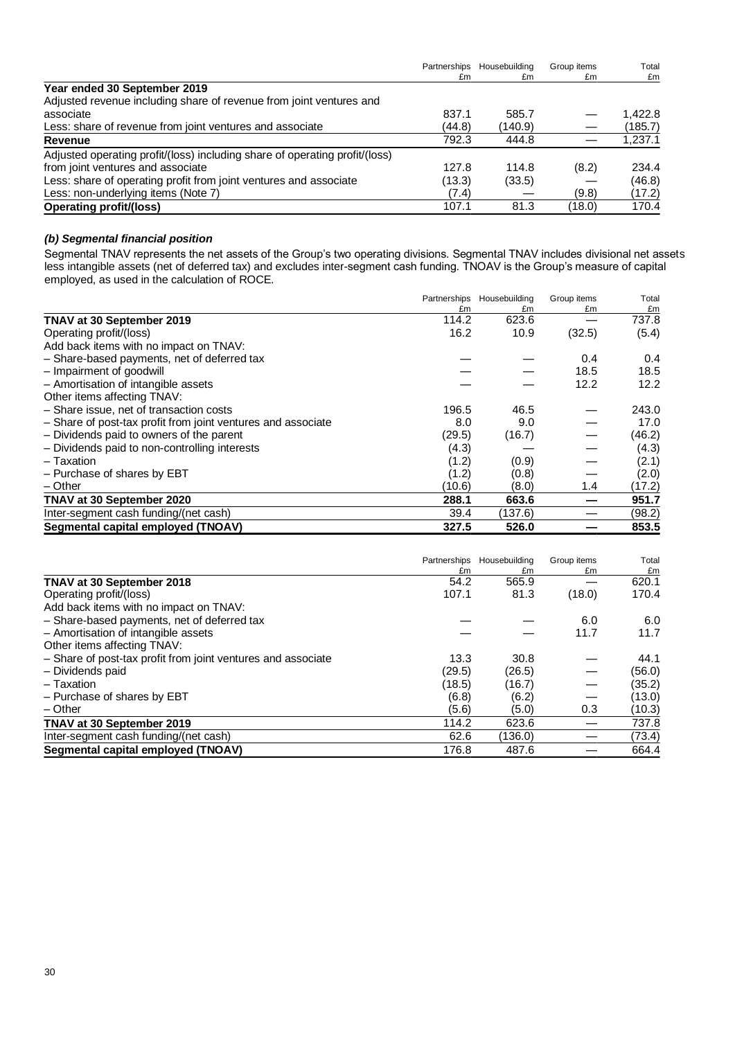| | Partnerships £m | Housebuilding £m | Group items £m | Total £m |
|---|---|---|---|---|
| **Year ended 30 September 2019** | | | | |
| Adjusted revenue including share of revenue from joint ventures and associate | 837.1 | 585.7 | — | 1,422.8 |
| Less: share of revenue from joint ventures and associate | (44.8) | (140.9) | — | (185.7) |
| **Revenue** | 792.3 | 444.8 | — | 1,237.1 |
| Adjusted operating profit/(loss) including share of operating profit/(loss) from joint ventures and associate | 127.8 | 114.8 | (8.2) | 234.4 |
| Less: share of operating profit from joint ventures and associate | (13.3) | (33.5) | — | (46.8) |
| Less: non-underlying items (Note 7) | (7.4) | — | (9.8) | (17.2) |
| **Operating profit/(loss)** | 107.1 | 81.3 | (18.0) | 170.4 |

### *(b) Segmental financial position*

Segmental TNAV represents the net assets of the Group's two operating divisions. Segmental TNAV includes divisional net assets less intangible assets (net of deferred tax) and excludes inter-segment cash funding. TNOAV is the Group's measure of capital employed, as used in the calculation of ROCE.

| | Partnerships £m | Housebuilding £m | Group items £m | Total £m |
|---|---|---|---|---|
| **TNAV at 30 September 2019** | 114.2 | 623.6 | — | 737.8 |
| Operating profit/(loss) | 16.2 | 10.9 | (32.5) | (5.4) |
| Add back items with no impact on TNAV: | | | | |
| – Share-based payments, net of deferred tax | — | — | 0.4 | 0.4 |
| – Impairment of goodwill | — | — | 18.5 | 18.5 |
| – Amortisation of intangible assets | — | — | 12.2 | 12.2 |
| Other items affecting TNAV: | | | | |
| – Share issue, net of transaction costs | 196.5 | 46.5 | — | 243.0 |
| – Share of post-tax profit from joint ventures and associate | 8.0 | 9.0 | — | 17.0 |
| – Dividends paid to owners of the parent | (29.5) | (16.7) | — | (46.2) |
| – Dividends paid to non-controlling interests | (4.3) | — | — | (4.3) |
| – Taxation | (1.2) | (0.9) | — | (2.1) |
| – Purchase of shares by EBT | (1.2) | (0.8) | — | (2.0) |
| – Other | (10.6) | (8.0) | 1.4 | (17.2) |
| **TNAV at 30 September 2020** | **288.1** | **663.6** | **—** | **951.7** |
| Inter-segment cash funding/(net cash) | 39.4 | (137.6) | — | (98.2) |
| **Segmental capital employed (TNOAV)** | **327.5** | **526.0** | **—** | **853.5** |

| | Partnerships £m | Housebuilding £m | Group items £m | Total £m |
|---|---|---|---|---|
| **TNAV at 30 September 2018** | 54.2 | 565.9 | — | 620.1 |
| Operating profit/(loss) | 107.1 | 81.3 | (18.0) | 170.4 |
| Add back items with no impact on TNAV: | | | | |
| – Share-based payments, net of deferred tax | — | — | 6.0 | 6.0 |
| – Amortisation of intangible assets | — | — | 11.7 | 11.7 |
| Other items affecting TNAV: | | | | |
| – Share of post-tax profit from joint ventures and associate | 13.3 | 30.8 | — | 44.1 |
| – Dividends paid | (29.5) | (26.5) | — | (56.0) |
| – Taxation | (18.5) | (16.7) | — | (35.2) |
| – Purchase of shares by EBT | (6.8) | (6.2) | — | (13.0) |
| – Other | (5.6) | (5.0) | 0.3 | (10.3) |
| **TNAV at 30 September 2019** | 114.2 | 623.6 | — | 737.8 |
| Inter-segment cash funding/(net cash) | 62.6 | (136.0) | — | (73.4) |
| **Segmental capital employed (TNOAV)** | 176.8 | 487.6 | — | 664.4 |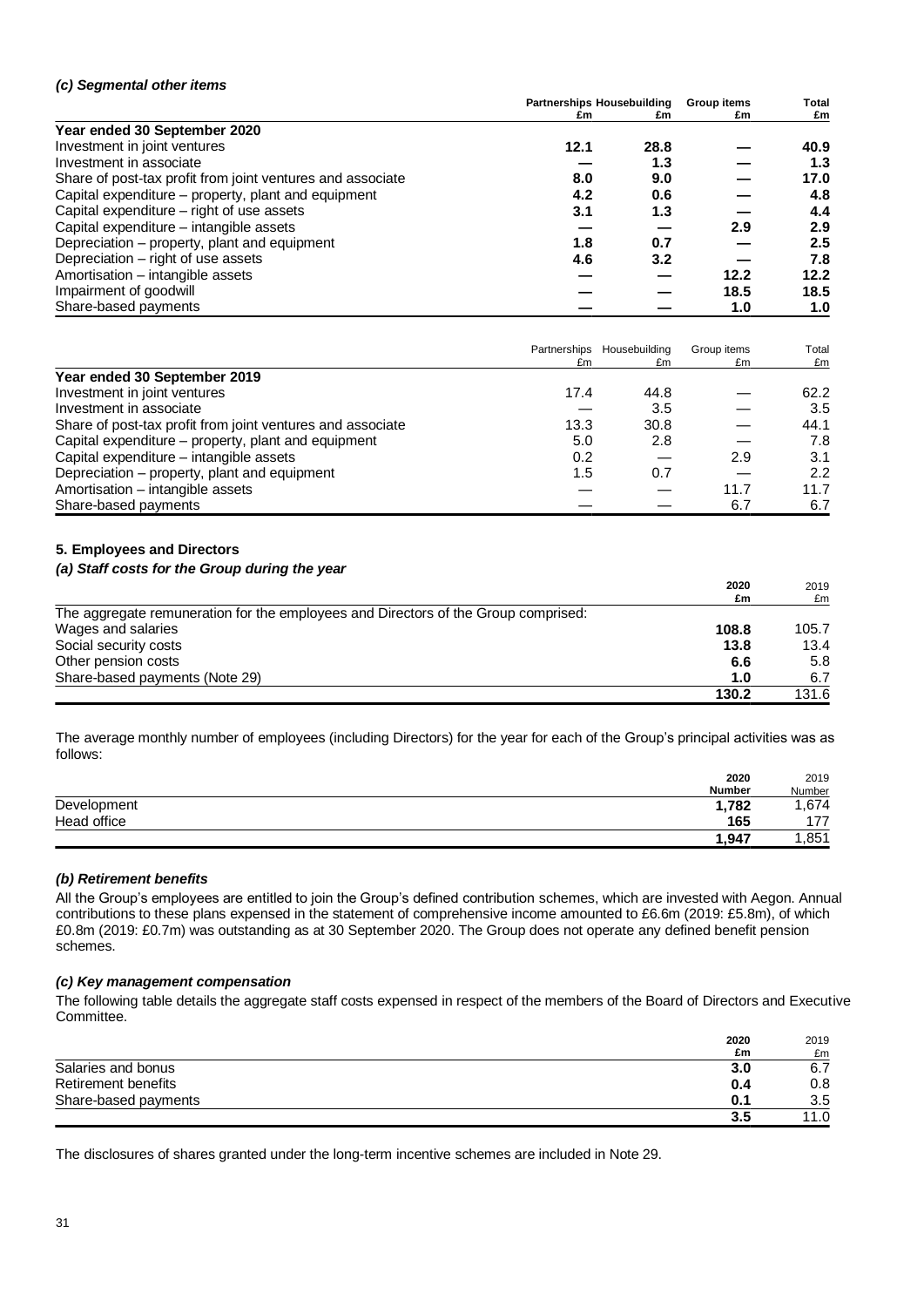*(c) Segmental other items*

| | Partnerships £m | Housebuilding £m | Group items £m | Total £m |
|---|---|---|---|---|
| **Year ended 30 September 2020** | | | | |
| Investment in joint ventures | **12.1** | **28.8** | **—** | **40.9** |
| Investment in associate | **—** | **1.3** | **—** | **1.3** |
| Share of post-tax profit from joint ventures and associate | **8.0** | **9.0** | **—** | **17.0** |
| Capital expenditure – property, plant and equipment | **4.2** | **0.6** | **—** | **4.8** |
| Capital expenditure – right of use assets | **3.1** | **1.3** | **—** | **4.4** |
| Capital expenditure – intangible assets | **—** | **—** | **2.9** | **2.9** |
| Depreciation – property, plant and equipment | **1.8** | **0.7** | **—** | **2.5** |
| Depreciation – right of use assets | **4.6** | **3.2** | **—** | **7.8** |
| Amortisation – intangible assets | **—** | **—** | **12.2** | **12.2** |
| Impairment of goodwill | **—** | **—** | **18.5** | **18.5** |
| Share-based payments | **—** | **—** | **1.0** | **1.0** |

| | Partnerships £m | Housebuilding £m | Group items £m | Total £m |
|---|---|---|---|---|
| **Year ended 30 September 2019** | | | | |
| Investment in joint ventures | 17.4 | 44.8 | — | 62.2 |
| Investment in associate | — | 3.5 | — | 3.5 |
| Share of post-tax profit from joint ventures and associate | 13.3 | 30.8 | — | 44.1 |
| Capital expenditure – property, plant and equipment | 5.0 | 2.8 | — | 7.8 |
| Capital expenditure – intangible assets | 0.2 | — | 2.9 | 3.1 |
| Depreciation – property, plant and equipment | 1.5 | 0.7 | — | 2.2 |
| Amortisation – intangible assets | — | — | 11.7 | 11.7 |
| Share-based payments | — | — | 6.7 | 6.7 |

## 5. Employees and Directors

*(a) Staff costs for the Group during the year*

| | 2020 £m | 2019 £m |
|---|---|---|
| The aggregate remuneration for the employees and Directors of the Group comprised: | | |
| Wages and salaries | **108.8** | 105.7 |
| Social security costs | **13.8** | 13.4 |
| Other pension costs | **6.6** | 5.8 |
| Share-based payments (Note 29) | **1.0** | 6.7 |
| | **130.2** | 131.6 |

The average monthly number of employees (including Directors) for the year for each of the Group's principal activities was as follows:

| | 2020 Number | 2019 Number |
|---|---|---|
| Development | **1,782** | 1,674 |
| Head office | **165** | 177 |
| | **1,947** | 1,851 |

*(b) Retirement benefits*

All the Group's employees are entitled to join the Group's defined contribution schemes, which are invested with Aegon. Annual contributions to these plans expensed in the statement of comprehensive income amounted to £6.6m (2019: £5.8m), of which £0.8m (2019: £0.7m) was outstanding as at 30 September 2020. The Group does not operate any defined benefit pension schemes.

*(c) Key management compensation*

The following table details the aggregate staff costs expensed in respect of the members of the Board of Directors and Executive Committee.

| | 2020 £m | 2019 £m |
|---|---|---|
| Salaries and bonus | **3.0** | 6.7 |
| Retirement benefits | **0.4** | 0.8 |
| Share-based payments | **0.1** | 3.5 |
| | **3.5** | 11.0 |

The disclosures of shares granted under the long-term incentive schemes are included in Note 29.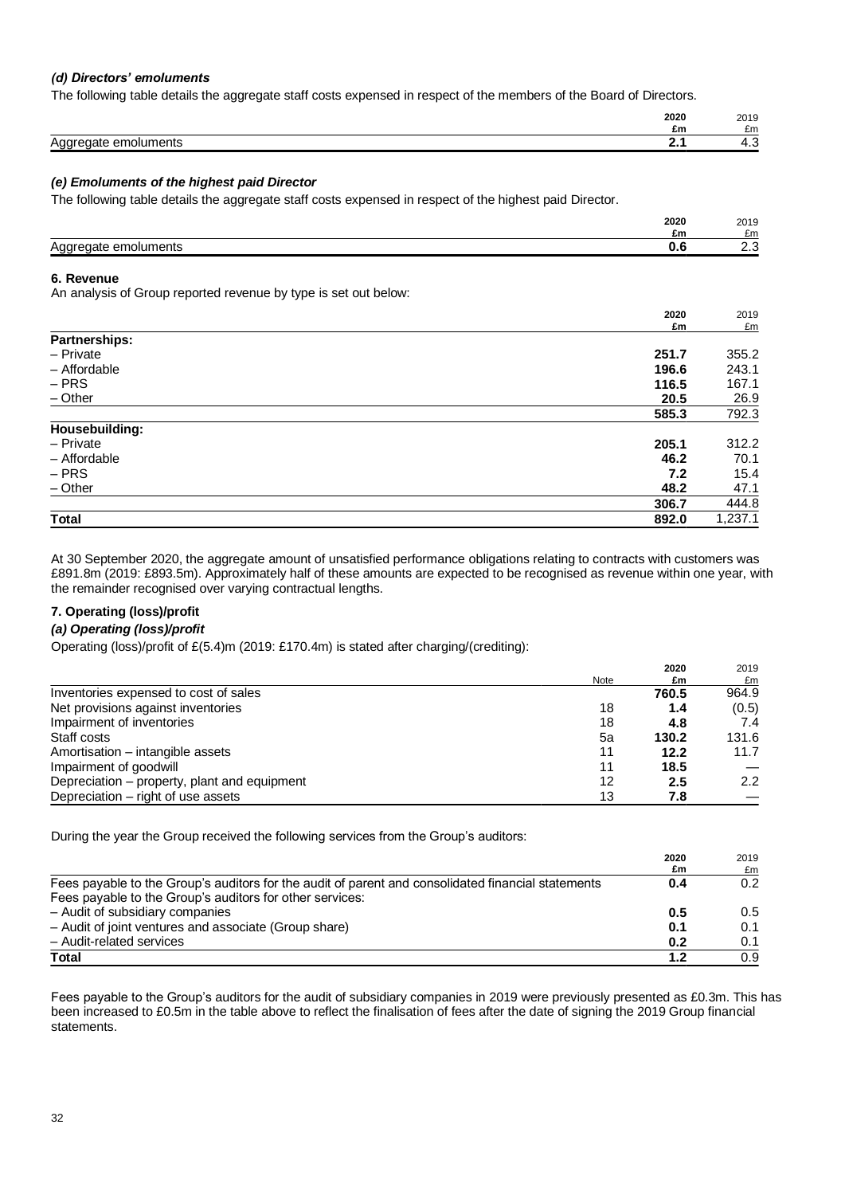### *(d) Directors' emoluments*

The following table details the aggregate staff costs expensed in respect of the members of the Board of Directors.

| | **2020** **£m** | 2019 £m |
|---|---|---|
| Aggregate emoluments | **2.1** | 4.3 |

### *(e) Emoluments of the highest paid Director*

The following table details the aggregate staff costs expensed in respect of the highest paid Director.

| | **2020** **£m** | 2019 £m |
|---|---|---|
| Aggregate emoluments | **0.6** | 2.3 |

## 6. Revenue

An analysis of Group reported revenue by type is set out below:

| | **2020** **£m** | 2019 £m |
|---|---|---|
| **Partnerships:** | | |
| – Private | **251.7** | 355.2 |
| – Affordable | **196.6** | 243.1 |
| – PRS | **116.5** | 167.1 |
| – Other | **20.5** | 26.9 |
| | **585.3** | 792.3 |
| **Housebuilding:** | | |
| – Private | **205.1** | 312.2 |
| – Affordable | **46.2** | 70.1 |
| – PRS | **7.2** | 15.4 |
| – Other | **48.2** | 47.1 |
| | **306.7** | 444.8 |
| **Total** | **892.0** | 1,237.1 |

At 30 September 2020, the aggregate amount of unsatisfied performance obligations relating to contracts with customers was £891.8m (2019: £893.5m). Approximately half of these amounts are expected to be recognised as revenue within one year, with the remainder recognised over varying contractual lengths.

## 7. Operating (loss)/profit

### *(a) Operating (loss)/profit*

Operating (loss)/profit of £(5.4)m (2019: £170.4m) is stated after charging/(crediting):

| | Note | **2020** **£m** | 2019 £m |
|---|---|---|---|
| Inventories expensed to cost of sales | | **760.5** | 964.9 |
| Net provisions against inventories | 18 | **1.4** | (0.5) |
| Impairment of inventories | 18 | **4.8** | 7.4 |
| Staff costs | 5a | **130.2** | 131.6 |
| Amortisation – intangible assets | 11 | **12.2** | 11.7 |
| Impairment of goodwill | 11 | **18.5** | — |
| Depreciation – property, plant and equipment | 12 | **2.5** | 2.2 |
| Depreciation – right of use assets | 13 | **7.8** | — |

During the year the Group received the following services from the Group's auditors:

| | **2020** **£m** | 2019 £m |
|---|---|---|
| Fees payable to the Group's auditors for the audit of parent and consolidated financial statements | **0.4** | 0.2 |
| Fees payable to the Group's auditors for other services: | | |
| – Audit of subsidiary companies | **0.5** | 0.5 |
| – Audit of joint ventures and associate (Group share) | **0.1** | 0.1 |
| – Audit-related services | **0.2** | 0.1 |
| **Total** | **1.2** | 0.9 |

Fees payable to the Group's auditors for the audit of subsidiary companies in 2019 were previously presented as £0.3m. This has been increased to £0.5m in the table above to reflect the finalisation of fees after the date of signing the 2019 Group financial statements.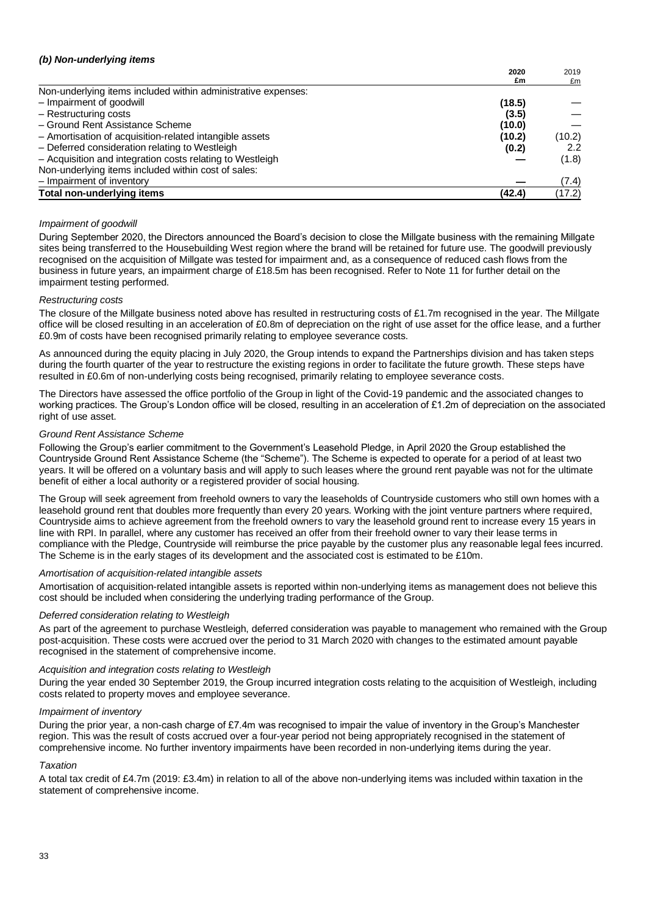### *(b) Non-underlying items*

| | 2020 £m | 2019 £m |
|---|---|---|
| Non-underlying items included within administrative expenses: | | |
| – Impairment of goodwill | **(18.5)** | — |
| – Restructuring costs | **(3.5)** | — |
| – Ground Rent Assistance Scheme | **(10.0)** | — |
| – Amortisation of acquisition-related intangible assets | **(10.2)** | (10.2) |
| – Deferred consideration relating to Westleigh | **(0.2)** | 2.2 |
| – Acquisition and integration costs relating to Westleigh | **—** | (1.8) |
| Non-underlying items included within cost of sales: | | |
| – Impairment of inventory | **—** | (7.4) |
| **Total non-underlying items** | **(42.4)** | (17.2) |

*Impairment of goodwill*

During September 2020, the Directors announced the Board's decision to close the Millgate business with the remaining Millgate sites being transferred to the Housebuilding West region where the brand will be retained for future use. The goodwill previously recognised on the acquisition of Millgate was tested for impairment and, as a consequence of reduced cash flows from the business in future years, an impairment charge of £18.5m has been recognised. Refer to Note 11 for further detail on the impairment testing performed.

*Restructuring costs*

The closure of the Millgate business noted above has resulted in restructuring costs of £1.7m recognised in the year. The Millgate office will be closed resulting in an acceleration of £0.8m of depreciation on the right of use asset for the office lease, and a further £0.9m of costs have been recognised primarily relating to employee severance costs.

As announced during the equity placing in July 2020, the Group intends to expand the Partnerships division and has taken steps during the fourth quarter of the year to restructure the existing regions in order to facilitate the future growth. These steps have resulted in £0.6m of non-underlying costs being recognised, primarily relating to employee severance costs.

The Directors have assessed the office portfolio of the Group in light of the Covid-19 pandemic and the associated changes to working practices. The Group's London office will be closed, resulting in an acceleration of £1.2m of depreciation on the associated right of use asset.

*Ground Rent Assistance Scheme*

Following the Group's earlier commitment to the Government's Leasehold Pledge, in April 2020 the Group established the Countryside Ground Rent Assistance Scheme (the "Scheme"). The Scheme is expected to operate for a period of at least two years. It will be offered on a voluntary basis and will apply to such leases where the ground rent payable was not for the ultimate benefit of either a local authority or a registered provider of social housing.

The Group will seek agreement from freehold owners to vary the leaseholds of Countryside customers who still own homes with a leasehold ground rent that doubles more frequently than every 20 years. Working with the joint venture partners where required, Countryside aims to achieve agreement from the freehold owners to vary the leasehold ground rent to increase every 15 years in line with RPI. In parallel, where any customer has received an offer from their freehold owner to vary their lease terms in compliance with the Pledge, Countryside will reimburse the price payable by the customer plus any reasonable legal fees incurred. The Scheme is in the early stages of its development and the associated cost is estimated to be £10m.

*Amortisation of acquisition-related intangible assets*

Amortisation of acquisition-related intangible assets is reported within non-underlying items as management does not believe this cost should be included when considering the underlying trading performance of the Group.

*Deferred consideration relating to Westleigh*

As part of the agreement to purchase Westleigh, deferred consideration was payable to management who remained with the Group post-acquisition. These costs were accrued over the period to 31 March 2020 with changes to the estimated amount payable recognised in the statement of comprehensive income.

*Acquisition and integration costs relating to Westleigh*

During the year ended 30 September 2019, the Group incurred integration costs relating to the acquisition of Westleigh, including costs related to property moves and employee severance.

*Impairment of inventory*

During the prior year, a non-cash charge of £7.4m was recognised to impair the value of inventory in the Group's Manchester region. This was the result of costs accrued over a four-year period not being appropriately recognised in the statement of comprehensive income. No further inventory impairments have been recorded in non-underlying items during the year.

*Taxation*

A total tax credit of £4.7m (2019: £3.4m) in relation to all of the above non-underlying items was included within taxation in the statement of comprehensive income.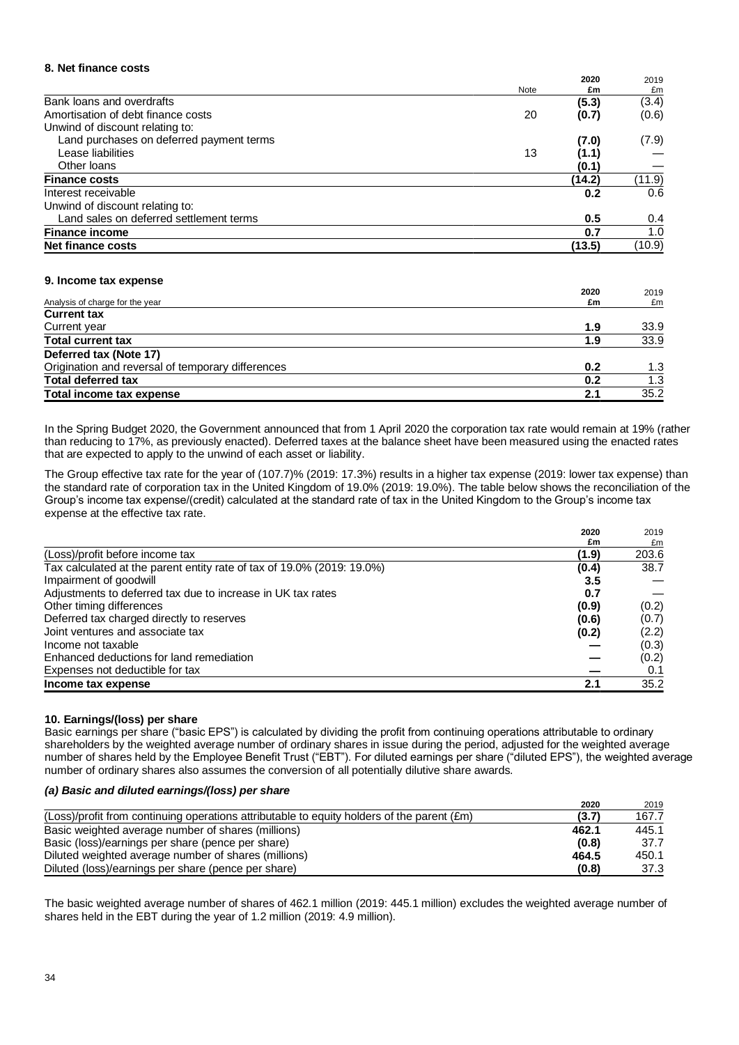## 8. Net finance costs

| | Note | 2020 £m | 2019 £m |
|---|---|---|---|
| Bank loans and overdrafts | | **(5.3)** | (3.4) |
| Amortisation of debt finance costs | 20 | **(0.7)** | (0.6) |
| Unwind of discount relating to: | | | |
| Land purchases on deferred payment terms | | **(7.0)** | (7.9) |
| Lease liabilities | 13 | **(1.1)** | — |
| Other loans | | **(0.1)** | — |
| **Finance costs** | | **(14.2)** | (11.9) |
| Interest receivable | | **0.2** | 0.6 |
| Unwind of discount relating to: | | | |
| Land sales on deferred settlement terms | | **0.5** | 0.4 |
| **Finance income** | | **0.7** | 1.0 |
| **Net finance costs** | | **(13.5)** | (10.9) |

## 9. Income tax expense

| Analysis of charge for the year | 2020 £m | 2019 £m |
|---|---|---|
| **Current tax** | | |
| Current year | **1.9** | 33.9 |
| **Total current tax** | **1.9** | 33.9 |
| **Deferred tax (Note 17)** | | |
| Origination and reversal of temporary differences | **0.2** | 1.3 |
| **Total deferred tax** | **0.2** | 1.3 |
| **Total income tax expense** | **2.1** | 35.2 |

In the Spring Budget 2020, the Government announced that from 1 April 2020 the corporation tax rate would remain at 19% (rather than reducing to 17%, as previously enacted). Deferred taxes at the balance sheet have been measured using the enacted rates that are expected to apply to the unwind of each asset or liability.

The Group effective tax rate for the year of (107.7)% (2019: 17.3%) results in a higher tax expense (2019: lower tax expense) than the standard rate of corporation tax in the United Kingdom of 19.0% (2019: 19.0%). The table below shows the reconciliation of the Group's income tax expense/(credit) calculated at the standard rate of tax in the United Kingdom to the Group's income tax expense at the effective tax rate.

| | 2020 £m | 2019 £m |
|---|---|---|
| (Loss)/profit before income tax | **(1.9)** | 203.6 |
| Tax calculated at the parent entity rate of tax of 19.0% (2019: 19.0%) | **(0.4)** | 38.7 |
| Impairment of goodwill | **3.5** | — |
| Adjustments to deferred tax due to increase in UK tax rates | **0.7** | — |
| Other timing differences | **(0.9)** | (0.2) |
| Deferred tax charged directly to reserves | **(0.6)** | (0.7) |
| Joint ventures and associate tax | **(0.2)** | (2.2) |
| Income not taxable | **—** | (0.3) |
| Enhanced deductions for land remediation | **—** | (0.2) |
| Expenses not deductible for tax | **—** | 0.1 |
| **Income tax expense** | **2.1** | 35.2 |

## 10. Earnings/(loss) per share

Basic earnings per share ("basic EPS") is calculated by dividing the profit from continuing operations attributable to ordinary shareholders by the weighted average number of ordinary shares in issue during the period, adjusted for the weighted average number of shares held by the Employee Benefit Trust ("EBT"). For diluted earnings per share ("diluted EPS"), the weighted average number of ordinary shares also assumes the conversion of all potentially dilutive share awards.

### *(a) Basic and diluted earnings/(loss) per share*

| | 2020 | 2019 |
|---|---|---|
| (Loss)/profit from continuing operations attributable to equity holders of the parent (£m) | **(3.7)** | 167.7 |
| Basic weighted average number of shares (millions) | **462.1** | 445.1 |
| Basic (loss)/earnings per share (pence per share) | **(0.8)** | 37.7 |
| Diluted weighted average number of shares (millions) | **464.5** | 450.1 |
| Diluted (loss)/earnings per share (pence per share) | **(0.8)** | 37.3 |

The basic weighted average number of shares of 462.1 million (2019: 445.1 million) excludes the weighted average number of shares held in the EBT during the year of 1.2 million (2019: 4.9 million).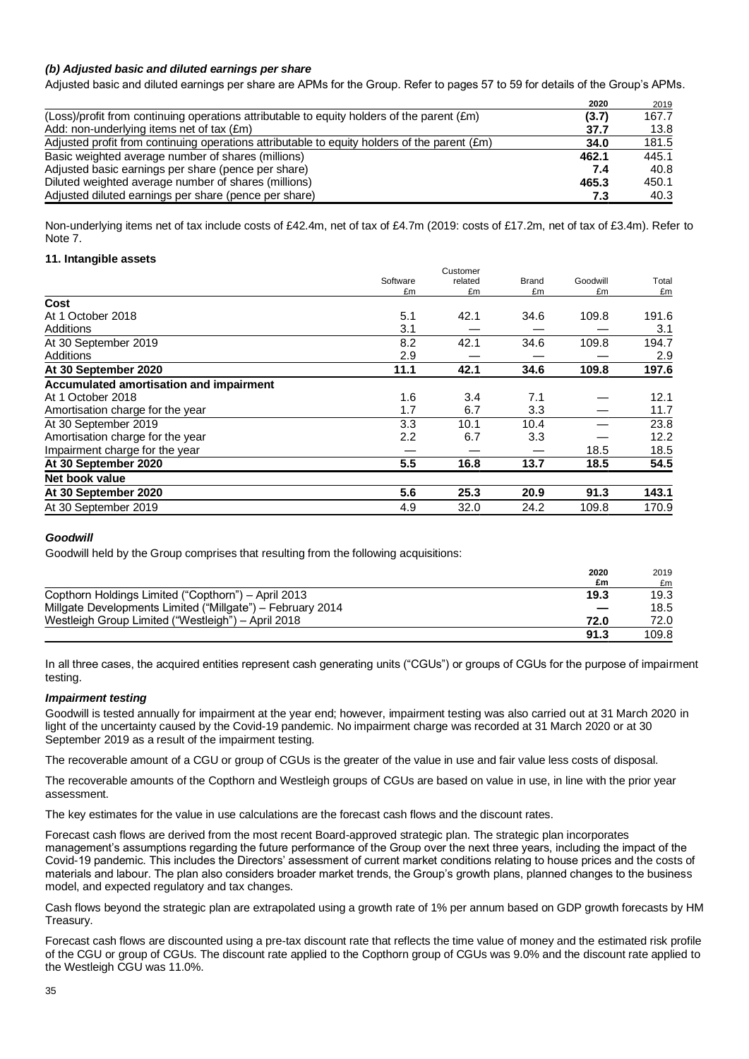### *(b) Adjusted basic and diluted earnings per share*

Adjusted basic and diluted earnings per share are APMs for the Group. Refer to pages 57 to 59 for details of the Group's APMs.

| | **2020** | 2019 |
|---|---|---|
| (Loss)/profit from continuing operations attributable to equity holders of the parent (£m) | **(3.7)** | 167.7 |
| Add: non-underlying items net of tax (£m) | **37.7** | 13.8 |
| Adjusted profit from continuing operations attributable to equity holders of the parent (£m) | **34.0** | 181.5 |
| Basic weighted average number of shares (millions) | **462.1** | 445.1 |
| Adjusted basic earnings per share (pence per share) | **7.4** | 40.8 |
| Diluted weighted average number of shares (millions) | **465.3** | 450.1 |
| Adjusted diluted earnings per share (pence per share) | **7.3** | 40.3 |

Non-underlying items net of tax include costs of £42.4m, net of tax of £4.7m (2019: costs of £17.2m, net of tax of £3.4m). Refer to Note 7.

### 11. Intangible assets

| | Software £m | Customer related £m | Brand £m | Goodwill £m | Total £m |
|---|---|---|---|---|---|
| **Cost** | | | | | |
| At 1 October 2018 | 5.1 | 42.1 | 34.6 | 109.8 | 191.6 |
| Additions | 3.1 | — | — | — | 3.1 |
| At 30 September 2019 | 8.2 | 42.1 | 34.6 | 109.8 | 194.7 |
| Additions | 2.9 | — | — | — | 2.9 |
| **At 30 September 2020** | **11.1** | **42.1** | **34.6** | **109.8** | **197.6** |
| **Accumulated amortisation and impairment** | | | | | |
| At 1 October 2018 | 1.6 | 3.4 | 7.1 | — | 12.1 |
| Amortisation charge for the year | 1.7 | 6.7 | 3.3 | — | 11.7 |
| At 30 September 2019 | 3.3 | 10.1 | 10.4 | — | 23.8 |
| Amortisation charge for the year | 2.2 | 6.7 | 3.3 | — | 12.2 |
| Impairment charge for the year | — | — | — | 18.5 | 18.5 |
| **At 30 September 2020** | **5.5** | **16.8** | **13.7** | **18.5** | **54.5** |
| **Net book value** | | | | | |
| **At 30 September 2020** | **5.6** | **25.3** | **20.9** | **91.3** | **143.1** |
| At 30 September 2019 | 4.9 | 32.0 | 24.2 | 109.8 | 170.9 |

#### *Goodwill*

Goodwill held by the Group comprises that resulting from the following acquisitions:

| | **2020 £m** | 2019 £m |
|---|---|---|
| Copthorn Holdings Limited ("Copthorn") – April 2013 | **19.3** | 19.3 |
| Millgate Developments Limited ("Millgate") – February 2014 | **—** | 18.5 |
| Westleigh Group Limited ("Westleigh") – April 2018 | **72.0** | 72.0 |
| | **91.3** | 109.8 |

In all three cases, the acquired entities represent cash generating units ("CGUs") or groups of CGUs for the purpose of impairment testing.

#### *Impairment testing*

Goodwill is tested annually for impairment at the year end; however, impairment testing was also carried out at 31 March 2020 in light of the uncertainty caused by the Covid-19 pandemic. No impairment charge was recorded at 31 March 2020 or at 30 September 2019 as a result of the impairment testing.

The recoverable amount of a CGU or group of CGUs is the greater of the value in use and fair value less costs of disposal.

The recoverable amounts of the Copthorn and Westleigh groups of CGUs are based on value in use, in line with the prior year assessment.

The key estimates for the value in use calculations are the forecast cash flows and the discount rates.

Forecast cash flows are derived from the most recent Board-approved strategic plan. The strategic plan incorporates management's assumptions regarding the future performance of the Group over the next three years, including the impact of the Covid-19 pandemic. This includes the Directors' assessment of current market conditions relating to house prices and the costs of materials and labour. The plan also considers broader market trends, the Group's growth plans, planned changes to the business model, and expected regulatory and tax changes.

Cash flows beyond the strategic plan are extrapolated using a growth rate of 1% per annum based on GDP growth forecasts by HM Treasury.

Forecast cash flows are discounted using a pre-tax discount rate that reflects the time value of money and the estimated risk profile of the CGU or group of CGUs. The discount rate applied to the Copthorn group of CGUs was 9.0% and the discount rate applied to the Westleigh CGU was 11.0%.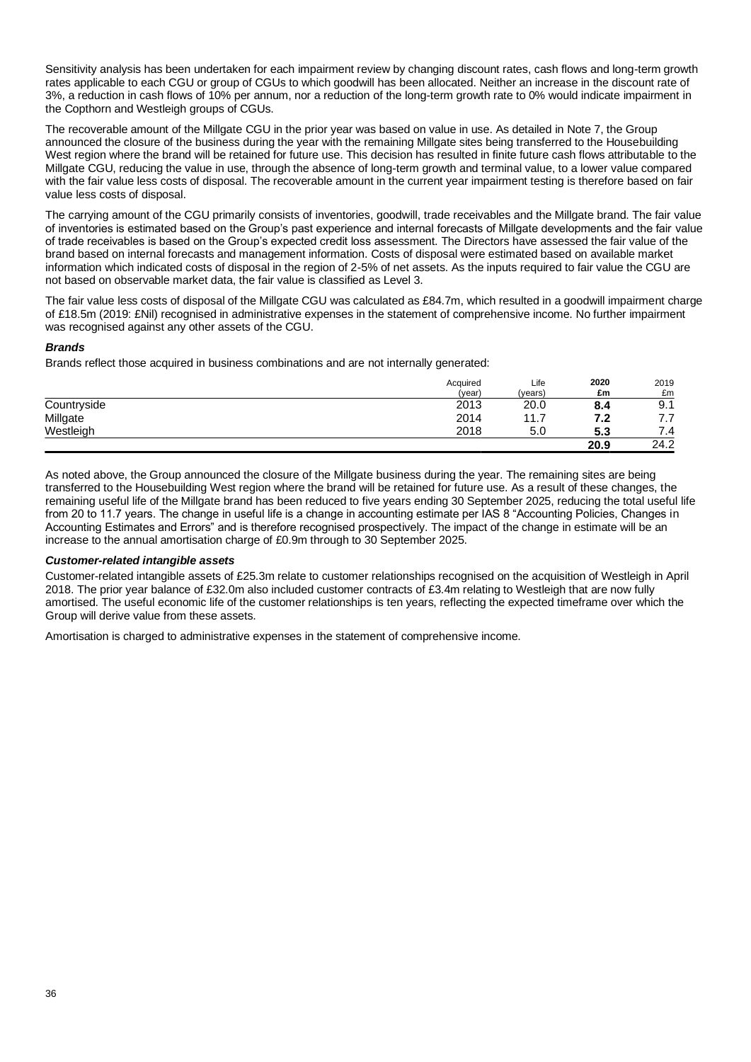Sensitivity analysis has been undertaken for each impairment review by changing discount rates, cash flows and long-term growth rates applicable to each CGU or group of CGUs to which goodwill has been allocated. Neither an increase in the discount rate of 3%, a reduction in cash flows of 10% per annum, nor a reduction of the long-term growth rate to 0% would indicate impairment in the Copthorn and Westleigh groups of CGUs.

The recoverable amount of the Millgate CGU in the prior year was based on value in use. As detailed in Note 7, the Group announced the closure of the business during the year with the remaining Millgate sites being transferred to the Housebuilding West region where the brand will be retained for future use. This decision has resulted in finite future cash flows attributable to the Millgate CGU, reducing the value in use, through the absence of long-term growth and terminal value, to a lower value compared with the fair value less costs of disposal. The recoverable amount in the current year impairment testing is therefore based on fair value less costs of disposal.

The carrying amount of the CGU primarily consists of inventories, goodwill, trade receivables and the Millgate brand. The fair value of inventories is estimated based on the Group's past experience and internal forecasts of Millgate developments and the fair value of trade receivables is based on the Group's expected credit loss assessment. The Directors have assessed the fair value of the brand based on internal forecasts and management information. Costs of disposal were estimated based on available market information which indicated costs of disposal in the region of 2-5% of net assets. As the inputs required to fair value the CGU are not based on observable market data, the fair value is classified as Level 3.

The fair value less costs of disposal of the Millgate CGU was calculated as £84.7m, which resulted in a goodwill impairment charge of £18.5m (2019: £Nil) recognised in administrative expenses in the statement of comprehensive income. No further impairment was recognised against any other assets of the CGU.

***Brands***

Brands reflect those acquired in business combinations and are not internally generated:

| | Acquired (year) | Life (years) | **2020 £m** | 2019 £m |
|---|---|---|---|---|
| Countryside | 2013 | 20.0 | **8.4** | 9.1 |
| Millgate | 2014 | 11.7 | **7.2** | 7.7 |
| Westleigh | 2018 | 5.0 | **5.3** | 7.4 |
| | | | **20.9** | 24.2 |

As noted above, the Group announced the closure of the Millgate business during the year. The remaining sites are being transferred to the Housebuilding West region where the brand will be retained for future use. As a result of these changes, the remaining useful life of the Millgate brand has been reduced to five years ending 30 September 2025, reducing the total useful life from 20 to 11.7 years. The change in useful life is a change in accounting estimate per IAS 8 "Accounting Policies, Changes in Accounting Estimates and Errors" and is therefore recognised prospectively. The impact of the change in estimate will be an increase to the annual amortisation charge of £0.9m through to 30 September 2025.

***Customer-related intangible assets***

Customer-related intangible assets of £25.3m relate to customer relationships recognised on the acquisition of Westleigh in April 2018. The prior year balance of £32.0m also included customer contracts of £3.4m relating to Westleigh that are now fully amortised. The useful economic life of the customer relationships is ten years, reflecting the expected timeframe over which the Group will derive value from these assets.

Amortisation is charged to administrative expenses in the statement of comprehensive income.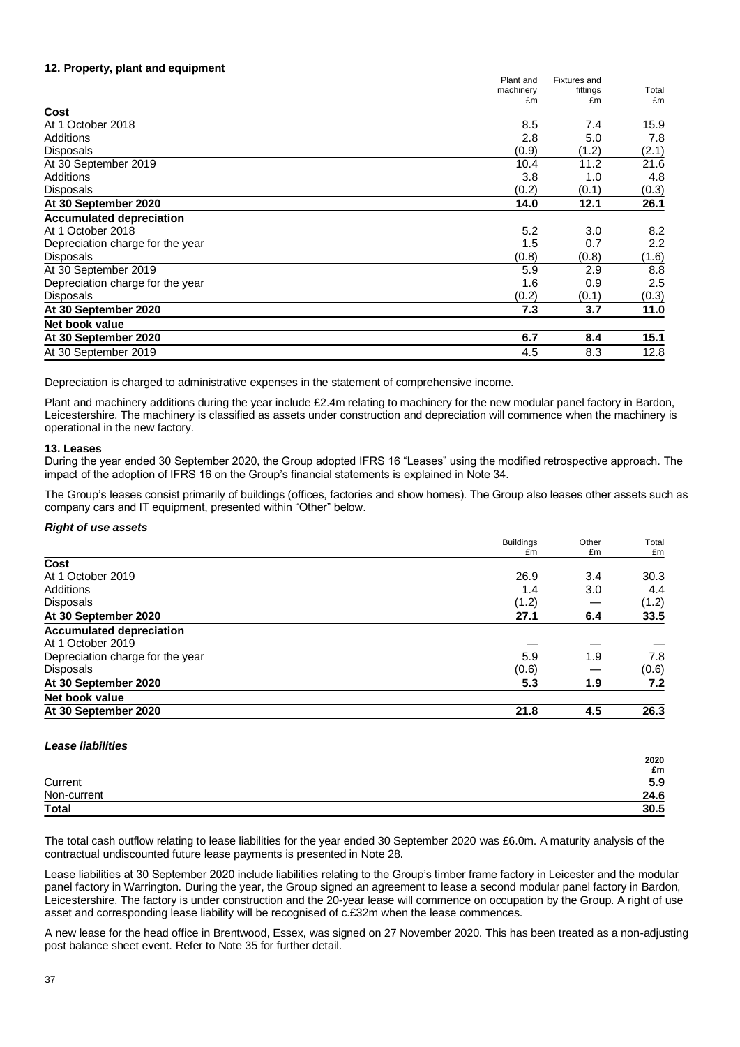## 12. Property, plant and equipment

| | Plant and machinery £m | Fixtures and fittings £m | Total £m |
|---|---|---|---|
| **Cost** | | | |
| At 1 October 2018 | 8.5 | 7.4 | 15.9 |
| Additions | 2.8 | 5.0 | 7.8 |
| Disposals | (0.9) | (1.2) | (2.1) |
| At 30 September 2019 | 10.4 | 11.2 | 21.6 |
| Additions | 3.8 | 1.0 | 4.8 |
| Disposals | (0.2) | (0.1) | (0.3) |
| **At 30 September 2020** | **14.0** | **12.1** | **26.1** |
| **Accumulated depreciation** | | | |
| At 1 October 2018 | 5.2 | 3.0 | 8.2 |
| Depreciation charge for the year | 1.5 | 0.7 | 2.2 |
| Disposals | (0.8) | (0.8) | (1.6) |
| At 30 September 2019 | 5.9 | 2.9 | 8.8 |
| Depreciation charge for the year | 1.6 | 0.9 | 2.5 |
| Disposals | (0.2) | (0.1) | (0.3) |
| **At 30 September 2020** | **7.3** | **3.7** | **11.0** |
| **Net book value** | | | |
| **At 30 September 2020** | **6.7** | **8.4** | **15.1** |
| At 30 September 2019 | 4.5 | 8.3 | 12.8 |

Depreciation is charged to administrative expenses in the statement of comprehensive income.

Plant and machinery additions during the year include £2.4m relating to machinery for the new modular panel factory in Bardon, Leicestershire. The machinery is classified as assets under construction and depreciation will commence when the machinery is operational in the new factory.

## 13. Leases

During the year ended 30 September 2020, the Group adopted IFRS 16 "Leases" using the modified retrospective approach. The impact of the adoption of IFRS 16 on the Group's financial statements is explained in Note 34.

The Group's leases consist primarily of buildings (offices, factories and show homes). The Group also leases other assets such as company cars and IT equipment, presented within "Other" below.

### *Right of use assets*

| | Buildings £m | Other £m | Total £m |
|---|---|---|---|
| **Cost** | | | |
| At 1 October 2019 | 26.9 | 3.4 | 30.3 |
| Additions | 1.4 | 3.0 | 4.4 |
| Disposals | (1.2) | — | (1.2) |
| **At 30 September 2020** | **27.1** | **6.4** | **33.5** |
| **Accumulated depreciation** | | | |
| At 1 October 2019 | — | — | — |
| Depreciation charge for the year | 5.9 | 1.9 | 7.8 |
| Disposals | (0.6) | — | (0.6) |
| **At 30 September 2020** | **5.3** | **1.9** | **7.2** |
| **Net book value** | | | |
| **At 30 September 2020** | **21.8** | **4.5** | **26.3** |

### *Lease liabilities*

| | **2020 £m** |
|---|---|
| Current | **5.9** |
| Non-current | **24.6** |
| **Total** | **30.5** |

The total cash outflow relating to lease liabilities for the year ended 30 September 2020 was £6.0m. A maturity analysis of the contractual undiscounted future lease payments is presented in Note 28.

Lease liabilities at 30 September 2020 include liabilities relating to the Group's timber frame factory in Leicester and the modular panel factory in Warrington. During the year, the Group signed an agreement to lease a second modular panel factory in Bardon, Leicestershire. The factory is under construction and the 20-year lease will commence on occupation by the Group. A right of use asset and corresponding lease liability will be recognised of c.£32m when the lease commences.

A new lease for the head office in Brentwood, Essex, was signed on 27 November 2020. This has been treated as a non-adjusting post balance sheet event. Refer to Note 35 for further detail.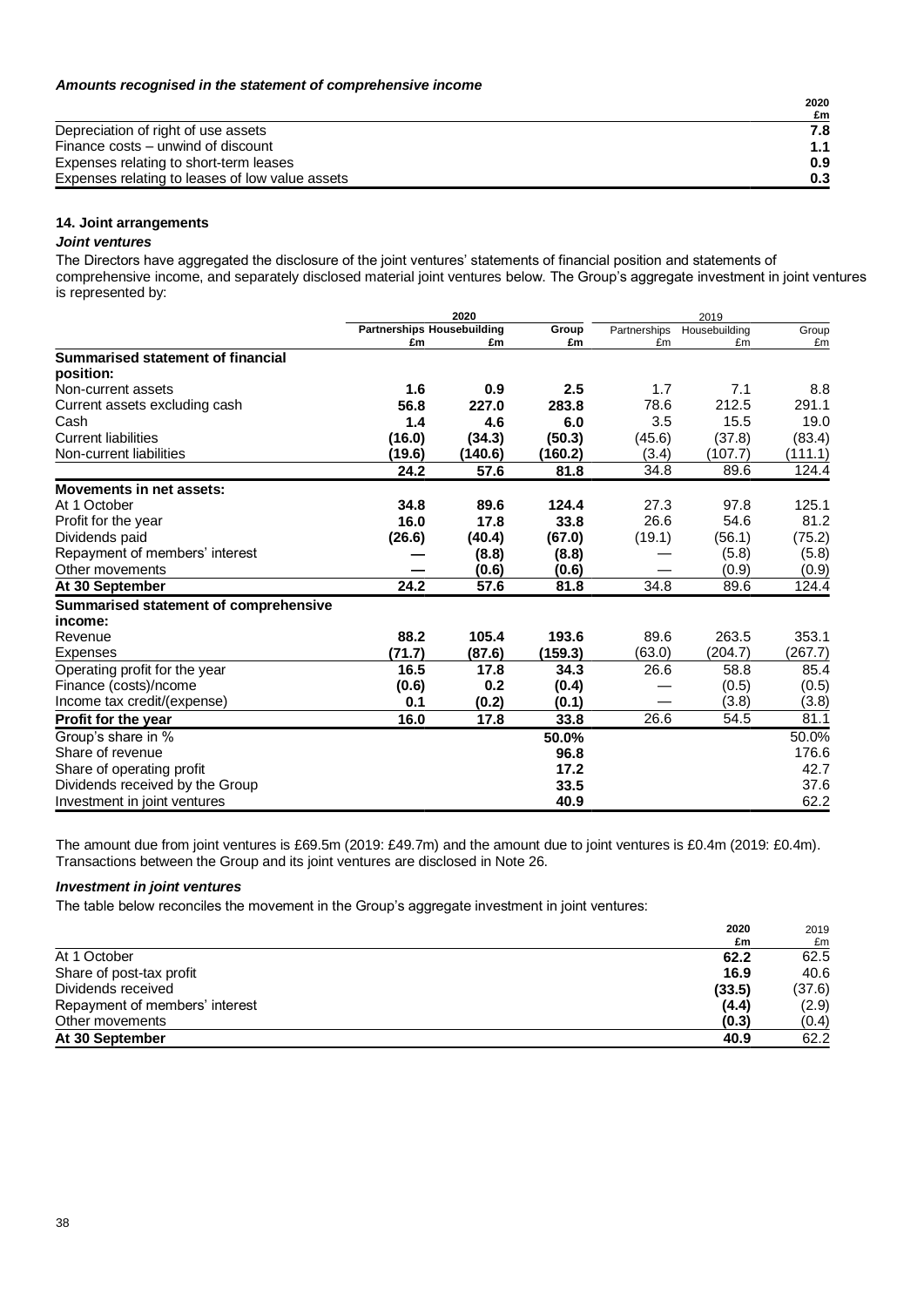***Amounts recognised in the statement of comprehensive income***

| | **2020** |
|---|---|
| | **£m** |
| Depreciation of right of use assets | **7.8** |
| Finance costs – unwind of discount | **1.1** |
| Expenses relating to short-term leases | **0.9** |
| Expenses relating to leases of low value assets | **0.3** |

### 14. Joint arrangements

***Joint ventures***

The Directors have aggregated the disclosure of the joint ventures' statements of financial position and statements of comprehensive income, and separately disclosed material joint ventures below. The Group's aggregate investment in joint ventures is represented by:

| | **2020** | | | 2019 | | |
|---|---|---|---|---|---|---|
| | **Partnerships £m** | **Housebuilding £m** | **Group £m** | Partnerships £m | Housebuilding £m | Group £m |
| **Summarised statement of financial position:** | | | | | | |
| Non-current assets | **1.6** | **0.9** | **2.5** | 1.7 | 7.1 | 8.8 |
| Current assets excluding cash | **56.8** | **227.0** | **283.8** | 78.6 | 212.5 | 291.1 |
| Cash | **1.4** | **4.6** | **6.0** | 3.5 | 15.5 | 19.0 |
| Current liabilities | **(16.0)** | **(34.3)** | **(50.3)** | (45.6) | (37.8) | (83.4) |
| Non-current liabilities | **(19.6)** | **(140.6)** | **(160.2)** | (3.4) | (107.7) | (111.1) |
| | **24.2** | **57.6** | **81.8** | 34.8 | 89.6 | 124.4 |
| **Movements in net assets:** | | | | | | |
| At 1 October | **34.8** | **89.6** | **124.4** | 27.3 | 97.8 | 125.1 |
| Profit for the year | **16.0** | **17.8** | **33.8** | 26.6 | 54.6 | 81.2 |
| Dividends paid | **(26.6)** | **(40.4)** | **(67.0)** | (19.1) | (56.1) | (75.2) |
| Repayment of members' interest | **—** | **(8.8)** | **(8.8)** | — | (5.8) | (5.8) |
| Other movements | **—** | **(0.6)** | **(0.6)** | — | (0.9) | (0.9) |
| **At 30 September** | **24.2** | **57.6** | **81.8** | 34.8 | 89.6 | 124.4 |
| **Summarised statement of comprehensive income:** | | | | | | |
| Revenue | **88.2** | **105.4** | **193.6** | 89.6 | 263.5 | 353.1 |
| Expenses | **(71.7)** | **(87.6)** | **(159.3)** | (63.0) | (204.7) | (267.7) |
| Operating profit for the year | **16.5** | **17.8** | **34.3** | 26.6 | 58.8 | 85.4 |
| Finance (costs)/ncome | **(0.6)** | **0.2** | **(0.4)** | — | (0.5) | (0.5) |
| Income tax credit/(expense) | **0.1** | **(0.2)** | **(0.1)** | — | (3.8) | (3.8) |
| **Profit for the year** | **16.0** | **17.8** | **33.8** | 26.6 | 54.5 | 81.1 |
| Group's share in % | | | **50.0%** | | | 50.0% |
| Share of revenue | | | **96.8** | | | 176.6 |
| Share of operating profit | | | **17.2** | | | 42.7 |
| Dividends received by the Group | | | **33.5** | | | 37.6 |
| Investment in joint ventures | | | **40.9** | | | 62.2 |

The amount due from joint ventures is £69.5m (2019: £49.7m) and the amount due to joint ventures is £0.4m (2019: £0.4m). Transactions between the Group and its joint ventures are disclosed in Note 26.

***Investment in joint ventures***

The table below reconciles the movement in the Group's aggregate investment in joint ventures:

| | **2020** | 2019 |
|---|---|---|
| | **£m** | £m |
| At 1 October | **62.2** | 62.5 |
| Share of post-tax profit | **16.9** | 40.6 |
| Dividends received | **(33.5)** | (37.6) |
| Repayment of members' interest | **(4.4)** | (2.9) |
| Other movements | **(0.3)** | (0.4) |
| **At 30 September** | **40.9** | 62.2 |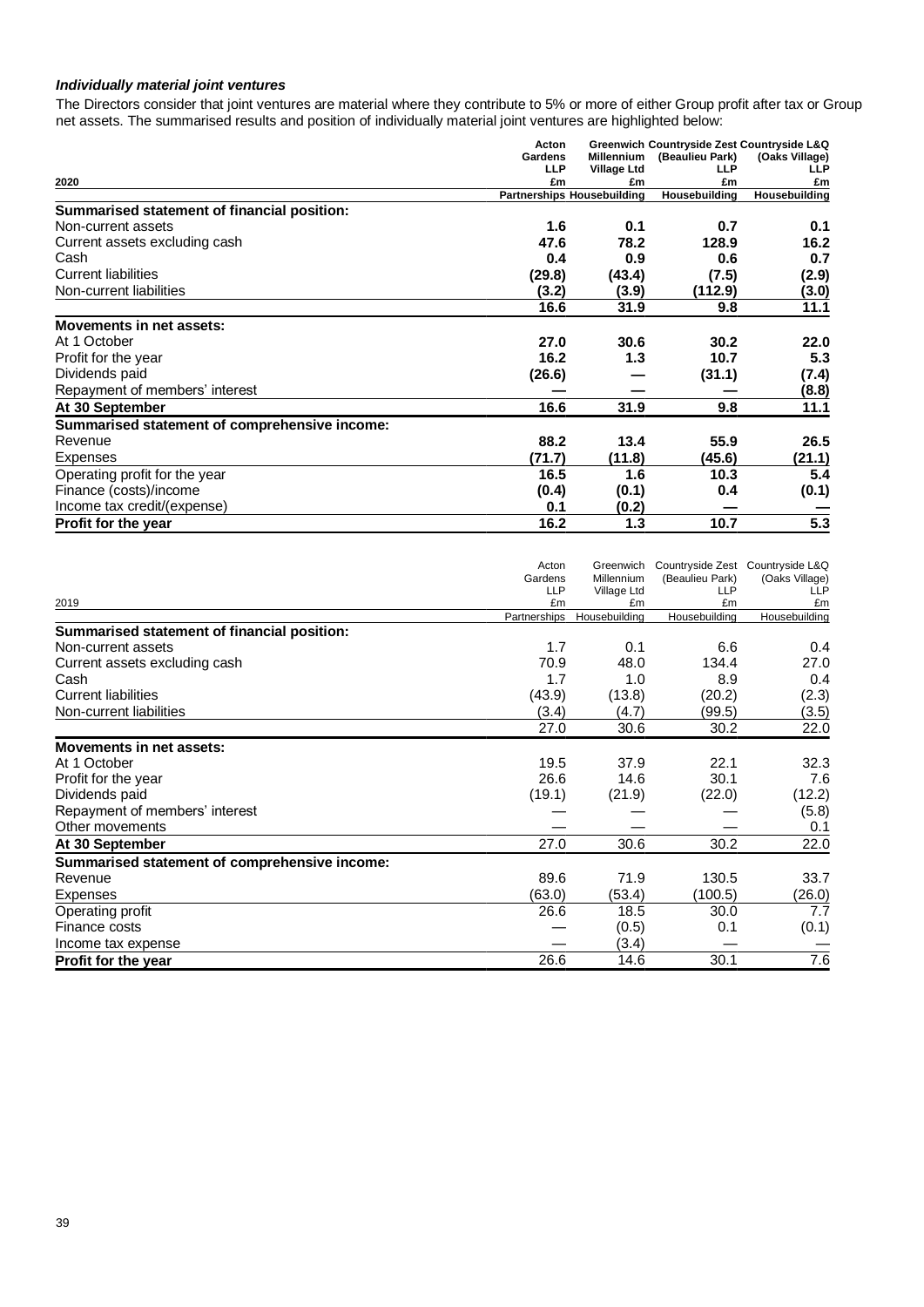### *Individually material joint ventures*

The Directors consider that joint ventures are material where they contribute to 5% or more of either Group profit after tax or Group net assets. The summarised results and position of individually material joint ventures are highlighted below:

| **2020** | **Acton Gardens LLP £m** | **Greenwich Millennium Village Ltd £m** | **Countryside Zest (Beaulieu Park) LLP £m** | **Countryside L&Q (Oaks Village) LLP £m** |
|---|---|---|---|---|
| | **Partnerships** | **Housebuilding** | **Housebuilding** | **Housebuilding** |
| **Summarised statement of financial position:** | | | | |
| Non-current assets | **1.6** | **0.1** | **0.7** | **0.1** |
| Current assets excluding cash | **47.6** | **78.2** | **128.9** | **16.2** |
| Cash | **0.4** | **0.9** | **0.6** | **0.7** |
| Current liabilities | **(29.8)** | **(43.4)** | **(7.5)** | **(2.9)** |
| Non-current liabilities | **(3.2)** | **(3.9)** | **(112.9)** | **(3.0)** |
| | **16.6** | **31.9** | **9.8** | **11.1** |
| **Movements in net assets:** | | | | |
| At 1 October | **27.0** | **30.6** | **30.2** | **22.0** |
| Profit for the year | **16.2** | **1.3** | **10.7** | **5.3** |
| Dividends paid | **(26.6)** | **—** | **(31.1)** | **(7.4)** |
| Repayment of members' interest | **—** | **—** | **—** | **(8.8)** |
| **At 30 September** | **16.6** | **31.9** | **9.8** | **11.1** |
| **Summarised statement of comprehensive income:** | | | | |
| Revenue | **88.2** | **13.4** | **55.9** | **26.5** |
| Expenses | **(71.7)** | **(11.8)** | **(45.6)** | **(21.1)** |
| Operating profit for the year | **16.5** | **1.6** | **10.3** | **5.4** |
| Finance (costs)/income | **(0.4)** | **(0.1)** | **0.4** | **(0.1)** |
| Income tax credit/(expense) | **0.1** | **(0.2)** | **—** | **—** |
| **Profit for the year** | **16.2** | **1.3** | **10.7** | **5.3** |

| 2019 | Acton Gardens LLP £m | Greenwich Millennium Village Ltd £m | Countryside Zest (Beaulieu Park) LLP £m | Countryside L&Q (Oaks Village) LLP £m |
|---|---|---|---|---|
| | Partnerships | Housebuilding | Housebuilding | Housebuilding |
| **Summarised statement of financial position:** | | | | |
| Non-current assets | 1.7 | 0.1 | 6.6 | 0.4 |
| Current assets excluding cash | 70.9 | 48.0 | 134.4 | 27.0 |
| Cash | 1.7 | 1.0 | 8.9 | 0.4 |
| Current liabilities | (43.9) | (13.8) | (20.2) | (2.3) |
| Non-current liabilities | (3.4) | (4.7) | (99.5) | (3.5) |
| | 27.0 | 30.6 | 30.2 | 22.0 |
| **Movements in net assets:** | | | | |
| At 1 October | 19.5 | 37.9 | 22.1 | 32.3 |
| Profit for the year | 26.6 | 14.6 | 30.1 | 7.6 |
| Dividends paid | (19.1) | (21.9) | (22.0) | (12.2) |
| Repayment of members' interest | — | — | — | (5.8) |
| Other movements | — | — | — | 0.1 |
| **At 30 September** | 27.0 | 30.6 | 30.2 | 22.0 |
| **Summarised statement of comprehensive income:** | | | | |
| Revenue | 89.6 | 71.9 | 130.5 | 33.7 |
| Expenses | (63.0) | (53.4) | (100.5) | (26.0) |
| Operating profit | 26.6 | 18.5 | 30.0 | 7.7 |
| Finance costs | — | (0.5) | 0.1 | (0.1) |
| Income tax expense | — | (3.4) | — | — |
| **Profit for the year** | 26.6 | 14.6 | 30.1 | 7.6 |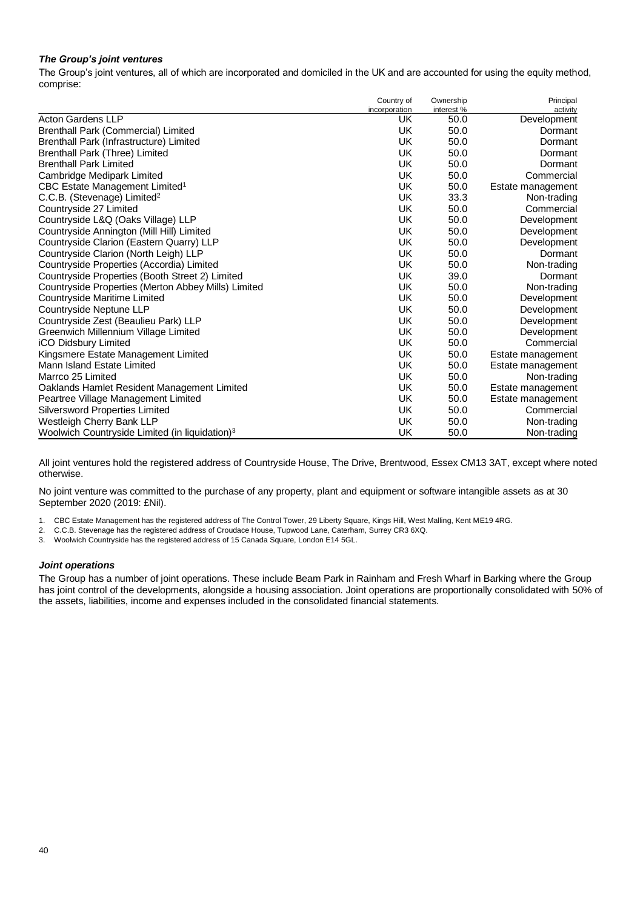### *The Group's joint ventures*

The Group's joint ventures, all of which are incorporated and domiciled in the UK and are accounted for using the equity method, comprise:

| | Country of incorporation | Ownership interest % | Principal activity |
|---|---|---|---|
| Acton Gardens LLP | UK | 50.0 | Development |
| Brenthall Park (Commercial) Limited | UK | 50.0 | Dormant |
| Brenthall Park (Infrastructure) Limited | UK | 50.0 | Dormant |
| Brenthall Park (Three) Limited | UK | 50.0 | Dormant |
| Brenthall Park Limited | UK | 50.0 | Dormant |
| Cambridge Medipark Limited | UK | 50.0 | Commercial |
| CBC Estate Management Limited[1] | UK | 50.0 | Estate management |
| C.C.B. (Stevenage) Limited[2] | UK | 33.3 | Non-trading |
| Countryside 27 Limited | UK | 50.0 | Commercial |
| Countryside L&Q (Oaks Village) LLP | UK | 50.0 | Development |
| Countryside Annington (Mill Hill) Limited | UK | 50.0 | Development |
| Countryside Clarion (Eastern Quarry) LLP | UK | 50.0 | Development |
| Countryside Clarion (North Leigh) LLP | UK | 50.0 | Dormant |
| Countryside Properties (Accordia) Limited | UK | 50.0 | Non-trading |
| Countryside Properties (Booth Street 2) Limited | UK | 39.0 | Dormant |
| Countryside Properties (Merton Abbey Mills) Limited | UK | 50.0 | Non-trading |
| Countryside Maritime Limited | UK | 50.0 | Development |
| Countryside Neptune LLP | UK | 50.0 | Development |
| Countryside Zest (Beaulieu Park) LLP | UK | 50.0 | Development |
| Greenwich Millennium Village Limited | UK | 50.0 | Development |
| iCO Didsbury Limited | UK | 50.0 | Commercial |
| Kingsmere Estate Management Limited | UK | 50.0 | Estate management |
| Mann Island Estate Limited | UK | 50.0 | Estate management |
| Marrco 25 Limited | UK | 50.0 | Non-trading |
| Oaklands Hamlet Resident Management Limited | UK | 50.0 | Estate management |
| Peartree Village Management Limited | UK | 50.0 | Estate management |
| Silversword Properties Limited | UK | 50.0 | Commercial |
| Westleigh Cherry Bank LLP | UK | 50.0 | Non-trading |
| Woolwich Countryside Limited (in liquidation)[3] | UK | 50.0 | Non-trading |

All joint ventures hold the registered address of Countryside House, The Drive, Brentwood, Essex CM13 3AT, except where noted otherwise.

No joint venture was committed to the purchase of any property, plant and equipment or software intangible assets as at 30 September 2020 (2019: £Nil).

1. CBC Estate Management has the registered address of The Control Tower, 29 Liberty Square, Kings Hill, West Malling, Kent ME19 4RG.
2. C.C.B. Stevenage has the registered address of Croudace House, Tupwood Lane, Caterham, Surrey CR3 6XQ.
3. Woolwich Countryside has the registered address of 15 Canada Square, London E14 5GL.

### *Joint operations*

The Group has a number of joint operations. These include Beam Park in Rainham and Fresh Wharf in Barking where the Group has joint control of the developments, alongside a housing association. Joint operations are proportionally consolidated with 50% of the assets, liabilities, income and expenses included in the consolidated financial statements.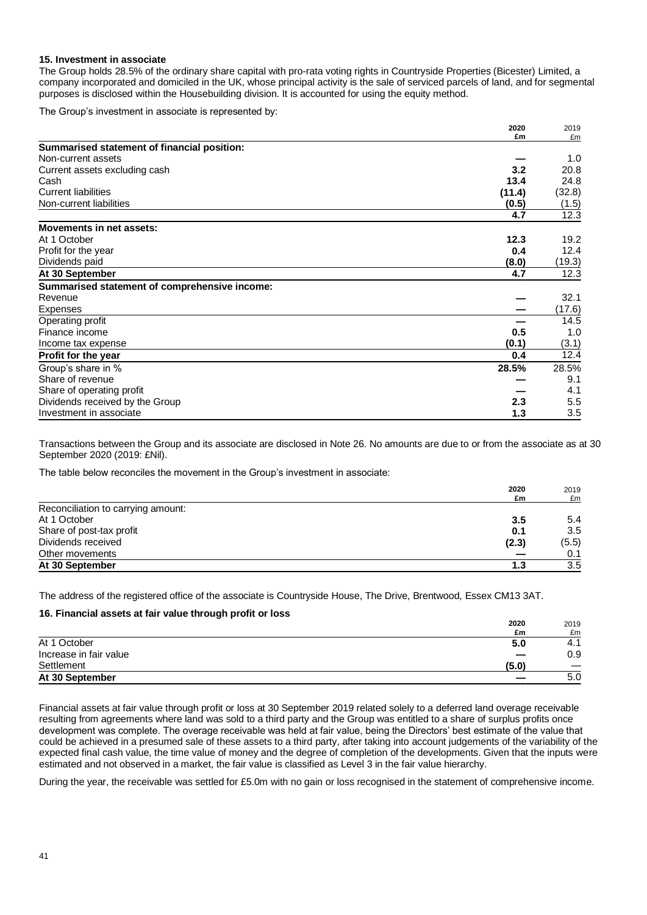### 15. Investment in associate

The Group holds 28.5% of the ordinary share capital with pro-rata voting rights in Countryside Properties (Bicester) Limited, a company incorporated and domiciled in the UK, whose principal activity is the sale of serviced parcels of land, and for segmental purposes is disclosed within the Housebuilding division. It is accounted for using the equity method.

The Group's investment in associate is represented by:

| | 2020<br>£m | 2019<br>£m |
|---|---|---|
| **Summarised statement of financial position:** | | |
| Non-current assets | — | 1.0 |
| Current assets excluding cash | 3.2 | 20.8 |
| Cash | 13.4 | 24.8 |
| Current liabilities | (11.4) | (32.8) |
| Non-current liabilities | (0.5) | (1.5) |
| | 4.7 | 12.3 |
| **Movements in net assets:** | | |
| At 1 October | 12.3 | 19.2 |
| Profit for the year | 0.4 | 12.4 |
| Dividends paid | (8.0) | (19.3) |
| **At 30 September** | 4.7 | 12.3 |
| **Summarised statement of comprehensive income:** | | |
| Revenue | — | 32.1 |
| Expenses | — | (17.6) |
| Operating profit | — | 14.5 |
| Finance income | 0.5 | 1.0 |
| Income tax expense | (0.1) | (3.1) |
| **Profit for the year** | 0.4 | 12.4 |
| Group's share in % | 28.5% | 28.5% |
| Share of revenue | — | 9.1 |
| Share of operating profit | — | 4.1 |
| Dividends received by the Group | 2.3 | 5.5 |
| Investment in associate | 1.3 | 3.5 |

Transactions between the Group and its associate are disclosed in Note 26. No amounts are due to or from the associate as at 30 September 2020 (2019: £Nil).

The table below reconciles the movement in the Group's investment in associate:

| | 2020<br>£m | 2019<br>£m |
|---|---|---|
| Reconciliation to carrying amount: | | |
| At 1 October | 3.5 | 5.4 |
| Share of post-tax profit | 0.1 | 3.5 |
| Dividends received | (2.3) | (5.5) |
| Other movements | — | 0.1 |
| **At 30 September** | 1.3 | 3.5 |

The address of the registered office of the associate is Countryside House, The Drive, Brentwood, Essex CM13 3AT.

### 16. Financial assets at fair value through profit or loss

| | 2020<br>£m | 2019<br>£m |
|---|---|---|
| At 1 October | 5.0 | 4.1 |
| Increase in fair value | — | 0.9 |
| Settlement | (5.0) | — |
| **At 30 September** | — | 5.0 |

Financial assets at fair value through profit or loss at 30 September 2019 related solely to a deferred land overage receivable resulting from agreements where land was sold to a third party and the Group was entitled to a share of surplus profits once development was complete. The overage receivable was held at fair value, being the Directors' best estimate of the value that could be achieved in a presumed sale of these assets to a third party, after taking into account judgements of the variability of the expected final cash value, the time value of money and the degree of completion of the developments. Given that the inputs were estimated and not observed in a market, the fair value is classified as Level 3 in the fair value hierarchy.

During the year, the receivable was settled for £5.0m with no gain or loss recognised in the statement of comprehensive income.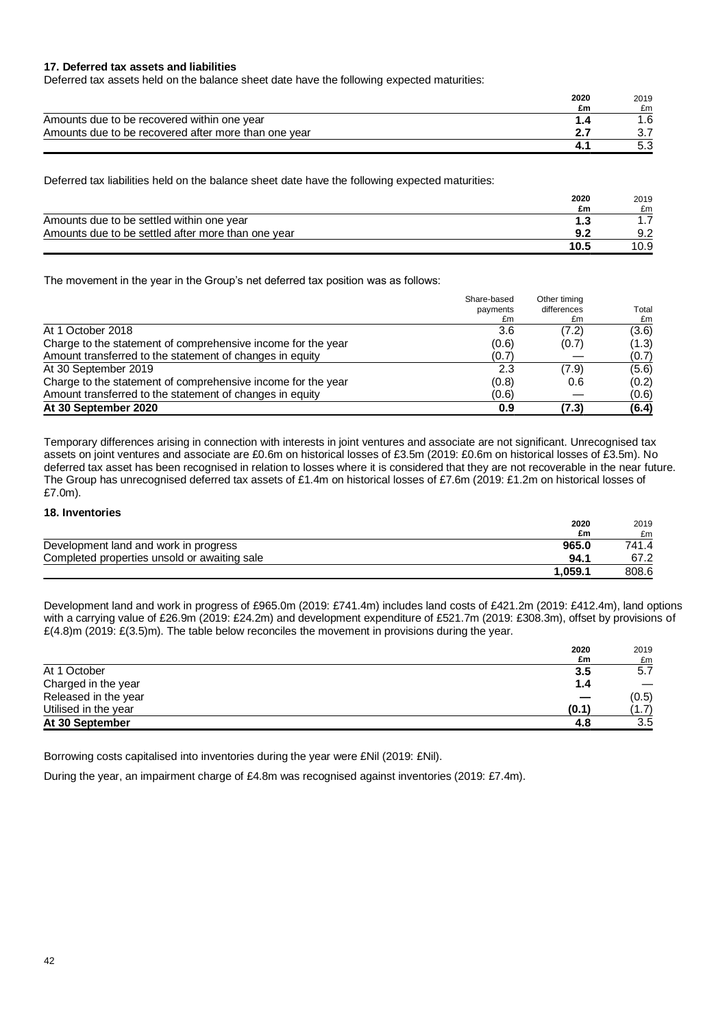### 17. Deferred tax assets and liabilities

Deferred tax assets held on the balance sheet date have the following expected maturities:

| | 2020 £m | 2019 £m |
|---|---|---|
| Amounts due to be recovered within one year | **1.4** | 1.6 |
| Amounts due to be recovered after more than one year | **2.7** | 3.7 |
| | **4.1** | 5.3 |

Deferred tax liabilities held on the balance sheet date have the following expected maturities:

| | 2020 £m | 2019 £m |
|---|---|---|
| Amounts due to be settled within one year | **1.3** | 1.7 |
| Amounts due to be settled after more than one year | **9.2** | 9.2 |
| | **10.5** | 10.9 |

The movement in the year in the Group's net deferred tax position was as follows:

| | Share-based payments £m | Other timing differences £m | Total £m |
|---|---|---|---|
| At 1 October 2018 | 3.6 | (7.2) | (3.6) |
| Charge to the statement of comprehensive income for the year | (0.6) | (0.7) | (1.3) |
| Amount transferred to the statement of changes in equity | (0.7) | — | (0.7) |
| At 30 September 2019 | 2.3 | (7.9) | (5.6) |
| Charge to the statement of comprehensive income for the year | (0.8) | 0.6 | (0.2) |
| Amount transferred to the statement of changes in equity | (0.6) | — | (0.6) |
| **At 30 September 2020** | **0.9** | **(7.3)** | **(6.4)** |

Temporary differences arising in connection with interests in joint ventures and associate are not significant. Unrecognised tax assets on joint ventures and associate are £0.6m on historical losses of £3.5m (2019: £0.6m on historical losses of £3.5m). No deferred tax asset has been recognised in relation to losses where it is considered that they are not recoverable in the near future. The Group has unrecognised deferred tax assets of £1.4m on historical losses of £7.6m (2019: £1.2m on historical losses of £7.0m).

### 18. Inventories

| | 2020 £m | 2019 £m |
|---|---|---|
| Development land and work in progress | **965.0** | 741.4 |
| Completed properties unsold or awaiting sale | **94.1** | 67.2 |
| | **1,059.1** | 808.6 |

Development land and work in progress of £965.0m (2019: £741.4m) includes land costs of £421.2m (2019: £412.4m), land options with a carrying value of £26.9m (2019: £24.2m) and development expenditure of £521.7m (2019: £308.3m), offset by provisions of £(4.8)m (2019: £(3.5)m). The table below reconciles the movement in provisions during the year.

| | 2020 £m | 2019 £m |
|---|---|---|
| At 1 October | **3.5** | 5.7 |
| Charged in the year | **1.4** | — |
| Released in the year | **—** | (0.5) |
| Utilised in the year | **(0.1)** | (1.7) |
| **At 30 September** | **4.8** | 3.5 |

Borrowing costs capitalised into inventories during the year were £Nil (2019: £Nil).

During the year, an impairment charge of £4.8m was recognised against inventories (2019: £7.4m).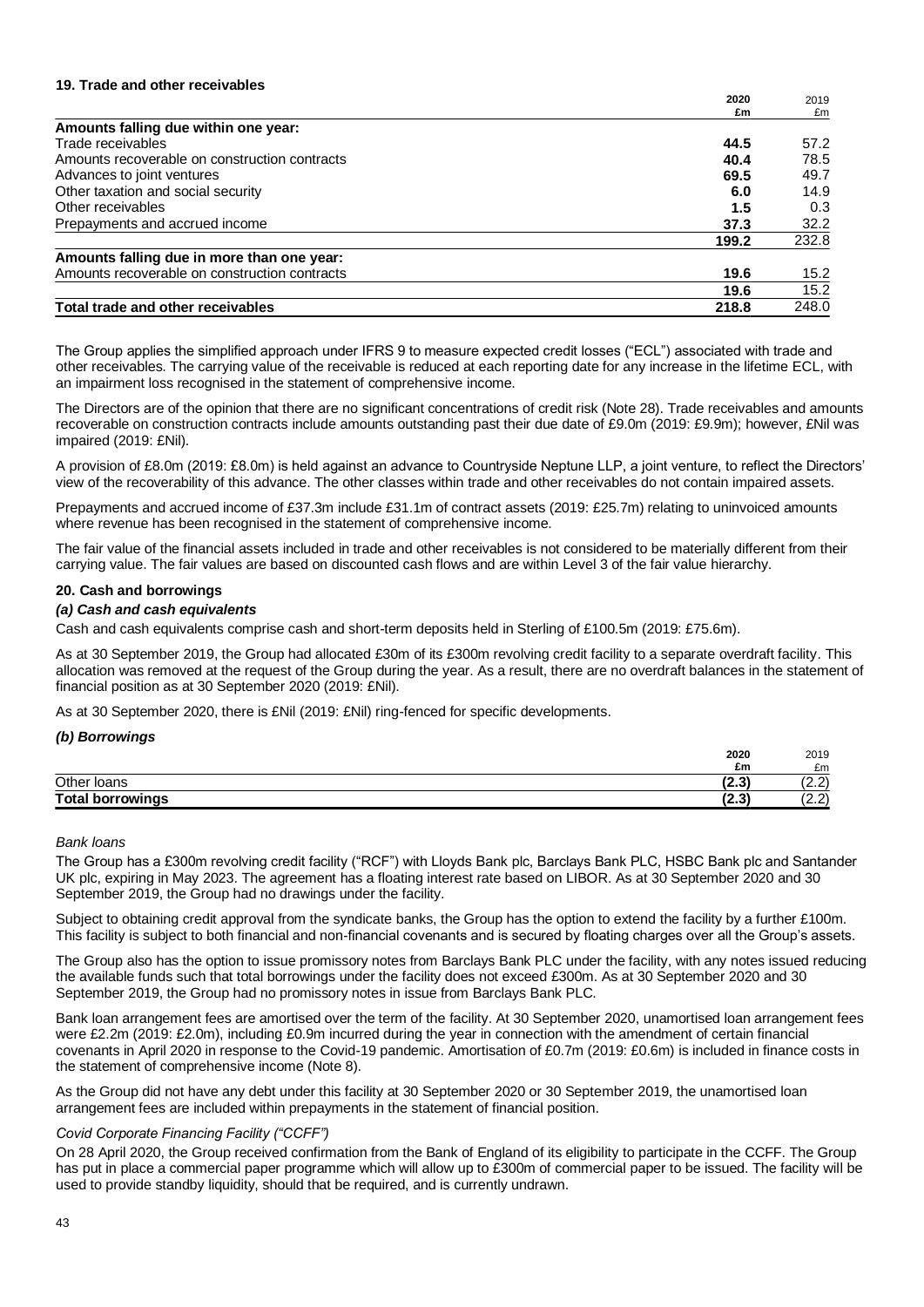## 19. Trade and other receivables

| | 2020 £m | 2019 £m |
|---|---|---|
| **Amounts falling due within one year:** | | |
| Trade receivables | **44.5** | 57.2 |
| Amounts recoverable on construction contracts | **40.4** | 78.5 |
| Advances to joint ventures | **69.5** | 49.7 |
| Other taxation and social security | **6.0** | 14.9 |
| Other receivables | **1.5** | 0.3 |
| Prepayments and accrued income | **37.3** | 32.2 |
| | **199.2** | 232.8 |
| **Amounts falling due in more than one year:** | | |
| Amounts recoverable on construction contracts | **19.6** | 15.2 |
| | **19.6** | 15.2 |
| **Total trade and other receivables** | **218.8** | 248.0 |

The Group applies the simplified approach under IFRS 9 to measure expected credit losses ("ECL") associated with trade and other receivables. The carrying value of the receivable is reduced at each reporting date for any increase in the lifetime ECL, with an impairment loss recognised in the statement of comprehensive income.

The Directors are of the opinion that there are no significant concentrations of credit risk (Note 28). Trade receivables and amounts recoverable on construction contracts include amounts outstanding past their due date of £9.0m (2019: £9.9m); however, £Nil was impaired (2019: £Nil).

A provision of £8.0m (2019: £8.0m) is held against an advance to Countryside Neptune LLP, a joint venture, to reflect the Directors' view of the recoverability of this advance. The other classes within trade and other receivables do not contain impaired assets.

Prepayments and accrued income of £37.3m include £31.1m of contract assets (2019: £25.7m) relating to uninvoiced amounts where revenue has been recognised in the statement of comprehensive income.

The fair value of the financial assets included in trade and other receivables is not considered to be materially different from their carrying value. The fair values are based on discounted cash flows and are within Level 3 of the fair value hierarchy.

## 20. Cash and borrowings

### *(a) Cash and cash equivalents*

Cash and cash equivalents comprise cash and short-term deposits held in Sterling of £100.5m (2019: £75.6m).

As at 30 September 2019, the Group had allocated £30m of its £300m revolving credit facility to a separate overdraft facility. This allocation was removed at the request of the Group during the year. As a result, there are no overdraft balances in the statement of financial position as at 30 September 2020 (2019: £Nil).

As at 30 September 2020, there is £Nil (2019: £Nil) ring-fenced for specific developments.

### *(b) Borrowings*

| | 2020 £m | 2019 £m |
|---|---|---|
| Other loans | **(2.3)** | (2.2) |
| **Total borrowings** | **(2.3)** | (2.2) |

*Bank loans*

The Group has a £300m revolving credit facility ("RCF") with Lloyds Bank plc, Barclays Bank PLC, HSBC Bank plc and Santander UK plc, expiring in May 2023. The agreement has a floating interest rate based on LIBOR. As at 30 September 2020 and 30 September 2019, the Group had no drawings under the facility.

Subject to obtaining credit approval from the syndicate banks, the Group has the option to extend the facility by a further £100m. This facility is subject to both financial and non-financial covenants and is secured by floating charges over all the Group's assets.

The Group also has the option to issue promissory notes from Barclays Bank PLC under the facility, with any notes issued reducing the available funds such that total borrowings under the facility does not exceed £300m. As at 30 September 2020 and 30 September 2019, the Group had no promissory notes in issue from Barclays Bank PLC.

Bank loan arrangement fees are amortised over the term of the facility. At 30 September 2020, unamortised loan arrangement fees were £2.2m (2019: £2.0m), including £0.9m incurred during the year in connection with the amendment of certain financial covenants in April 2020 in response to the Covid-19 pandemic. Amortisation of £0.7m (2019: £0.6m) is included in finance costs in the statement of comprehensive income (Note 8).

As the Group did not have any debt under this facility at 30 September 2020 or 30 September 2019, the unamortised loan arrangement fees are included within prepayments in the statement of financial position.

*Covid Corporate Financing Facility ("CCFF")*

On 28 April 2020, the Group received confirmation from the Bank of England of its eligibility to participate in the CCFF. The Group has put in place a commercial paper programme which will allow up to £300m of commercial paper to be issued. The facility will be used to provide standby liquidity, should that be required, and is currently undrawn.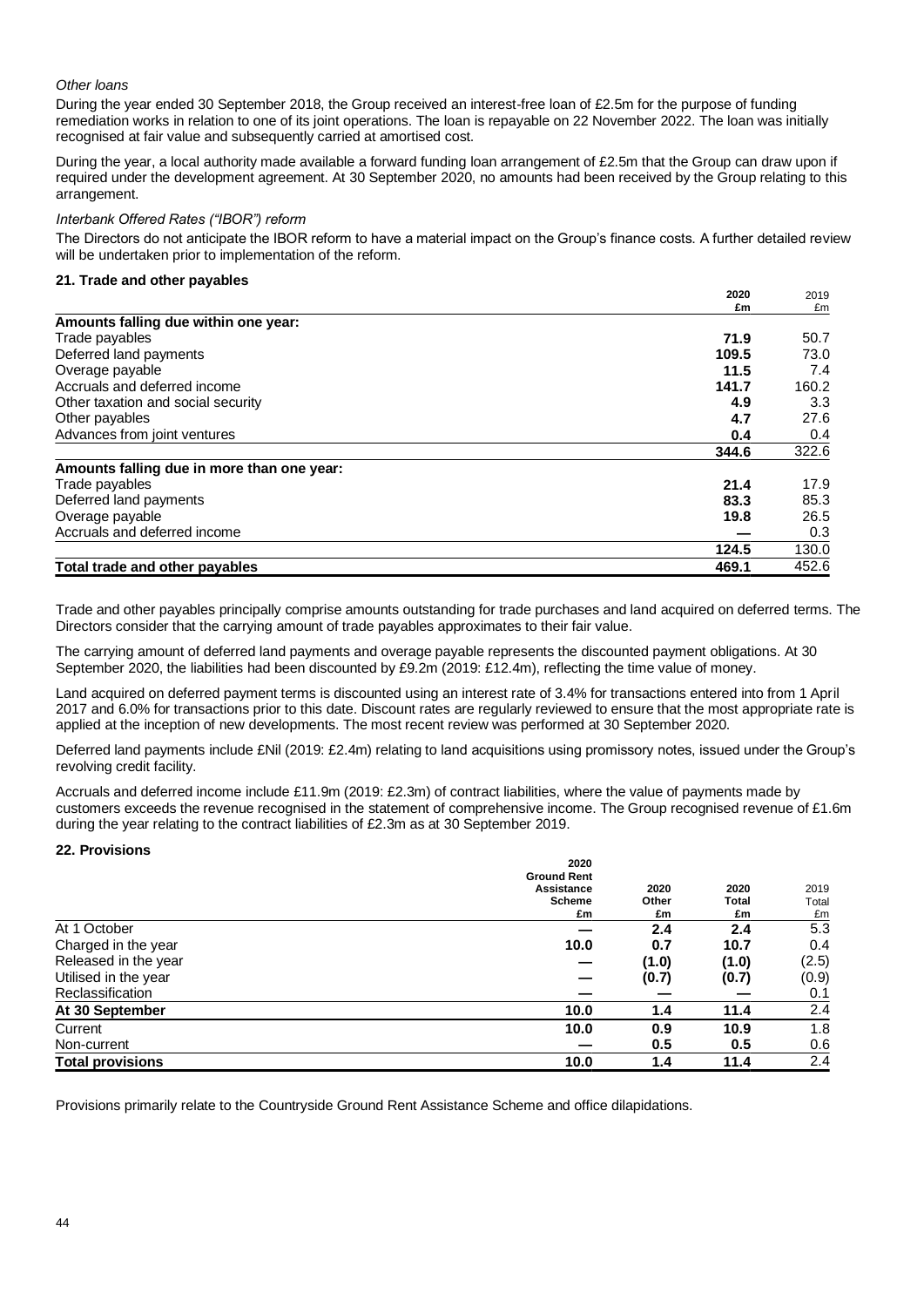*Other loans*

During the year ended 30 September 2018, the Group received an interest-free loan of £2.5m for the purpose of funding remediation works in relation to one of its joint operations. The loan is repayable on 22 November 2022. The loan was initially recognised at fair value and subsequently carried at amortised cost.

During the year, a local authority made available a forward funding loan arrangement of £2.5m that the Group can draw upon if required under the development agreement. At 30 September 2020, no amounts had been received by the Group relating to this arrangement.

*Interbank Offered Rates ("IBOR") reform*

The Directors do not anticipate the IBOR reform to have a material impact on the Group's finance costs. A further detailed review will be undertaken prior to implementation of the reform.

## 21. Trade and other payables

| | 2020<br>£m | 2019<br>£m |
|---|---|---|
| **Amounts falling due within one year:** | | |
| Trade payables | **71.9** | 50.7 |
| Deferred land payments | **109.5** | 73.0 |
| Overage payable | **11.5** | 7.4 |
| Accruals and deferred income | **141.7** | 160.2 |
| Other taxation and social security | **4.9** | 3.3 |
| Other payables | **4.7** | 27.6 |
| Advances from joint ventures | **0.4** | 0.4 |
| | **344.6** | 322.6 |
| **Amounts falling due in more than one year:** | | |
| Trade payables | **21.4** | 17.9 |
| Deferred land payments | **83.3** | 85.3 |
| Overage payable | **19.8** | 26.5 |
| Accruals and deferred income | **—** | 0.3 |
| | **124.5** | 130.0 |
| **Total trade and other payables** | **469.1** | 452.6 |

Trade and other payables principally comprise amounts outstanding for trade purchases and land acquired on deferred terms. The Directors consider that the carrying amount of trade payables approximates to their fair value.

The carrying amount of deferred land payments and overage payable represents the discounted payment obligations. At 30 September 2020, the liabilities had been discounted by £9.2m (2019: £12.4m), reflecting the time value of money.

Land acquired on deferred payment terms is discounted using an interest rate of 3.4% for transactions entered into from 1 April 2017 and 6.0% for transactions prior to this date. Discount rates are regularly reviewed to ensure that the most appropriate rate is applied at the inception of new developments. The most recent review was performed at 30 September 2020.

Deferred land payments include £Nil (2019: £2.4m) relating to land acquisitions using promissory notes, issued under the Group's revolving credit facility.

Accruals and deferred income include £11.9m (2019: £2.3m) of contract liabilities, where the value of payments made by customers exceeds the revenue recognised in the statement of comprehensive income. The Group recognised revenue of £1.6m during the year relating to the contract liabilities of £2.3m as at 30 September 2019.

## 22. Provisions

| | 2020<br>Ground Rent<br>Assistance<br>Scheme<br>£m | 2020<br>Other<br>£m | 2020<br>Total<br>£m | 2019<br>Total<br>£m |
|---|---|---|---|---|
| At 1 October | **—** | **2.4** | **2.4** | 5.3 |
| Charged in the year | **10.0** | **0.7** | **10.7** | 0.4 |
| Released in the year | **—** | **(1.0)** | **(1.0)** | (2.5) |
| Utilised in the year | **—** | **(0.7)** | **(0.7)** | (0.9) |
| Reclassification | **—** | **—** | **—** | 0.1 |
| **At 30 September** | **10.0** | **1.4** | **11.4** | 2.4 |
| Current | **10.0** | **0.9** | **10.9** | 1.8 |
| Non-current | **—** | **0.5** | **0.5** | 0.6 |
| **Total provisions** | **10.0** | **1.4** | **11.4** | 2.4 |

Provisions primarily relate to the Countryside Ground Rent Assistance Scheme and office dilapidations.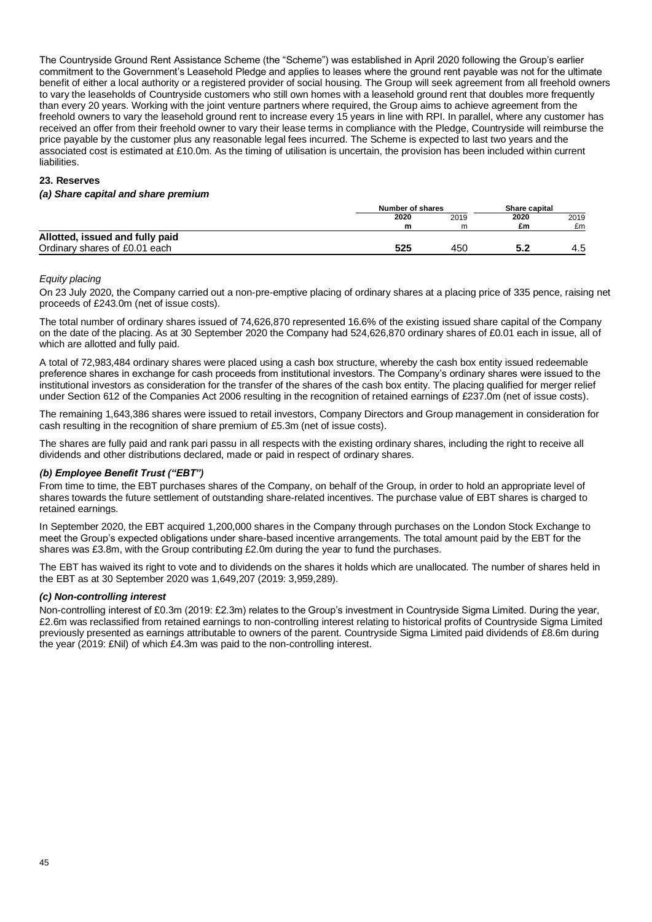The Countryside Ground Rent Assistance Scheme (the "Scheme") was established in April 2020 following the Group's earlier commitment to the Government's Leasehold Pledge and applies to leases where the ground rent payable was not for the ultimate benefit of either a local authority or a registered provider of social housing. The Group will seek agreement from all freehold owners to vary the leaseholds of Countryside customers who still own homes with a leasehold ground rent that doubles more frequently than every 20 years. Working with the joint venture partners where required, the Group aims to achieve agreement from the freehold owners to vary the leasehold ground rent to increase every 15 years in line with RPI. In parallel, where any customer has received an offer from their freehold owner to vary their lease terms in compliance with the Pledge, Countryside will reimburse the price payable by the customer plus any reasonable legal fees incurred. The Scheme is expected to last two years and the associated cost is estimated at £10.0m. As the timing of utilisation is uncertain, the provision has been included within current liabilities.

## 23. Reserves

### *(a) Share capital and share premium*

| | Number of shares | | Share capital | |
|---|---|---|---|---|
| | **2020** | 2019 | **2020** | 2019 |
| | **m** | m | **£m** | £m |
| **Allotted, issued and fully paid** | | | | |
| Ordinary shares of £0.01 each | **525** | 450 | **5.2** | 4.5 |

*Equity placing*

On 23 July 2020, the Company carried out a non-pre-emptive placing of ordinary shares at a placing price of 335 pence, raising net proceeds of £243.0m (net of issue costs).

The total number of ordinary shares issued of 74,626,870 represented 16.6% of the existing issued share capital of the Company on the date of the placing. As at 30 September 2020 the Company had 524,626,870 ordinary shares of £0.01 each in issue, all of which are allotted and fully paid.

A total of 72,983,484 ordinary shares were placed using a cash box structure, whereby the cash box entity issued redeemable preference shares in exchange for cash proceeds from institutional investors. The Company's ordinary shares were issued to the institutional investors as consideration for the transfer of the shares of the cash box entity. The placing qualified for merger relief under Section 612 of the Companies Act 2006 resulting in the recognition of retained earnings of £237.0m (net of issue costs).

The remaining 1,643,386 shares were issued to retail investors, Company Directors and Group management in consideration for cash resulting in the recognition of share premium of £5.3m (net of issue costs).

The shares are fully paid and rank pari passu in all respects with the existing ordinary shares, including the right to receive all dividends and other distributions declared, made or paid in respect of ordinary shares.

### *(b) Employee Benefit Trust ("EBT")*

From time to time, the EBT purchases shares of the Company, on behalf of the Group, in order to hold an appropriate level of shares towards the future settlement of outstanding share-related incentives. The purchase value of EBT shares is charged to retained earnings.

In September 2020, the EBT acquired 1,200,000 shares in the Company through purchases on the London Stock Exchange to meet the Group's expected obligations under share-based incentive arrangements. The total amount paid by the EBT for the shares was £3.8m, with the Group contributing £2.0m during the year to fund the purchases.

The EBT has waived its right to vote and to dividends on the shares it holds which are unallocated. The number of shares held in the EBT as at 30 September 2020 was 1,649,207 (2019: 3,959,289).

### *(c) Non-controlling interest*

Non-controlling interest of £0.3m (2019: £2.3m) relates to the Group's investment in Countryside Sigma Limited. During the year, £2.6m was reclassified from retained earnings to non-controlling interest relating to historical profits of Countryside Sigma Limited previously presented as earnings attributable to owners of the parent. Countryside Sigma Limited paid dividends of £8.6m during the year (2019: £Nil) of which £4.3m was paid to the non-controlling interest.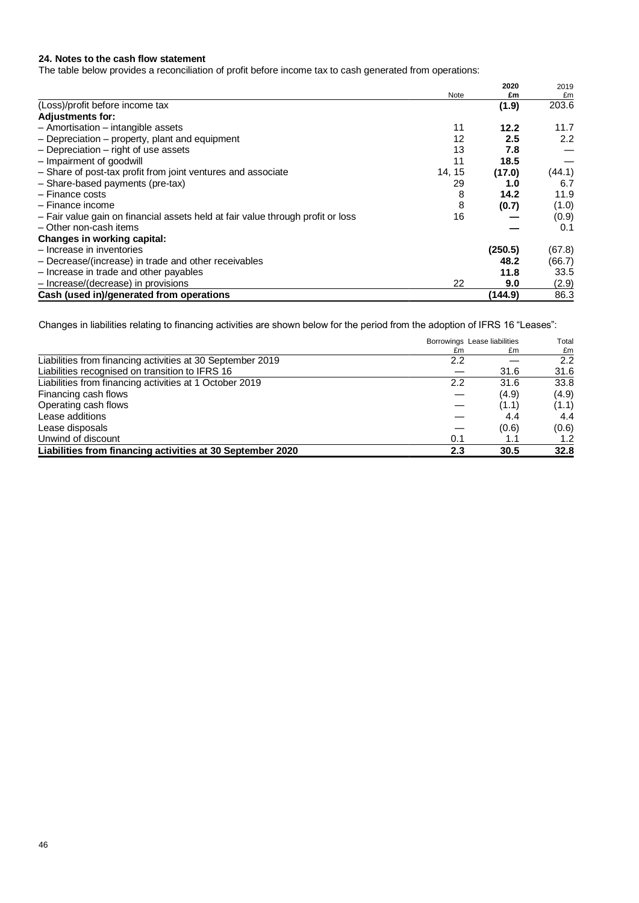### 24. Notes to the cash flow statement

The table below provides a reconciliation of profit before income tax to cash generated from operations:

| | Note | 2020 £m | 2019 £m |
|---|---|---|---|
| (Loss)/profit before income tax | | **(1.9)** | 203.6 |
| **Adjustments for:** | | | |
| – Amortisation – intangible assets | 11 | **12.2** | 11.7 |
| – Depreciation – property, plant and equipment | 12 | **2.5** | 2.2 |
| – Depreciation – right of use assets | 13 | **7.8** | — |
| – Impairment of goodwill | 11 | **18.5** | — |
| – Share of post-tax profit from joint ventures and associate | 14, 15 | **(17.0)** | (44.1) |
| – Share-based payments (pre-tax) | 29 | **1.0** | 6.7 |
| – Finance costs | 8 | **14.2** | 11.9 |
| – Finance income | 8 | **(0.7)** | (1.0) |
| – Fair value gain on financial assets held at fair value through profit or loss | 16 | **—** | (0.9) |
| – Other non-cash items | | **—** | 0.1 |
| **Changes in working capital:** | | | |
| – Increase in inventories | | **(250.5)** | (67.8) |
| – Decrease/(increase) in trade and other receivables | | **48.2** | (66.7) |
| – Increase in trade and other payables | | **11.8** | 33.5 |
| – Increase/(decrease) in provisions | 22 | **9.0** | (2.9) |
| **Cash (used in)/generated from operations** | | **(144.9)** | 86.3 |

Changes in liabilities relating to financing activities are shown below for the period from the adoption of IFRS 16 "Leases":

| | Borrowings £m | Lease liabilities £m | Total £m |
|---|---|---|---|
| Liabilities from financing activities at 30 September 2019 | 2.2 | — | 2.2 |
| Liabilities recognised on transition to IFRS 16 | — | 31.6 | 31.6 |
| Liabilities from financing activities at 1 October 2019 | 2.2 | 31.6 | 33.8 |
| Financing cash flows | — | (4.9) | (4.9) |
| Operating cash flows | — | (1.1) | (1.1) |
| Lease additions | — | 4.4 | 4.4 |
| Lease disposals | — | (0.6) | (0.6) |
| Unwind of discount | 0.1 | 1.1 | 1.2 |
| **Liabilities from financing activities at 30 September 2020** | **2.3** | **30.5** | **32.8** |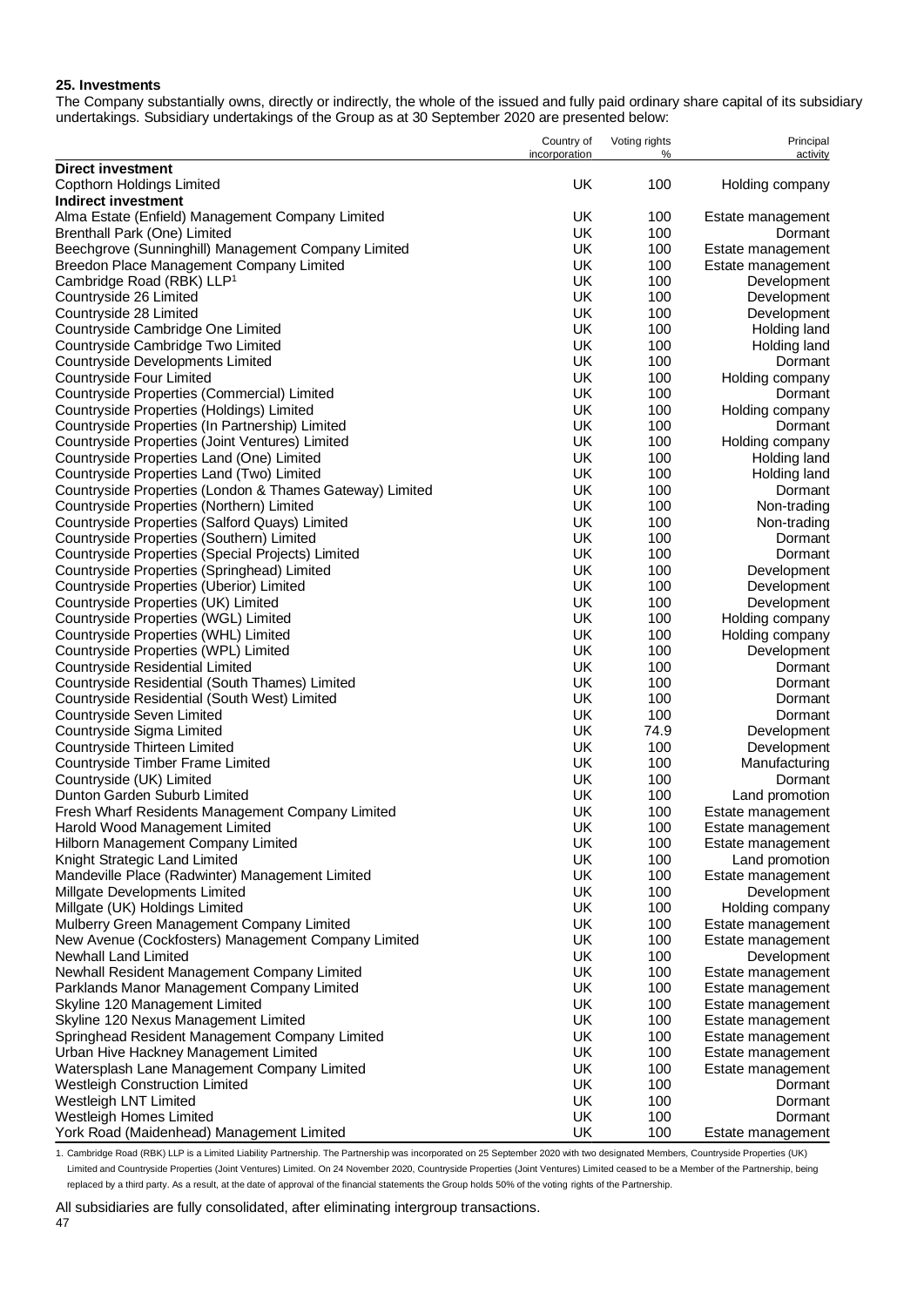**25. Investments**

The Company substantially owns, directly or indirectly, the whole of the issued and fully paid ordinary share capital of its subsidiary undertakings. Subsidiary undertakings of the Group as at 30 September 2020 are presented below:

| | Country of incorporation | Voting rights % | Principal activity |
|---|---|---|---|
| **Direct investment** | | | |
| Copthorn Holdings Limited | UK | 100 | Holding company |
| **Indirect investment** | | | |
| Alma Estate (Enfield) Management Company Limited | UK | 100 | Estate management |
| Brenthall Park (One) Limited | UK | 100 | Dormant |
| Beechgrove (Sunninghill) Management Company Limited | UK | 100 | Estate management |
| Breedon Place Management Company Limited | UK | 100 | Estate management |
| Cambridge Road (RBK) LLP[1] | UK | 100 | Development |
| Countryside 26 Limited | UK | 100 | Development |
| Countryside 28 Limited | UK | 100 | Development |
| Countryside Cambridge One Limited | UK | 100 | Holding land |
| Countryside Cambridge Two Limited | UK | 100 | Holding land |
| Countryside Developments Limited | UK | 100 | Dormant |
| Countryside Four Limited | UK | 100 | Holding company |
| Countryside Properties (Commercial) Limited | UK | 100 | Dormant |
| Countryside Properties (Holdings) Limited | UK | 100 | Holding company |
| Countryside Properties (In Partnership) Limited | UK | 100 | Dormant |
| Countryside Properties (Joint Ventures) Limited | UK | 100 | Holding company |
| Countryside Properties Land (One) Limited | UK | 100 | Holding land |
| Countryside Properties Land (Two) Limited | UK | 100 | Holding land |
| Countryside Properties (London & Thames Gateway) Limited | UK | 100 | Dormant |
| Countryside Properties (Northern) Limited | UK | 100 | Non-trading |
| Countryside Properties (Salford Quays) Limited | UK | 100 | Non-trading |
| Countryside Properties (Southern) Limited | UK | 100 | Dormant |
| Countryside Properties (Special Projects) Limited | UK | 100 | Dormant |
| Countryside Properties (Springhead) Limited | UK | 100 | Development |
| Countryside Properties (Uberior) Limited | UK | 100 | Development |
| Countryside Properties (UK) Limited | UK | 100 | Development |
| Countryside Properties (WGL) Limited | UK | 100 | Holding company |
| Countryside Properties (WHL) Limited | UK | 100 | Holding company |
| Countryside Properties (WPL) Limited | UK | 100 | Development |
| Countryside Residential Limited | UK | 100 | Dormant |
| Countryside Residential (South Thames) Limited | UK | 100 | Dormant |
| Countryside Residential (South West) Limited | UK | 100 | Dormant |
| Countryside Seven Limited | UK | 100 | Dormant |
| Countryside Sigma Limited | UK | 74.9 | Development |
| Countryside Thirteen Limited | UK | 100 | Development |
| Countryside Timber Frame Limited | UK | 100 | Manufacturing |
| Countryside (UK) Limited | UK | 100 | Dormant |
| Dunton Garden Suburb Limited | UK | 100 | Land promotion |
| Fresh Wharf Residents Management Company Limited | UK | 100 | Estate management |
| Harold Wood Management Limited | UK | 100 | Estate management |
| Hilborn Management Company Limited | UK | 100 | Estate management |
| Knight Strategic Land Limited | UK | 100 | Land promotion |
| Mandeville Place (Radwinter) Management Limited | UK | 100 | Estate management |
| Millgate Developments Limited | UK | 100 | Development |
| Millgate (UK) Holdings Limited | UK | 100 | Holding company |
| Mulberry Green Management Company Limited | UK | 100 | Estate management |
| New Avenue (Cockfosters) Management Company Limited | UK | 100 | Estate management |
| Newhall Land Limited | UK | 100 | Development |
| Newhall Resident Management Company Limited | UK | 100 | Estate management |
| Parklands Manor Management Company Limited | UK | 100 | Estate management |
| Skyline 120 Management Limited | UK | 100 | Estate management |
| Skyline 120 Nexus Management Limited | UK | 100 | Estate management |
| Springhead Resident Management Company Limited | UK | 100 | Estate management |
| Urban Hive Hackney Management Limited | UK | 100 | Estate management |
| Watersplash Lane Management Company Limited | UK | 100 | Estate management |
| Westleigh Construction Limited | UK | 100 | Dormant |
| Westleigh LNT Limited | UK | 100 | Dormant |
| Westleigh Homes Limited | UK | 100 | Dormant |
| York Road (Maidenhead) Management Limited | UK | 100 | Estate management |

1. Cambridge Road (RBK) LLP is a Limited Liability Partnership. The Partnership was incorporated on 25 September 2020 with two designated Members, Countryside Properties (UK) Limited and Countryside Properties (Joint Ventures) Limited. On 24 November 2020, Countryside Properties (Joint Ventures) Limited ceased to be a Member of the Partnership, being replaced by a third party. As a result, at the date of approval of the financial statements the Group holds 50% of the voting rights of the Partnership.

All subsidiaries are fully consolidated, after eliminating intergroup transactions.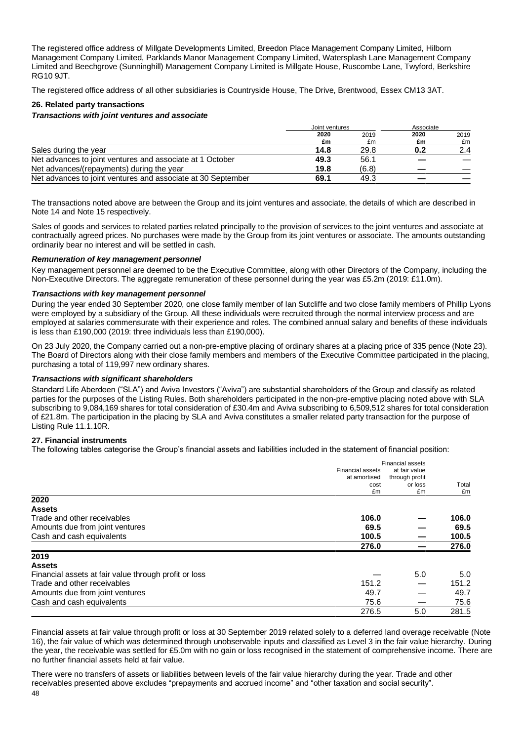The registered office address of Millgate Developments Limited, Breedon Place Management Company Limited, Hilborn Management Company Limited, Parklands Manor Management Company Limited, Watersplash Lane Management Company Limited and Beechgrove (Sunninghill) Management Company Limited is Millgate House, Ruscombe Lane, Twyford, Berkshire RG10 9JT.

The registered office address of all other subsidiaries is Countryside House, The Drive, Brentwood, Essex CM13 3AT.

## 26. Related party transactions

### *Transactions with joint ventures and associate*

| | Joint ventures | | Associate | |
|---|---|---|---|---|
| | **2020** | 2019 | **2020** | 2019 |
| | **£m** | £m | **£m** | £m |
| Sales during the year | **14.8** | 29.8 | **0.2** | 2.4 |
| Net advances to joint ventures and associate at 1 October | **49.3** | 56.1 | **—** | — |
| Net advances/(repayments) during the year | **19.8** | (6.8) | **—** | — |
| Net advances to joint ventures and associate at 30 September | **69.1** | 49.3 | **—** | — |

The transactions noted above are between the Group and its joint ventures and associate, the details of which are described in Note 14 and Note 15 respectively.

Sales of goods and services to related parties related principally to the provision of services to the joint ventures and associate at contractually agreed prices. No purchases were made by the Group from its joint ventures or associate. The amounts outstanding ordinarily bear no interest and will be settled in cash.

### *Remuneration of key management personnel*

Key management personnel are deemed to be the Executive Committee, along with other Directors of the Company, including the Non-Executive Directors. The aggregate remuneration of these personnel during the year was £5.2m (2019: £11.0m).

### *Transactions with key management personnel*

During the year ended 30 September 2020, one close family member of Ian Sutcliffe and two close family members of Phillip Lyons were employed by a subsidiary of the Group. All these individuals were recruited through the normal interview process and are employed at salaries commensurate with their experience and roles. The combined annual salary and benefits of these individuals is less than £190,000 (2019: three individuals less than £190,000).

On 23 July 2020, the Company carried out a non-pre-emptive placing of ordinary shares at a placing price of 335 pence (Note 23). The Board of Directors along with their close family members and members of the Executive Committee participated in the placing, purchasing a total of 119,997 new ordinary shares.

### *Transactions with significant shareholders*

Standard Life Aberdeen ("SLA") and Aviva Investors ("Aviva") are substantial shareholders of the Group and classify as related parties for the purposes of the Listing Rules. Both shareholders participated in the non-pre-emptive placing noted above with SLA subscribing to 9,084,169 shares for total consideration of £30.4m and Aviva subscribing to 6,509,512 shares for total consideration of £21.8m. The participation in the placing by SLA and Aviva constitutes a smaller related party transaction for the purpose of Listing Rule 11.1.10R.

## 27. Financial instruments

The following tables categorise the Group's financial assets and liabilities included in the statement of financial position:

| | Financial assets at amortised cost £m | Financial assets at fair value through profit or loss £m | Total £m |
|---|---|---|---|
| **2020** | | | |
| **Assets** | | | |
| Trade and other receivables | **106.0** | **—** | **106.0** |
| Amounts due from joint ventures | **69.5** | **—** | **69.5** |
| Cash and cash equivalents | **100.5** | **—** | **100.5** |
| | **276.0** | **—** | **276.0** |
| **2019** | | | |
| **Assets** | | | |
| Financial assets at fair value through profit or loss | — | 5.0 | 5.0 |
| Trade and other receivables | 151.2 | — | 151.2 |
| Amounts due from joint ventures | 49.7 | — | 49.7 |
| Cash and cash equivalents | 75.6 | — | 75.6 |
| | 276.5 | 5.0 | 281.5 |

Financial assets at fair value through profit or loss at 30 September 2019 related solely to a deferred land overage receivable (Note 16), the fair value of which was determined through unobservable inputs and classified as Level 3 in the fair value hierarchy. During the year, the receivable was settled for £5.0m with no gain or loss recognised in the statement of comprehensive income. There are no further financial assets held at fair value.

There were no transfers of assets or liabilities between levels of the fair value hierarchy during the year. Trade and other receivables presented above excludes "prepayments and accrued income" and "other taxation and social security".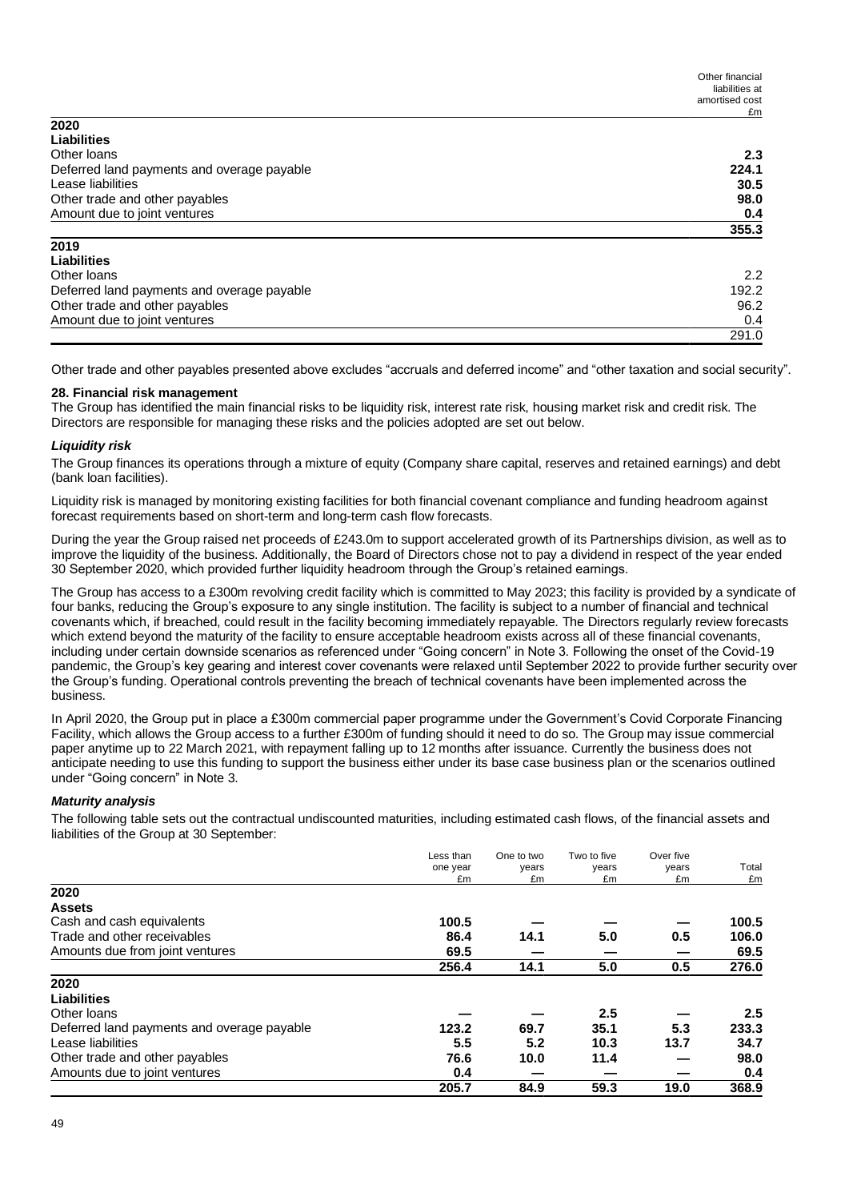| | Other financial liabilities at amortised cost £m |
|---|---|
| **2020** | |
| **Liabilities** | |
| Other loans | **2.3** |
| Deferred land payments and overage payable | **224.1** |
| Lease liabilities | **30.5** |
| Other trade and other payables | **98.0** |
| Amount due to joint ventures | **0.4** |
| | **355.3** |
| **2019** | |
| **Liabilities** | |
| Other loans | 2.2 |
| Deferred land payments and overage payable | 192.2 |
| Other trade and other payables | 96.2 |
| Amount due to joint ventures | 0.4 |
| | 291.0 |

Other trade and other payables presented above excludes "accruals and deferred income" and "other taxation and social security".

**28. Financial risk management**

The Group has identified the main financial risks to be liquidity risk, interest rate risk, housing market risk and credit risk. The Directors are responsible for managing these risks and the policies adopted are set out below.

***Liquidity risk***

The Group finances its operations through a mixture of equity (Company share capital, reserves and retained earnings) and debt (bank loan facilities).

Liquidity risk is managed by monitoring existing facilities for both financial covenant compliance and funding headroom against forecast requirements based on short-term and long-term cash flow forecasts.

During the year the Group raised net proceeds of £243.0m to support accelerated growth of its Partnerships division, as well as to improve the liquidity of the business. Additionally, the Board of Directors chose not to pay a dividend in respect of the year ended 30 September 2020, which provided further liquidity headroom through the Group's retained earnings.

The Group has access to a £300m revolving credit facility which is committed to May 2023; this facility is provided by a syndicate of four banks, reducing the Group's exposure to any single institution. The facility is subject to a number of financial and technical covenants which, if breached, could result in the facility becoming immediately repayable. The Directors regularly review forecasts which extend beyond the maturity of the facility to ensure acceptable headroom exists across all of these financial covenants, including under certain downside scenarios as referenced under "Going concern" in Note 3. Following the onset of the Covid-19 pandemic, the Group's key gearing and interest cover covenants were relaxed until September 2022 to provide further security over the Group's funding. Operational controls preventing the breach of technical covenants have been implemented across the business.

In April 2020, the Group put in place a £300m commercial paper programme under the Government's Covid Corporate Financing Facility, which allows the Group access to a further £300m of funding should it need to do so. The Group may issue commercial paper anytime up to 22 March 2021, with repayment falling up to 12 months after issuance. Currently the business does not anticipate needing to use this funding to support the business either under its base case business plan or the scenarios outlined under "Going concern" in Note 3.

***Maturity analysis***

The following table sets out the contractual undiscounted maturities, including estimated cash flows, of the financial assets and liabilities of the Group at 30 September:

| | Less than one year £m | One to two years £m | Two to five years £m | Over five years £m | Total £m |
|---|---|---|---|---|---|
| **2020** | | | | | |
| **Assets** | | | | | |
| Cash and cash equivalents | **100.5** | **—** | **—** | **—** | **100.5** |
| Trade and other receivables | **86.4** | **14.1** | **5.0** | **0.5** | **106.0** |
| Amounts due from joint ventures | **69.5** | **—** | **—** | **—** | **69.5** |
| | **256.4** | **14.1** | **5.0** | **0.5** | **276.0** |
| **2020** | | | | | |
| **Liabilities** | | | | | |
| Other loans | **—** | **—** | **2.5** | **—** | **2.5** |
| Deferred land payments and overage payable | **123.2** | **69.7** | **35.1** | **5.3** | **233.3** |
| Lease liabilities | **5.5** | **5.2** | **10.3** | **13.7** | **34.7** |
| Other trade and other payables | **76.6** | **10.0** | **11.4** | **—** | **98.0** |
| Amounts due to joint ventures | **0.4** | **—** | **—** | **—** | **0.4** |
| | **205.7** | **84.9** | **59.3** | **19.0** | **368.9** |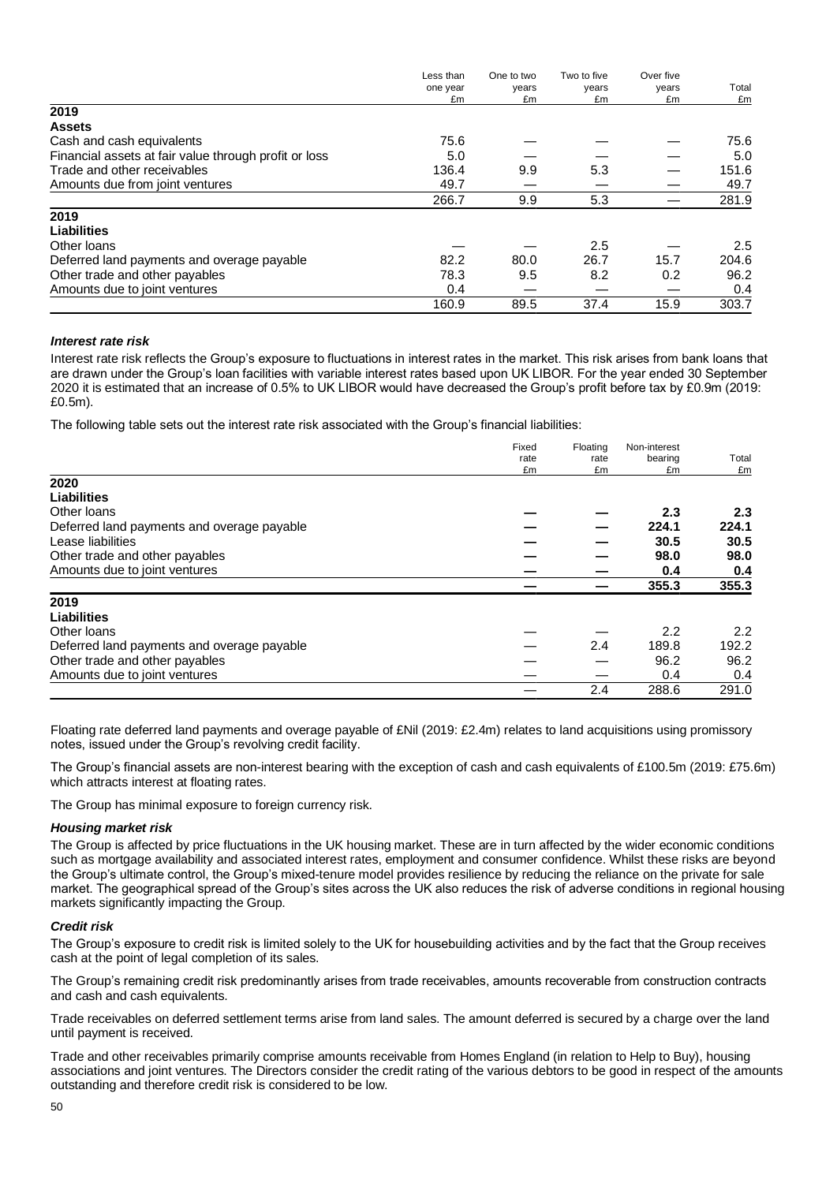| | Less than one year £m | One to two years £m | Two to five years £m | Over five years £m | Total £m |
|---|---|---|---|---|---|
| **2019** | | | | | |
| **Assets** | | | | | |
| Cash and cash equivalents | 75.6 | — | — | — | 75.6 |
| Financial assets at fair value through profit or loss | 5.0 | — | — | — | 5.0 |
| Trade and other receivables | 136.4 | 9.9 | 5.3 | — | 151.6 |
| Amounts due from joint ventures | 49.7 | — | — | — | 49.7 |
| | 266.7 | 9.9 | 5.3 | — | 281.9 |
| **2019** | | | | | |
| **Liabilities** | | | | | |
| Other loans | — | — | 2.5 | — | 2.5 |
| Deferred land payments and overage payable | 82.2 | 80.0 | 26.7 | 15.7 | 204.6 |
| Other trade and other payables | 78.3 | 9.5 | 8.2 | 0.2 | 96.2 |
| Amounts due to joint ventures | 0.4 | — | — | — | 0.4 |
| | 160.9 | 89.5 | 37.4 | 15.9 | 303.7 |

### *Interest rate risk*

Interest rate risk reflects the Group's exposure to fluctuations in interest rates in the market. This risk arises from bank loans that are drawn under the Group's loan facilities with variable interest rates based upon UK LIBOR. For the year ended 30 September 2020 it is estimated that an increase of 0.5% to UK LIBOR would have decreased the Group's profit before tax by £0.9m (2019: £0.5m).

The following table sets out the interest rate risk associated with the Group's financial liabilities:

| | Fixed rate £m | Floating rate £m | Non-interest bearing £m | Total £m |
|---|---|---|---|---|
| **2020** | | | | |
| **Liabilities** | | | | |
| Other loans | **—** | **—** | **2.3** | **2.3** |
| Deferred land payments and overage payable | **—** | **—** | **224.1** | **224.1** |
| Lease liabilities | **—** | **—** | **30.5** | **30.5** |
| Other trade and other payables | **—** | **—** | **98.0** | **98.0** |
| Amounts due to joint ventures | **—** | **—** | **0.4** | **0.4** |
| | **—** | **—** | **355.3** | **355.3** |
| **2019** | | | | |
| **Liabilities** | | | | |
| Other loans | — | — | 2.2 | 2.2 |
| Deferred land payments and overage payable | — | 2.4 | 189.8 | 192.2 |
| Other trade and other payables | — | — | 96.2 | 96.2 |
| Amounts due to joint ventures | — | — | 0.4 | 0.4 |
| | — | 2.4 | 288.6 | 291.0 |

Floating rate deferred land payments and overage payable of £Nil (2019: £2.4m) relates to land acquisitions using promissory notes, issued under the Group's revolving credit facility.

The Group's financial assets are non-interest bearing with the exception of cash and cash equivalents of £100.5m (2019: £75.6m) which attracts interest at floating rates.

The Group has minimal exposure to foreign currency risk.

### *Housing market risk*

The Group is affected by price fluctuations in the UK housing market. These are in turn affected by the wider economic conditions such as mortgage availability and associated interest rates, employment and consumer confidence. Whilst these risks are beyond the Group's ultimate control, the Group's mixed-tenure model provides resilience by reducing the reliance on the private for sale market. The geographical spread of the Group's sites across the UK also reduces the risk of adverse conditions in regional housing markets significantly impacting the Group.

### *Credit risk*

The Group's exposure to credit risk is limited solely to the UK for housebuilding activities and by the fact that the Group receives cash at the point of legal completion of its sales.

The Group's remaining credit risk predominantly arises from trade receivables, amounts recoverable from construction contracts and cash and cash equivalents.

Trade receivables on deferred settlement terms arise from land sales. The amount deferred is secured by a charge over the land until payment is received.

Trade and other receivables primarily comprise amounts receivable from Homes England (in relation to Help to Buy), housing associations and joint ventures. The Directors consider the credit rating of the various debtors to be good in respect of the amounts outstanding and therefore credit risk is considered to be low.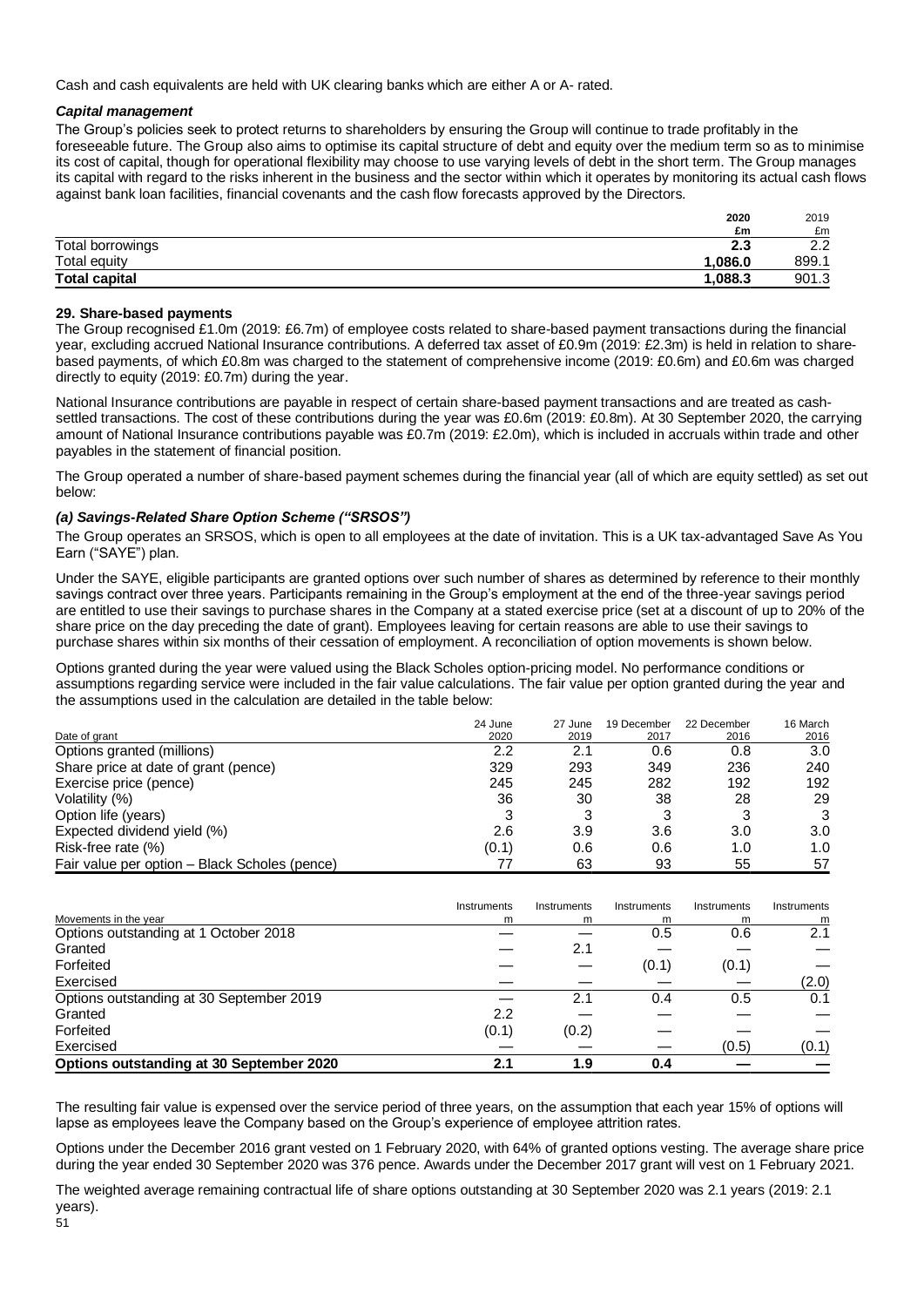Cash and cash equivalents are held with UK clearing banks which are either A or A- rated.

***Capital management***

The Group's policies seek to protect returns to shareholders by ensuring the Group will continue to trade profitably in the foreseeable future. The Group also aims to optimise its capital structure of debt and equity over the medium term so as to minimise its cost of capital, though for operational flexibility may choose to use varying levels of debt in the short term. The Group manages its capital with regard to the risks inherent in the business and the sector within which it operates by monitoring its actual cash flows against bank loan facilities, financial covenants and the cash flow forecasts approved by the Directors.

| | **2020** **£m** | 2019 £m |
|---|---|---|
| Total borrowings | **2.3** | 2.2 |
| Total equity | **1,086.0** | 899.1 |
| **Total capital** | **1,088.3** | 901.3 |

**29. Share-based payments**

The Group recognised £1.0m (2019: £6.7m) of employee costs related to share-based payment transactions during the financial year, excluding accrued National Insurance contributions. A deferred tax asset of £0.9m (2019: £2.3m) is held in relation to share-based payments, of which £0.8m was charged to the statement of comprehensive income (2019: £0.6m) and £0.6m was charged directly to equity (2019: £0.7m) during the year.

National Insurance contributions are payable in respect of certain share-based payment transactions and are treated as cash-settled transactions. The cost of these contributions during the year was £0.6m (2019: £0.8m). At 30 September 2020, the carrying amount of National Insurance contributions payable was £0.7m (2019: £2.0m), which is included in accruals within trade and other payables in the statement of financial position.

The Group operated a number of share-based payment schemes during the financial year (all of which are equity settled) as set out below:

***(a) Savings-Related Share Option Scheme ("SRSOS")***

The Group operates an SRSOS, which is open to all employees at the date of invitation. This is a UK tax-advantaged Save As You Earn ("SAYE") plan.

Under the SAYE, eligible participants are granted options over such number of shares as determined by reference to their monthly savings contract over three years. Participants remaining in the Group's employment at the end of the three-year savings period are entitled to use their savings to purchase shares in the Company at a stated exercise price (set at a discount of up to 20% of the share price on the day preceding the date of grant). Employees leaving for certain reasons are able to use their savings to purchase shares within six months of their cessation of employment. A reconciliation of option movements is shown below.

Options granted during the year were valued using the Black Scholes option-pricing model. No performance conditions or assumptions regarding service were included in the fair value calculations. The fair value per option granted during the year and the assumptions used in the calculation are detailed in the table below:

| Date of grant | 24 June 2020 | 27 June 2019 | 19 December 2017 | 22 December 2016 | 16 March 2016 |
|---|---|---|---|---|---|
| Options granted (millions) | 2.2 | 2.1 | 0.6 | 0.8 | 3.0 |
| Share price at date of grant (pence) | 329 | 293 | 349 | 236 | 240 |
| Exercise price (pence) | 245 | 245 | 282 | 192 | 192 |
| Volatility (%) | 36 | 30 | 38 | 28 | 29 |
| Option life (years) | 3 | 3 | 3 | 3 | 3 |
| Expected dividend yield (%) | 2.6 | 3.9 | 3.6 | 3.0 | 3.0 |
| Risk-free rate (%) | (0.1) | 0.6 | 0.6 | 1.0 | 1.0 |
| Fair value per option – Black Scholes (pence) | 77 | 63 | 93 | 55 | 57 |

| Movements in the year | Instruments m | Instruments m | Instruments m | Instruments m | Instruments m |
|---|---|---|---|---|---|
| Options outstanding at 1 October 2018 | — | — | 0.5 | 0.6 | 2.1 |
| Granted | — | 2.1 | — | — | — |
| Forfeited | — | — | (0.1) | (0.1) | — |
| Exercised | — | — | — | — | (2.0) |
| Options outstanding at 30 September 2019 | — | 2.1 | 0.4 | 0.5 | 0.1 |
| Granted | 2.2 | — | — | — | — |
| Forfeited | (0.1) | (0.2) | — | — | — |
| Exercised | — | — | — | (0.5) | (0.1) |
| **Options outstanding at 30 September 2020** | **2.1** | **1.9** | **0.4** | **—** | **—** |

The resulting fair value is expensed over the service period of three years, on the assumption that each year 15% of options will lapse as employees leave the Company based on the Group's experience of employee attrition rates.

Options under the December 2016 grant vested on 1 February 2020, with 64% of granted options vesting. The average share price during the year ended 30 September 2020 was 376 pence. Awards under the December 2017 grant will vest on 1 February 2021.

The weighted average remaining contractual life of share options outstanding at 30 September 2020 was 2.1 years (2019: 2.1 years).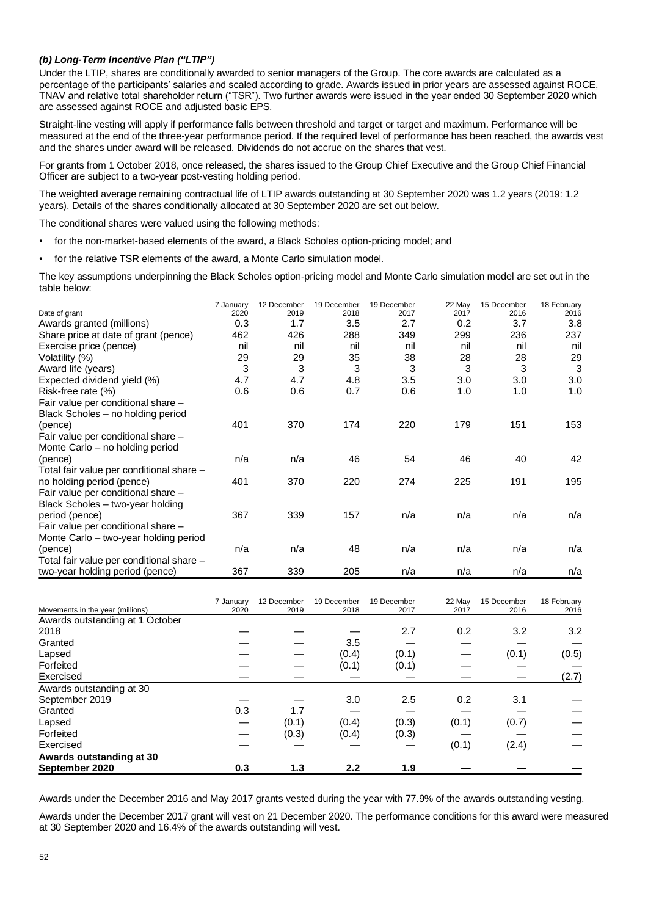### *(b) Long-Term Incentive Plan ("LTIP")*

Under the LTIP, shares are conditionally awarded to senior managers of the Group. The core awards are calculated as a percentage of the participants' salaries and scaled according to grade. Awards issued in prior years are assessed against ROCE, TNAV and relative total shareholder return ("TSR"). Two further awards were issued in the year ended 30 September 2020 which are assessed against ROCE and adjusted basic EPS.

Straight-line vesting will apply if performance falls between threshold and target or target and maximum. Performance will be measured at the end of the three-year performance period. If the required level of performance has been reached, the awards vest and the shares under award will be released. Dividends do not accrue on the shares that vest.

For grants from 1 October 2018, once released, the shares issued to the Group Chief Executive and the Group Chief Financial Officer are subject to a two-year post-vesting holding period.

The weighted average remaining contractual life of LTIP awards outstanding at 30 September 2020 was 1.2 years (2019: 1.2 years). Details of the shares conditionally allocated at 30 September 2020 are set out below.

The conditional shares were valued using the following methods:

- for the non-market-based elements of the award, a Black Scholes option-pricing model; and
- for the relative TSR elements of the award, a Monte Carlo simulation model.

The key assumptions underpinning the Black Scholes option-pricing model and Monte Carlo simulation model are set out in the table below:

| Date of grant | 7 January 2020 | 12 December 2019 | 19 December 2018 | 19 December 2017 | 22 May 2017 | 15 December 2016 | 18 February 2016 |
|---|---|---|---|---|---|---|---|
| Awards granted (millions) | 0.3 | 1.7 | 3.5 | 2.7 | 0.2 | 3.7 | 3.8 |
| Share price at date of grant (pence) | 462 | 426 | 288 | 349 | 299 | 236 | 237 |
| Exercise price (pence) | nil | nil | nil | nil | nil | nil | nil |
| Volatility (%) | 29 | 29 | 35 | 38 | 28 | 28 | 29 |
| Award life (years) | 3 | 3 | 3 | 3 | 3 | 3 | 3 |
| Expected dividend yield (%) | 4.7 | 4.7 | 4.8 | 3.5 | 3.0 | 3.0 | 3.0 |
| Risk-free rate (%) | 0.6 | 0.6 | 0.7 | 0.6 | 1.0 | 1.0 | 1.0 |
| Fair value per conditional share – Black Scholes – no holding period (pence) | 401 | 370 | 174 | 220 | 179 | 151 | 153 |
| Fair value per conditional share – Monte Carlo – no holding period (pence) | n/a | n/a | 46 | 54 | 46 | 40 | 42 |
| Total fair value per conditional share – no holding period (pence) | 401 | 370 | 220 | 274 | 225 | 191 | 195 |
| Fair value per conditional share – Black Scholes – two-year holding period (pence) | 367 | 339 | 157 | n/a | n/a | n/a | n/a |
| Fair value per conditional share – Monte Carlo – two-year holding period (pence) | n/a | n/a | 48 | n/a | n/a | n/a | n/a |
| Total fair value per conditional share – two-year holding period (pence) | 367 | 339 | 205 | n/a | n/a | n/a | n/a |

| Movements in the year (millions) | 7 January 2020 | 12 December 2019 | 19 December 2018 | 19 December 2017 | 22 May 2017 | 15 December 2016 | 18 February 2016 |
|---|---|---|---|---|---|---|---|
| Awards outstanding at 1 October 2018 | — | — | — | 2.7 | 0.2 | 3.2 | 3.2 |
| Granted | — | — | 3.5 | — | — | — | — |
| Lapsed | — | — | (0.4) | (0.1) | — | (0.1) | (0.5) |
| Forfeited | — | — | (0.1) | (0.1) | — | — | — |
| Exercised | — | — | — | — | — | — | (2.7) |
| Awards outstanding at 30 September 2019 | — | — | 3.0 | 2.5 | 0.2 | 3.1 | — |
| Granted | 0.3 | 1.7 | — | — | — | — | — |
| Lapsed | — | (0.1) | (0.4) | (0.3) | (0.1) | (0.7) | — |
| Forfeited | — | (0.3) | (0.4) | (0.3) | — | — | — |
| Exercised | — | — | — | — | (0.1) | (2.4) | — |
| **Awards outstanding at 30 September 2020** | **0.3** | **1.3** | **2.2** | **1.9** | **—** | **—** | **—** |

Awards under the December 2016 and May 2017 grants vested during the year with 77.9% of the awards outstanding vesting.

Awards under the December 2017 grant will vest on 21 December 2020. The performance conditions for this award were measured at 30 September 2020 and 16.4% of the awards outstanding will vest.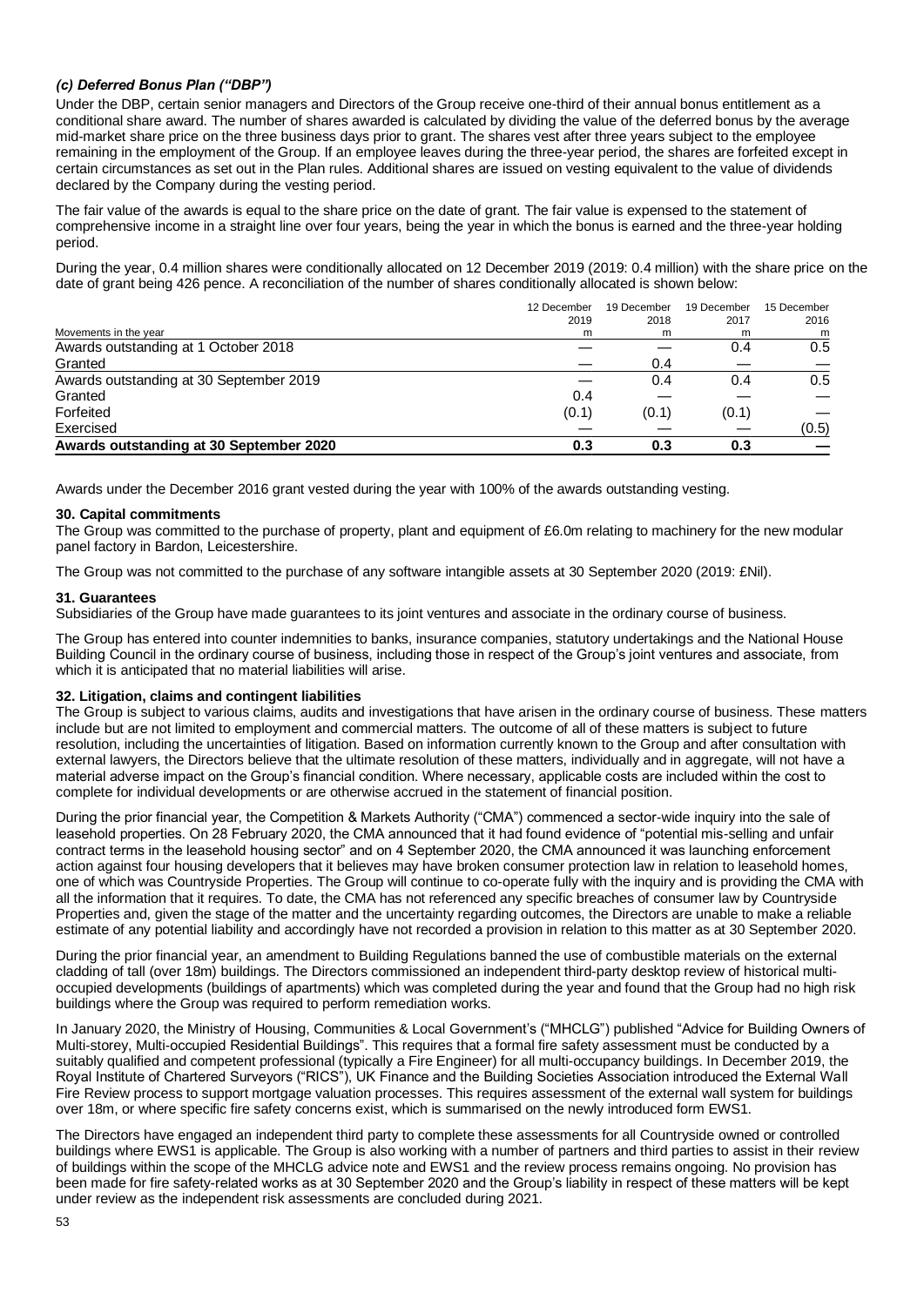### *(c) Deferred Bonus Plan ("DBP")*

Under the DBP, certain senior managers and Directors of the Group receive one-third of their annual bonus entitlement as a conditional share award. The number of shares awarded is calculated by dividing the value of the deferred bonus by the average mid-market share price on the three business days prior to grant. The shares vest after three years subject to the employee remaining in the employment of the Group. If an employee leaves during the three-year period, the shares are forfeited except in certain circumstances as set out in the Plan rules. Additional shares are issued on vesting equivalent to the value of dividends declared by the Company during the vesting period.

The fair value of the awards is equal to the share price on the date of grant. The fair value is expensed to the statement of comprehensive income in a straight line over four years, being the year in which the bonus is earned and the three-year holding period.

During the year, 0.4 million shares were conditionally allocated on 12 December 2019 (2019: 0.4 million) with the share price on the date of grant being 426 pence. A reconciliation of the number of shares conditionally allocated is shown below:

| Movements in the year | 12 December 2019 m | 19 December 2018 m | 19 December 2017 m | 15 December 2016 m |
|---|---|---|---|---|
| Awards outstanding at 1 October 2018 | — | — | 0.4 | 0.5 |
| Granted | — | 0.4 | — | — |
| Awards outstanding at 30 September 2019 | — | 0.4 | 0.4 | 0.5 |
| Granted | 0.4 | — | — | — |
| Forfeited | (0.1) | (0.1) | (0.1) | — |
| Exercised | — | — | — | (0.5) |
| **Awards outstanding at 30 September 2020** | **0.3** | **0.3** | **0.3** | **—** |

Awards under the December 2016 grant vested during the year with 100% of the awards outstanding vesting.

#### 30. Capital commitments

The Group was committed to the purchase of property, plant and equipment of £6.0m relating to machinery for the new modular panel factory in Bardon, Leicestershire.

The Group was not committed to the purchase of any software intangible assets at 30 September 2020 (2019: £Nil).

#### 31. Guarantees

Subsidiaries of the Group have made guarantees to its joint ventures and associate in the ordinary course of business.

The Group has entered into counter indemnities to banks, insurance companies, statutory undertakings and the National House Building Council in the ordinary course of business, including those in respect of the Group's joint ventures and associate, from which it is anticipated that no material liabilities will arise.

#### 32. Litigation, claims and contingent liabilities

The Group is subject to various claims, audits and investigations that have arisen in the ordinary course of business. These matters include but are not limited to employment and commercial matters. The outcome of all of these matters is subject to future resolution, including the uncertainties of litigation. Based on information currently known to the Group and after consultation with external lawyers, the Directors believe that the ultimate resolution of these matters, individually and in aggregate, will not have a material adverse impact on the Group's financial condition. Where necessary, applicable costs are included within the cost to complete for individual developments or are otherwise accrued in the statement of financial position.

During the prior financial year, the Competition & Markets Authority ("CMA") commenced a sector-wide inquiry into the sale of leasehold properties. On 28 February 2020, the CMA announced that it had found evidence of "potential mis-selling and unfair contract terms in the leasehold housing sector" and on 4 September 2020, the CMA announced it was launching enforcement action against four housing developers that it believes may have broken consumer protection law in relation to leasehold homes, one of which was Countryside Properties. The Group will continue to co-operate fully with the inquiry and is providing the CMA with all the information that it requires. To date, the CMA has not referenced any specific breaches of consumer law by Countryside Properties and, given the stage of the matter and the uncertainty regarding outcomes, the Directors are unable to make a reliable estimate of any potential liability and accordingly have not recorded a provision in relation to this matter as at 30 September 2020.

During the prior financial year, an amendment to Building Regulations banned the use of combustible materials on the external cladding of tall (over 18m) buildings. The Directors commissioned an independent third-party desktop review of historical multi-occupied developments (buildings of apartments) which was completed during the year and found that the Group had no high risk buildings where the Group was required to perform remediation works.

In January 2020, the Ministry of Housing, Communities & Local Government's ("MHCLG") published "Advice for Building Owners of Multi-storey, Multi-occupied Residential Buildings". This requires that a formal fire safety assessment must be conducted by a suitably qualified and competent professional (typically a Fire Engineer) for all multi-occupancy buildings. In December 2019, the Royal Institute of Chartered Surveyors ("RICS"), UK Finance and the Building Societies Association introduced the External Wall Fire Review process to support mortgage valuation processes. This requires assessment of the external wall system for buildings over 18m, or where specific fire safety concerns exist, which is summarised on the newly introduced form EWS1.

The Directors have engaged an independent third party to complete these assessments for all Countryside owned or controlled buildings where EWS1 is applicable. The Group is also working with a number of partners and third parties to assist in their review of buildings within the scope of the MHCLG advice note and EWS1 and the review process remains ongoing. No provision has been made for fire safety-related works as at 30 September 2020 and the Group's liability in respect of these matters will be kept under review as the independent risk assessments are concluded during 2021.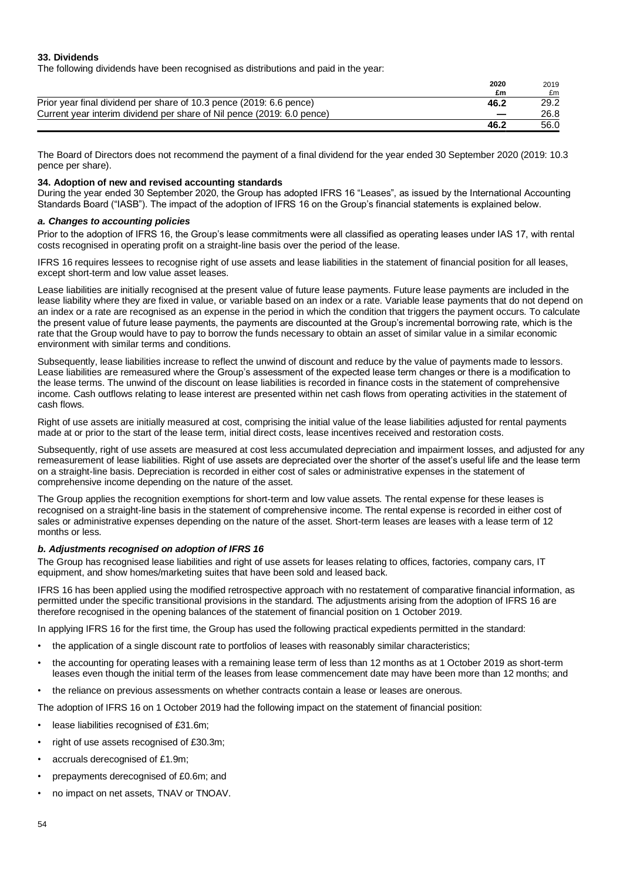**33. Dividends**

The following dividends have been recognised as distributions and paid in the year:

| | 2020 £m | 2019 £m |
|---|---|---|
| Prior year final dividend per share of 10.3 pence (2019: 6.6 pence) | **46.2** | 29.2 |
| Current year interim dividend per share of Nil pence (2019: 6.0 pence) | **—** | 26.8 |
| | **46.2** | 56.0 |

The Board of Directors does not recommend the payment of a final dividend for the year ended 30 September 2020 (2019: 10.3 pence per share).

**34. Adoption of new and revised accounting standards**

During the year ended 30 September 2020, the Group has adopted IFRS 16 "Leases", as issued by the International Accounting Standards Board ("IASB"). The impact of the adoption of IFRS 16 on the Group's financial statements is explained below.

***a. Changes to accounting policies***

Prior to the adoption of IFRS 16, the Group's lease commitments were all classified as operating leases under IAS 17, with rental costs recognised in operating profit on a straight-line basis over the period of the lease.

IFRS 16 requires lessees to recognise right of use assets and lease liabilities in the statement of financial position for all leases, except short-term and low value asset leases.

Lease liabilities are initially recognised at the present value of future lease payments. Future lease payments are included in the lease liability where they are fixed in value, or variable based on an index or a rate. Variable lease payments that do not depend on an index or a rate are recognised as an expense in the period in which the condition that triggers the payment occurs. To calculate the present value of future lease payments, the payments are discounted at the Group's incremental borrowing rate, which is the rate that the Group would have to pay to borrow the funds necessary to obtain an asset of similar value in a similar economic environment with similar terms and conditions.

Subsequently, lease liabilities increase to reflect the unwind of discount and reduce by the value of payments made to lessors. Lease liabilities are remeasured where the Group's assessment of the expected lease term changes or there is a modification to the lease terms. The unwind of the discount on lease liabilities is recorded in finance costs in the statement of comprehensive income. Cash outflows relating to lease interest are presented within net cash flows from operating activities in the statement of cash flows.

Right of use assets are initially measured at cost, comprising the initial value of the lease liabilities adjusted for rental payments made at or prior to the start of the lease term, initial direct costs, lease incentives received and restoration costs.

Subsequently, right of use assets are measured at cost less accumulated depreciation and impairment losses, and adjusted for any remeasurement of lease liabilities. Right of use assets are depreciated over the shorter of the asset's useful life and the lease term on a straight-line basis. Depreciation is recorded in either cost of sales or administrative expenses in the statement of comprehensive income depending on the nature of the asset.

The Group applies the recognition exemptions for short-term and low value assets. The rental expense for these leases is recognised on a straight-line basis in the statement of comprehensive income. The rental expense is recorded in either cost of sales or administrative expenses depending on the nature of the asset. Short-term leases are leases with a lease term of 12 months or less.

***b. Adjustments recognised on adoption of IFRS 16***

The Group has recognised lease liabilities and right of use assets for leases relating to offices, factories, company cars, IT equipment, and show homes/marketing suites that have been sold and leased back.

IFRS 16 has been applied using the modified retrospective approach with no restatement of comparative financial information, as permitted under the specific transitional provisions in the standard. The adjustments arising from the adoption of IFRS 16 are therefore recognised in the opening balances of the statement of financial position on 1 October 2019.

In applying IFRS 16 for the first time, the Group has used the following practical expedients permitted in the standard:

- the application of a single discount rate to portfolios of leases with reasonably similar characteristics;
- the accounting for operating leases with a remaining lease term of less than 12 months as at 1 October 2019 as short-term leases even though the initial term of the leases from lease commencement date may have been more than 12 months; and
- the reliance on previous assessments on whether contracts contain a lease or leases are onerous.

The adoption of IFRS 16 on 1 October 2019 had the following impact on the statement of financial position:

- lease liabilities recognised of £31.6m;
- right of use assets recognised of £30.3m;
- accruals derecognised of £1.9m;
- prepayments derecognised of £0.6m; and
- no impact on net assets, TNAV or TNOAV.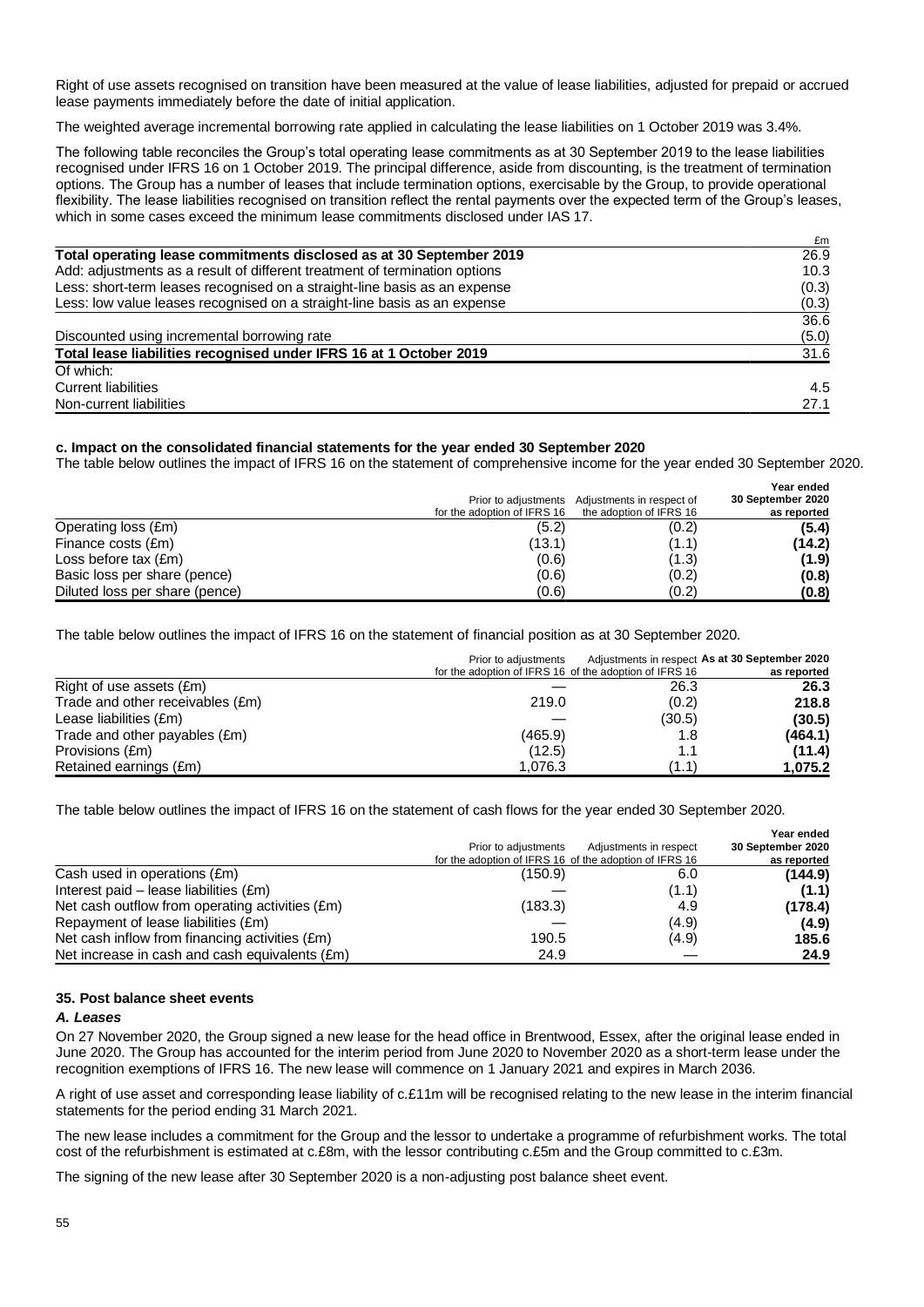Right of use assets recognised on transition have been measured at the value of lease liabilities, adjusted for prepaid or accrued lease payments immediately before the date of initial application.

The weighted average incremental borrowing rate applied in calculating the lease liabilities on 1 October 2019 was 3.4%.

The following table reconciles the Group's total operating lease commitments as at 30 September 2019 to the lease liabilities recognised under IFRS 16 on 1 October 2019. The principal difference, aside from discounting, is the treatment of termination options. The Group has a number of leases that include termination options, exercisable by the Group, to provide operational flexibility. The lease liabilities recognised on transition reflect the rental payments over the expected term of the Group's leases, which in some cases exceed the minimum lease commitments disclosed under IAS 17.

| | £m |
|---|---|
| **Total operating lease commitments disclosed as at 30 September 2019** | 26.9 |
| Add: adjustments as a result of different treatment of termination options | 10.3 |
| Less: short-term leases recognised on a straight-line basis as an expense | (0.3) |
| Less: low value leases recognised on a straight-line basis as an expense | (0.3) |
| | 36.6 |
| Discounted using incremental borrowing rate | (5.0) |
| **Total lease liabilities recognised under IFRS 16 at 1 October 2019** | 31.6 |
| Of which: | |
| Current liabilities | 4.5 |
| Non-current liabilities | 27.1 |

**c. Impact on the consolidated financial statements for the year ended 30 September 2020**

The table below outlines the impact of IFRS 16 on the statement of comprehensive income for the year ended 30 September 2020.

| | Prior to adjustments for the adoption of IFRS 16 | Adjustments in respect of the adoption of IFRS 16 | **Year ended 30 September 2020 as reported** |
|---|---|---|---|
| Operating loss (£m) | (5.2) | (0.2) | **(5.4)** |
| Finance costs (£m) | (13.1) | (1.1) | **(14.2)** |
| Loss before tax (£m) | (0.6) | (1.3) | **(1.9)** |
| Basic loss per share (pence) | (0.6) | (0.2) | **(0.8)** |
| Diluted loss per share (pence) | (0.6) | (0.2) | **(0.8)** |

The table below outlines the impact of IFRS 16 on the statement of financial position as at 30 September 2020.

| | Prior to adjustments for the adoption of IFRS 16 | Adjustments in respect of the adoption of IFRS 16 | **As at 30 September 2020 as reported** |
|---|---|---|---|
| Right of use assets (£m) | — | 26.3 | **26.3** |
| Trade and other receivables (£m) | 219.0 | (0.2) | **218.8** |
| Lease liabilities (£m) | — | (30.5) | **(30.5)** |
| Trade and other payables (£m) | (465.9) | 1.8 | **(464.1)** |
| Provisions (£m) | (12.5) | 1.1 | **(11.4)** |
| Retained earnings (£m) | 1,076.3 | (1.1) | **1,075.2** |

The table below outlines the impact of IFRS 16 on the statement of cash flows for the year ended 30 September 2020.

| | Prior to adjustments for the adoption of IFRS 16 | Adjustments in respect of the adoption of IFRS 16 | **Year ended 30 September 2020 as reported** |
|---|---|---|---|
| Cash used in operations (£m) | (150.9) | 6.0 | **(144.9)** |
| Interest paid – lease liabilities (£m) | — | (1.1) | **(1.1)** |
| Net cash outflow from operating activities (£m) | (183.3) | 4.9 | **(178.4)** |
| Repayment of lease liabilities (£m) | — | (4.9) | **(4.9)** |
| Net cash inflow from financing activities (£m) | 190.5 | (4.9) | **185.6** |
| Net increase in cash and cash equivalents (£m) | 24.9 | — | **24.9** |

## 35. Post balance sheet events

### *A. Leases*

On 27 November 2020, the Group signed a new lease for the head office in Brentwood, Essex, after the original lease ended in June 2020. The Group has accounted for the interim period from June 2020 to November 2020 as a short-term lease under the recognition exemptions of IFRS 16. The new lease will commence on 1 January 2021 and expires in March 2036.

A right of use asset and corresponding lease liability of c.£11m will be recognised relating to the new lease in the interim financial statements for the period ending 31 March 2021.

The new lease includes a commitment for the Group and the lessor to undertake a programme of refurbishment works. The total cost of the refurbishment is estimated at c.£8m, with the lessor contributing c.£5m and the Group committed to c.£3m.

The signing of the new lease after 30 September 2020 is a non-adjusting post balance sheet event.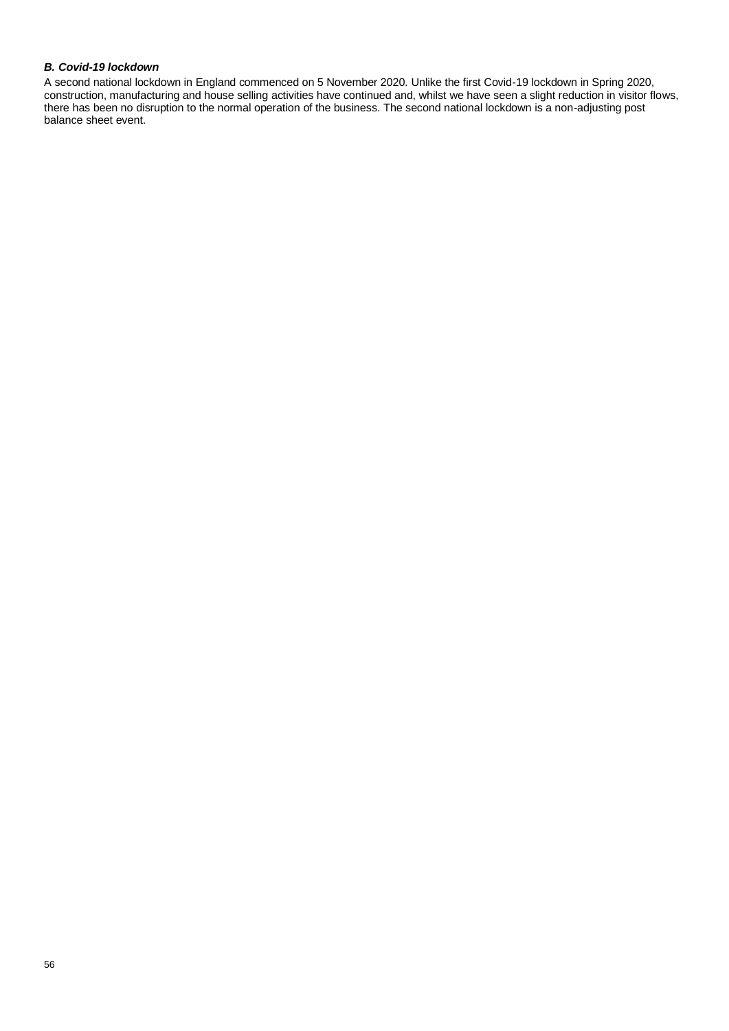***B. Covid-19 lockdown***

A second national lockdown in England commenced on 5 November 2020. Unlike the first Covid-19 lockdown in Spring 2020, construction, manufacturing and house selling activities have continued and, whilst we have seen a slight reduction in visitor flows, there has been no disruption to the normal operation of the business. The second national lockdown is a non-adjusting post balance sheet event.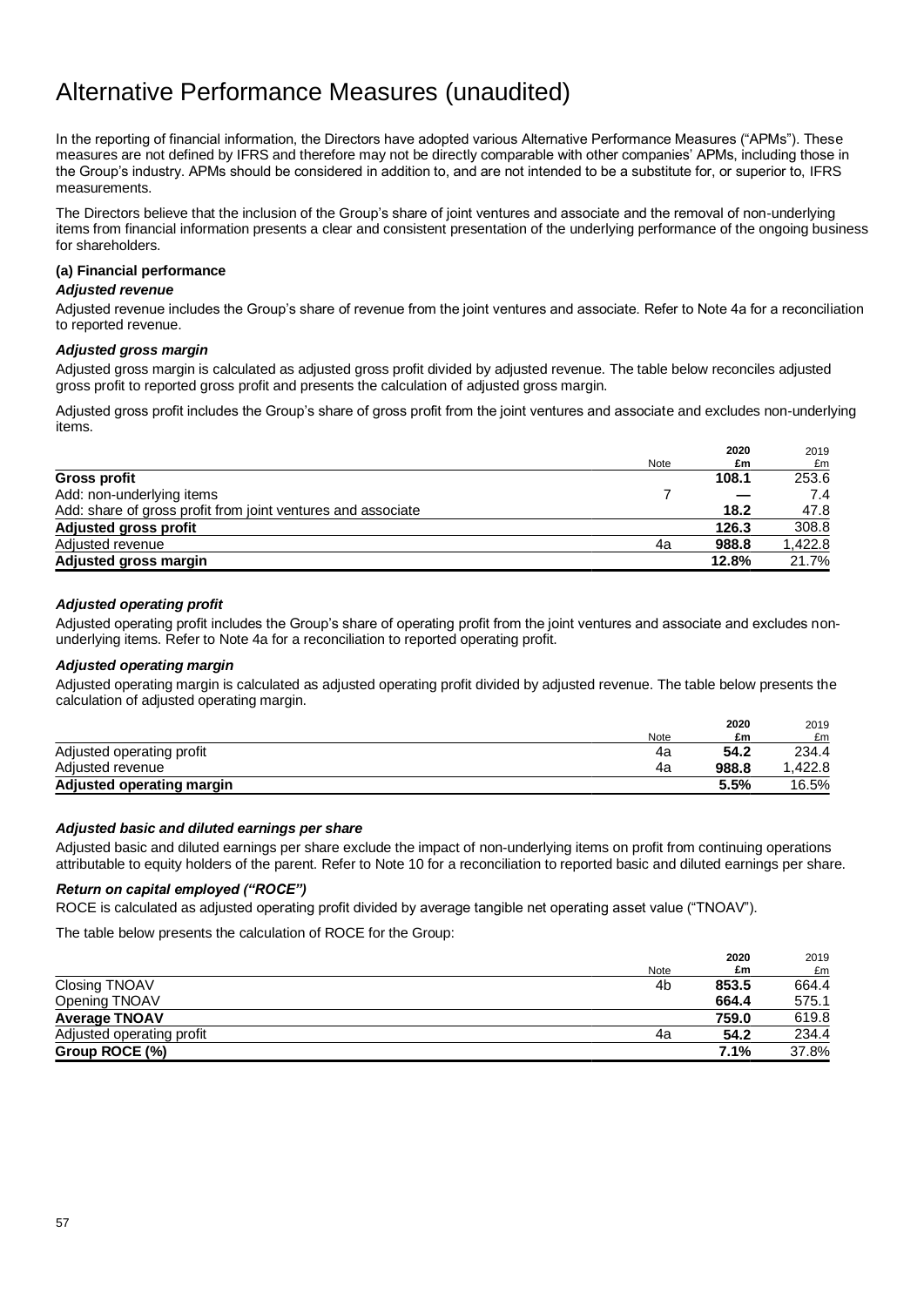# Alternative Performance Measures (unaudited)

In the reporting of financial information, the Directors have adopted various Alternative Performance Measures ("APMs"). These measures are not defined by IFRS and therefore may not be directly comparable with other companies' APMs, including those in the Group's industry. APMs should be considered in addition to, and are not intended to be a substitute for, or superior to, IFRS measurements.

The Directors believe that the inclusion of the Group's share of joint ventures and associate and the removal of non-underlying items from financial information presents a clear and consistent presentation of the underlying performance of the ongoing business for shareholders.

**(a) Financial performance**

***Adjusted revenue***

Adjusted revenue includes the Group's share of revenue from the joint ventures and associate. Refer to Note 4a for a reconciliation to reported revenue.

***Adjusted gross margin***

Adjusted gross margin is calculated as adjusted gross profit divided by adjusted revenue. The table below reconciles adjusted gross profit to reported gross profit and presents the calculation of adjusted gross margin.

Adjusted gross profit includes the Group's share of gross profit from the joint ventures and associate and excludes non-underlying items.

| | Note | 2020 £m | 2019 £m |
|---|---|---|---|
| **Gross profit** | | **108.1** | 253.6 |
| Add: non-underlying items | 7 | **—** | 7.4 |
| Add: share of gross profit from joint ventures and associate | | **18.2** | 47.8 |
| **Adjusted gross profit** | | **126.3** | 308.8 |
| Adjusted revenue | 4a | **988.8** | 1,422.8 |
| **Adjusted gross margin** | | **12.8%** | 21.7% |

***Adjusted operating profit***

Adjusted operating profit includes the Group's share of operating profit from the joint ventures and associate and excludes non-underlying items. Refer to Note 4a for a reconciliation to reported operating profit.

***Adjusted operating margin***

Adjusted operating margin is calculated as adjusted operating profit divided by adjusted revenue. The table below presents the calculation of adjusted operating margin.

| | Note | 2020 £m | 2019 £m |
|---|---|---|---|
| Adjusted operating profit | 4a | **54.2** | 234.4 |
| Adjusted revenue | 4a | **988.8** | 1,422.8 |
| **Adjusted operating margin** | | **5.5%** | 16.5% |

***Adjusted basic and diluted earnings per share***

Adjusted basic and diluted earnings per share exclude the impact of non-underlying items on profit from continuing operations attributable to equity holders of the parent. Refer to Note 10 for a reconciliation to reported basic and diluted earnings per share.

***Return on capital employed ("ROCE")***

ROCE is calculated as adjusted operating profit divided by average tangible net operating asset value ("TNOAV").

The table below presents the calculation of ROCE for the Group:

| | Note | 2020 £m | 2019 £m |
|---|---|---|---|
| Closing TNOAV | 4b | **853.5** | 664.4 |
| Opening TNOAV | | **664.4** | 575.1 |
| **Average TNOAV** | | **759.0** | 619.8 |
| Adjusted operating profit | 4a | **54.2** | 234.4 |
| **Group ROCE (%)** | | **7.1%** | 37.8% |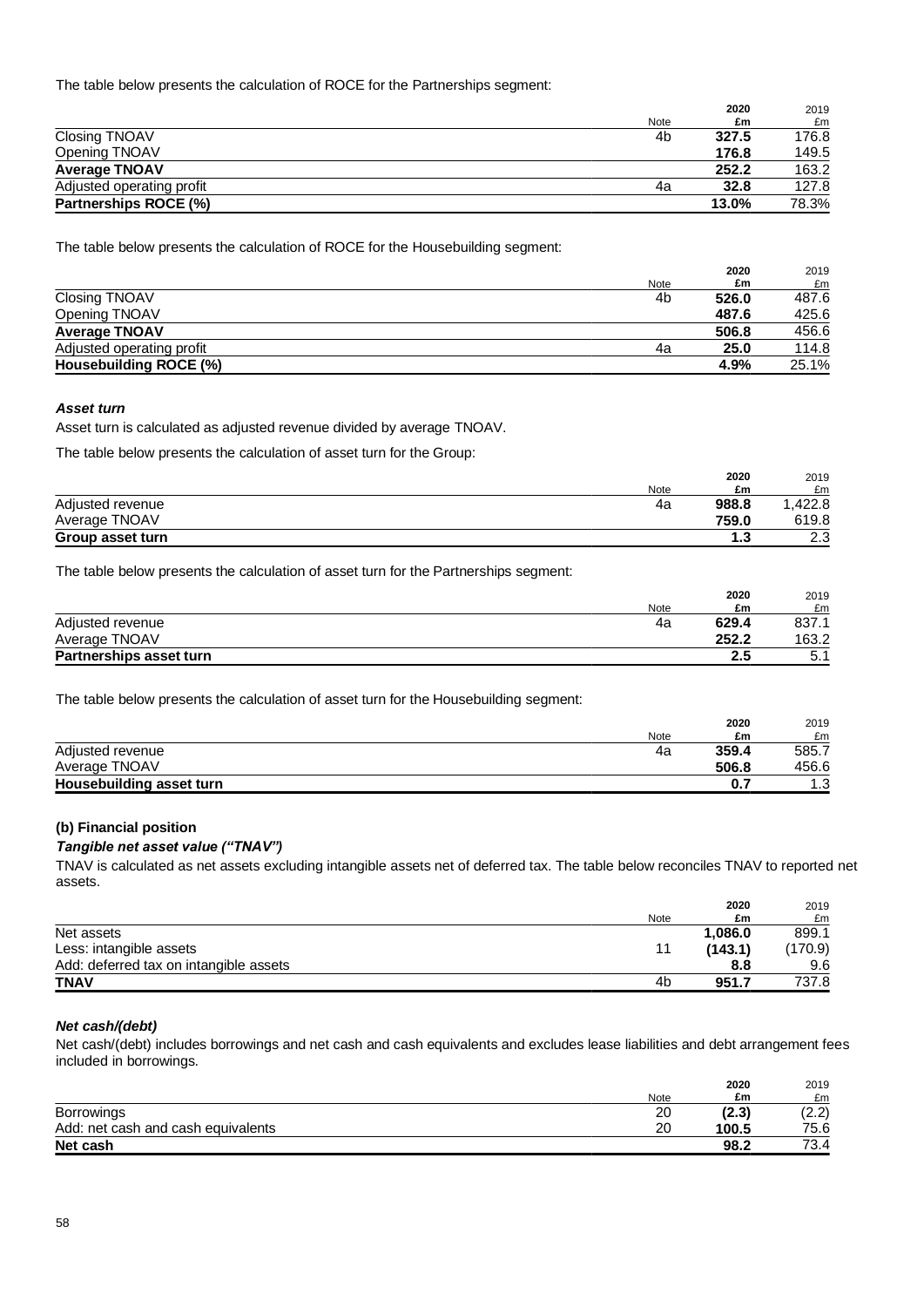The table below presents the calculation of ROCE for the Partnerships segment:

| | Note | 2020 £m | 2019 £m |
|---|---|---|---|
| Closing TNOAV | 4b | **327.5** | 176.8 |
| Opening TNOAV | | **176.8** | 149.5 |
| **Average TNOAV** | | **252.2** | 163.2 |
| Adjusted operating profit | 4a | **32.8** | 127.8 |
| **Partnerships ROCE (%)** | | **13.0%** | 78.3% |

The table below presents the calculation of ROCE for the Housebuilding segment:

| | Note | 2020 £m | 2019 £m |
|---|---|---|---|
| Closing TNOAV | 4b | **526.0** | 487.6 |
| Opening TNOAV | | **487.6** | 425.6 |
| **Average TNOAV** | | **506.8** | 456.6 |
| Adjusted operating profit | 4a | **25.0** | 114.8 |
| **Housebuilding ROCE (%)** | | **4.9%** | 25.1% |

***Asset turn***

Asset turn is calculated as adjusted revenue divided by average TNOAV.

The table below presents the calculation of asset turn for the Group:

| | Note | 2020 £m | 2019 £m |
|---|---|---|---|
| Adjusted revenue | 4a | **988.8** | 1,422.8 |
| Average TNOAV | | **759.0** | 619.8 |
| **Group asset turn** | | **1.3** | 2.3 |

The table below presents the calculation of asset turn for the Partnerships segment:

| | Note | 2020 £m | 2019 £m |
|---|---|---|---|
| Adjusted revenue | 4a | **629.4** | 837.1 |
| Average TNOAV | | **252.2** | 163.2 |
| **Partnerships asset turn** | | **2.5** | 5.1 |

The table below presents the calculation of asset turn for the Housebuilding segment:

| | Note | 2020 £m | 2019 £m |
|---|---|---|---|
| Adjusted revenue | 4a | **359.4** | 585.7 |
| Average TNOAV | | **506.8** | 456.6 |
| **Housebuilding asset turn** | | **0.7** | 1.3 |

**(b) Financial position**

***Tangible net asset value ("TNAV")***

TNAV is calculated as net assets excluding intangible assets net of deferred tax. The table below reconciles TNAV to reported net assets.

| | Note | 2020 £m | 2019 £m |
|---|---|---|---|
| Net assets | | **1,086.0** | 899.1 |
| Less: intangible assets | 11 | **(143.1)** | (170.9) |
| Add: deferred tax on intangible assets | | **8.8** | 9.6 |
| **TNAV** | 4b | **951.7** | 737.8 |

***Net cash/(debt)***

Net cash/(debt) includes borrowings and net cash and cash equivalents and excludes lease liabilities and debt arrangement fees included in borrowings.

| | Note | 2020 £m | 2019 £m |
|---|---|---|---|
| Borrowings | 20 | **(2.3)** | (2.2) |
| Add: net cash and cash equivalents | 20 | **100.5** | 75.6 |
| **Net cash** | | **98.2** | 73.4 |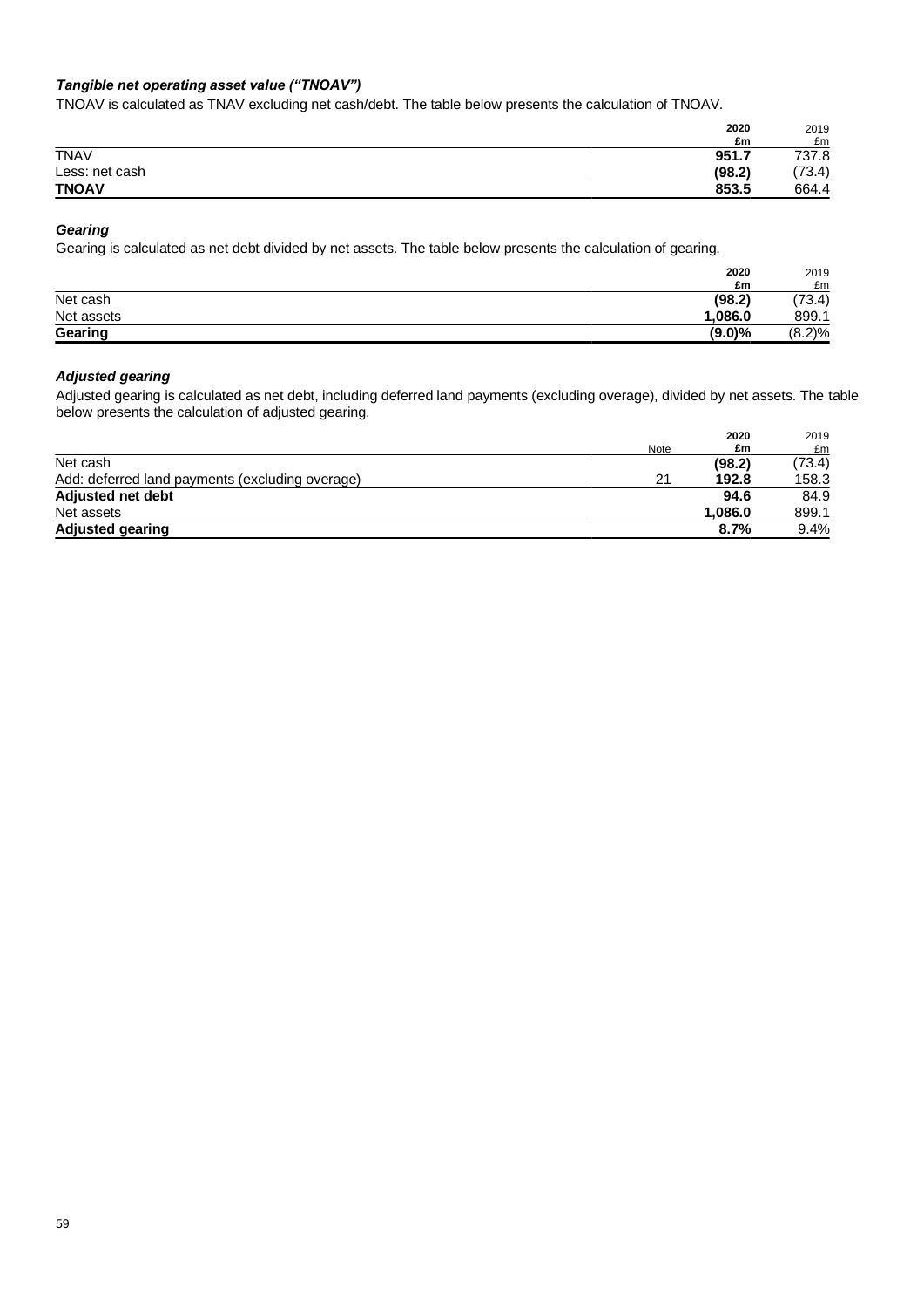***Tangible net operating asset value ("TNOAV")***

TNOAV is calculated as TNAV excluding net cash/debt. The table below presents the calculation of TNOAV.

| | **2020** **£m** | 2019 £m |
|---|---|---|
| TNAV | **951.7** | 737.8 |
| Less: net cash | **(98.2)** | (73.4) |
| **TNOAV** | **853.5** | 664.4 |

***Gearing***

Gearing is calculated as net debt divided by net assets. The table below presents the calculation of gearing.

| | **2020** **£m** | 2019 £m |
|---|---|---|
| Net cash | **(98.2)** | (73.4) |
| Net assets | **1,086.0** | 899.1 |
| **Gearing** | **(9.0)%** | (8.2)% |

***Adjusted gearing***

Adjusted gearing is calculated as net debt, including deferred land payments (excluding overage), divided by net assets. The table below presents the calculation of adjusted gearing.

| | Note | **2020** **£m** | 2019 £m |
|---|---|---|---|
| Net cash | | **(98.2)** | (73.4) |
| Add: deferred land payments (excluding overage) | 21 | **192.8** | 158.3 |
| **Adjusted net debt** | | **94.6** | 84.9 |
| Net assets | | **1,086.0** | 899.1 |
| **Adjusted gearing** | | **8.7%** | 9.4% |